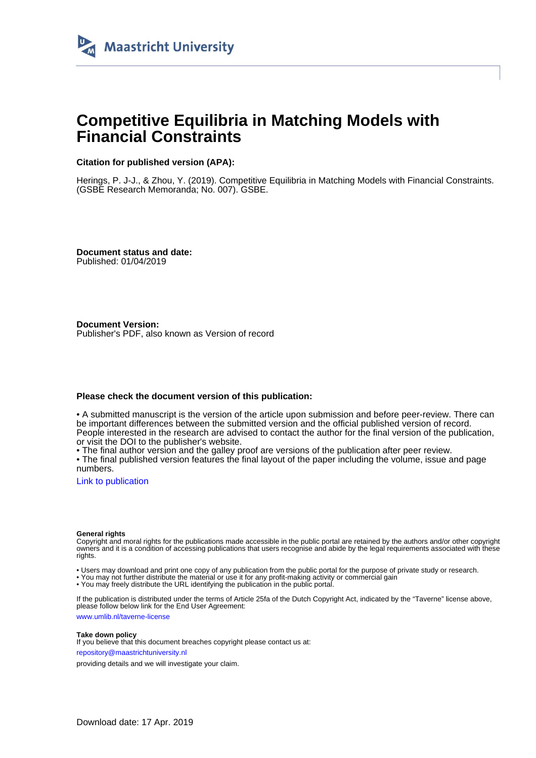Maastricht University

# Competitive Equilibria in Matching Models with Financial Constraints

**Citation for published version (APA):**

Herings, P. J-J., & Zhou, Y. (2019). Competitive Equilibria in Matching Models with Financial Constraints. (GSBE Research Memoranda; No. 007). GSBE.

**Document status and date:**
Published: 01/04/2019

**Document Version:**
Publisher's PDF, also known as Version of record

**Please check the document version of this publication:**

• A submitted manuscript is the version of the article upon submission and before peer-review. There can be important differences between the submitted version and the official published version of record. People interested in the research are advised to contact the author for the final version of the publication, or visit the DOI to the publisher's website.
• The final author version and the galley proof are versions of the publication after peer review.
• The final published version features the final layout of the paper including the volume, issue and page numbers.

Link to publication

**General rights**
Copyright and moral rights for the publications made accessible in the public portal are retained by the authors and/or other copyright owners and it is a condition of accessing publications that users recognise and abide by the legal requirements associated with these rights.

• Users may download and print one copy of any publication from the public portal for the purpose of private study or research.
• You may not further distribute the material or use it for any profit-making activity or commercial gain
• You may freely distribute the URL identifying the publication in the public portal.

If the publication is distributed under the terms of Article 25fa of the Dutch Copyright Act, indicated by the "Taverne" license above, please follow below link for the End User Agreement:

www.umlib.nl/taverne-license

**Take down policy**
If you believe that this document breaches copyright please contact us at:

repository@maastrichtuniversity.nl

providing details and we will investigate your claim.

Download date: 17 Apr. 2019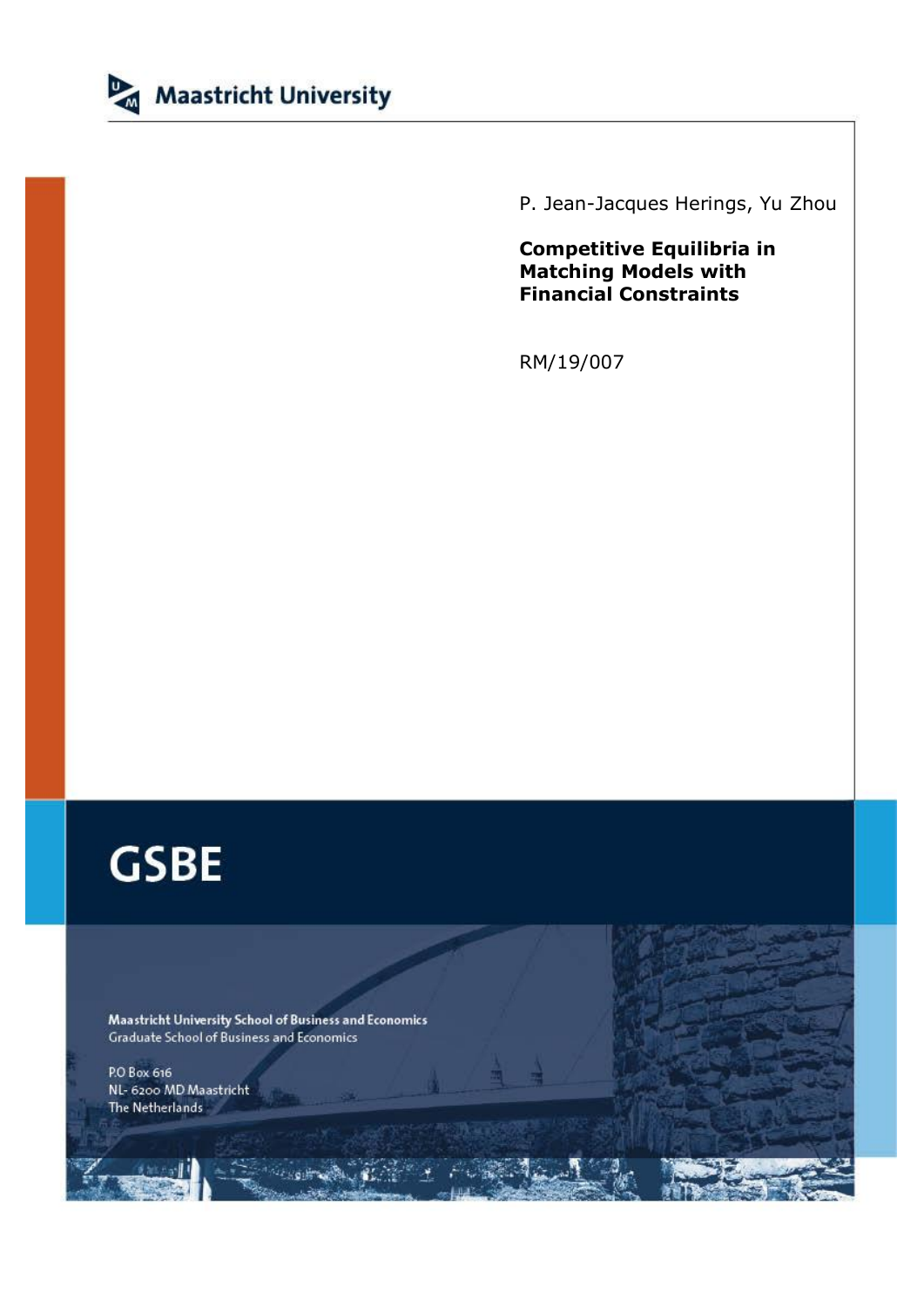Maastricht University

P. Jean-Jacques Herings, Yu Zhou

**Competitive Equilibria in Matching Models with Financial Constraints**

RM/19/007

# GSBE

Maastricht University School of Business and Economics
Graduate School of Business and Economics

P.O Box 616
NL- 6200 MD Maastricht
The Netherlands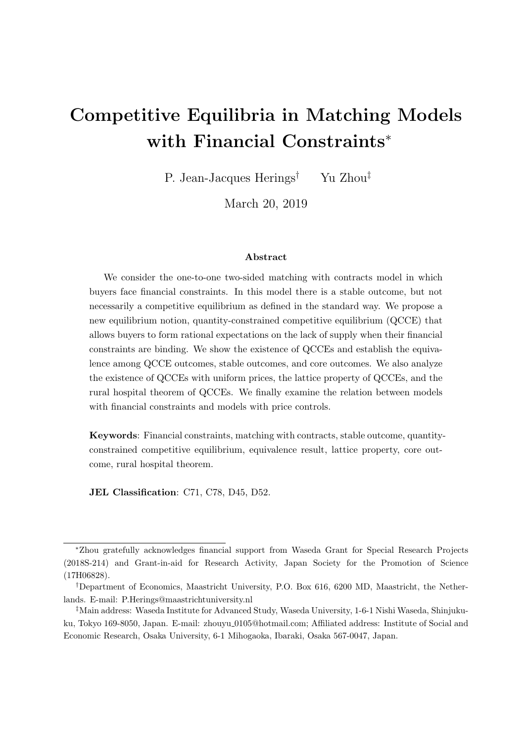# Competitive Equilibria in Matching Models with Financial Constraints*

P. Jean-Jacques Herings† Yu Zhou‡

March 20, 2019

### Abstract

We consider the one-to-one two-sided matching with contracts model in which buyers face financial constraints. In this model there is a stable outcome, but not necessarily a competitive equilibrium as defined in the standard way. We propose a new equilibrium notion, quantity-constrained competitive equilibrium (QCCE) that allows buyers to form rational expectations on the lack of supply when their financial constraints are binding. We show the existence of QCCEs and establish the equivalence among QCCE outcomes, stable outcomes, and core outcomes. We also analyze the existence of QCCEs with uniform prices, the lattice property of QCCEs, and the rural hospital theorem of QCCEs. We finally examine the relation between models with financial constraints and models with price controls.

**Keywords**: Financial constraints, matching with contracts, stable outcome, quantity-constrained competitive equilibrium, equivalence result, lattice property, core outcome, rural hospital theorem.

**JEL Classification**: C71, C78, D45, D52.

---

*Zhou gratefully acknowledges financial support from Waseda Grant for Special Research Projects (2018S-214) and Grant-in-aid for Research Activity, Japan Society for the Promotion of Science (17H06828).

†Department of Economics, Maastricht University, P.O. Box 616, 6200 MD, Maastricht, the Netherlands. E-mail: P.Herings@maastrichtuniversity.nl

‡Main address: Waseda Institute for Advanced Study, Waseda University, 1-6-1 Nishi Waseda, Shinjuku-ku, Tokyo 169-8050, Japan. E-mail: zhouyu_0105@hotmail.com; Affiliated address: Institute of Social and Economic Research, Osaka University, 6-1 Mihogaoka, Ibaraki, Osaka 567-0047, Japan.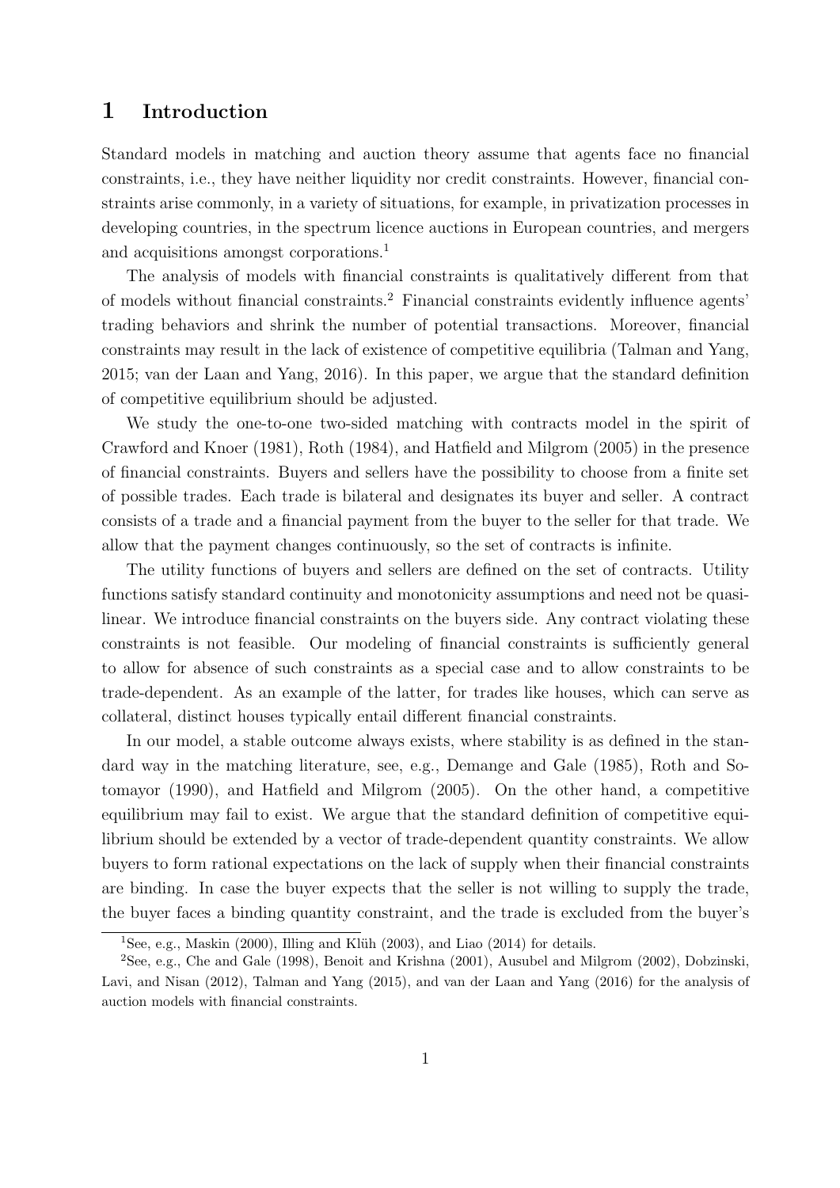# 1 Introduction

Standard models in matching and auction theory assume that agents face no financial constraints, i.e., they have neither liquidity nor credit constraints. However, financial constraints arise commonly, in a variety of situations, for example, in privatization processes in developing countries, in the spectrum licence auctions in European countries, and mergers and acquisitions amongst corporations.[1]

The analysis of models with financial constraints is qualitatively different from that of models without financial constraints.[2] Financial constraints evidently influence agents' trading behaviors and shrink the number of potential transactions. Moreover, financial constraints may result in the lack of existence of competitive equilibria (Talman and Yang, 2015; van der Laan and Yang, 2016). In this paper, we argue that the standard definition of competitive equilibrium should be adjusted.

We study the one-to-one two-sided matching with contracts model in the spirit of Crawford and Knoer (1981), Roth (1984), and Hatfield and Milgrom (2005) in the presence of financial constraints. Buyers and sellers have the possibility to choose from a finite set of possible trades. Each trade is bilateral and designates its buyer and seller. A contract consists of a trade and a financial payment from the buyer to the seller for that trade. We allow that the payment changes continuously, so the set of contracts is infinite.

The utility functions of buyers and sellers are defined on the set of contracts. Utility functions satisfy standard continuity and monotonicity assumptions and need not be quasi-linear. We introduce financial constraints on the buyers side. Any contract violating these constraints is not feasible. Our modeling of financial constraints is sufficiently general to allow for absence of such constraints as a special case and to allow constraints to be trade-dependent. As an example of the latter, for trades like houses, which can serve as collateral, distinct houses typically entail different financial constraints.

In our model, a stable outcome always exists, where stability is as defined in the standard way in the matching literature, see, e.g., Demange and Gale (1985), Roth and Sotomayor (1990), and Hatfield and Milgrom (2005). On the other hand, a competitive equilibrium may fail to exist. We argue that the standard definition of competitive equilibrium should be extended by a vector of trade-dependent quantity constraints. We allow buyers to form rational expectations on the lack of supply when their financial constraints are binding. In case the buyer expects that the seller is not willing to supply the trade, the buyer faces a binding quantity constraint, and the trade is excluded from the buyer's

[1] See, e.g., Maskin (2000), Illing and Klüh (2003), and Liao (2014) for details.

[2] See, e.g., Che and Gale (1998), Benoit and Krishna (2001), Ausubel and Milgrom (2002), Dobzinski, Lavi, and Nisan (2012), Talman and Yang (2015), and van der Laan and Yang (2016) for the analysis of auction models with financial constraints.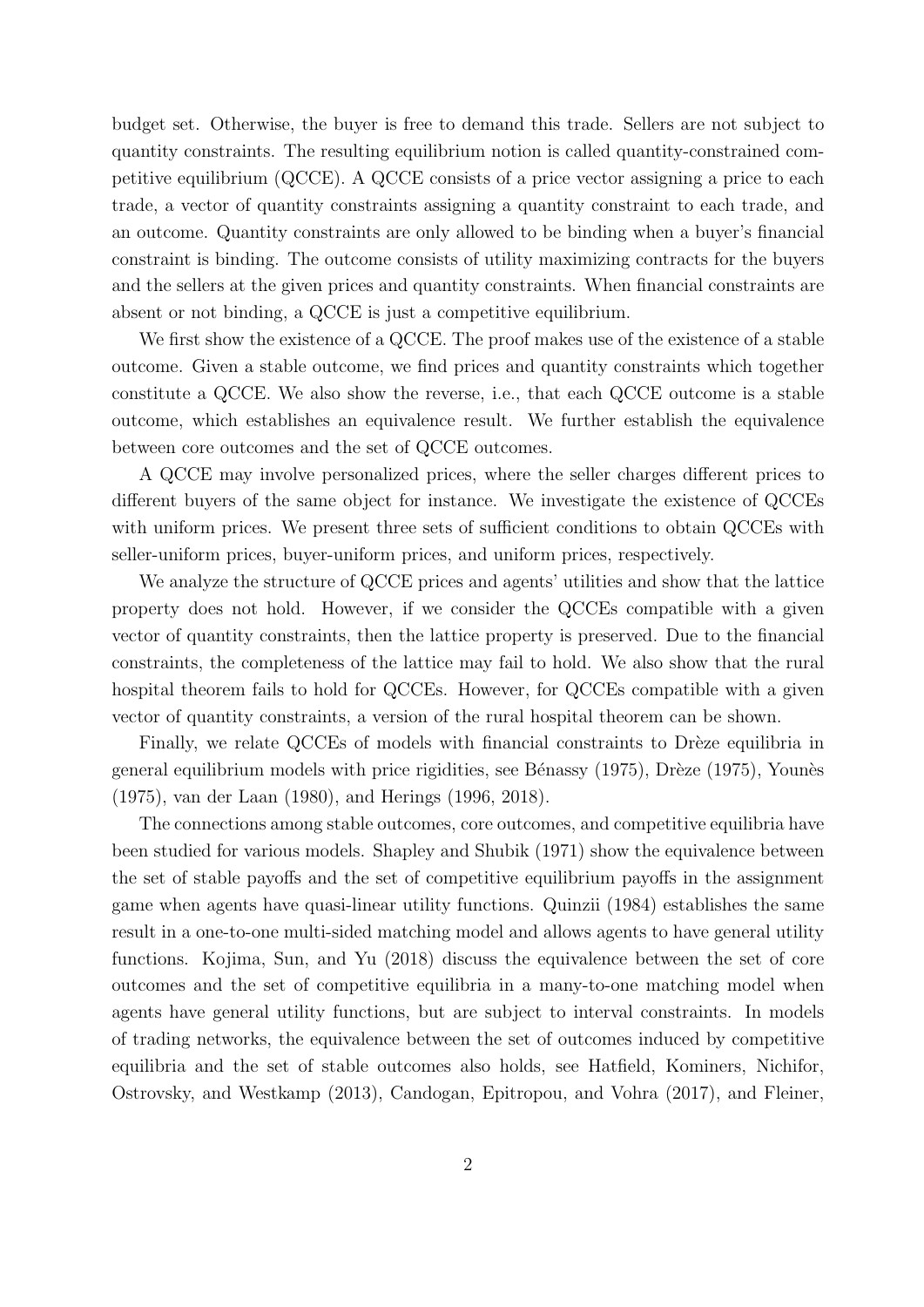budget set. Otherwise, the buyer is free to demand this trade. Sellers are not subject to quantity constraints. The resulting equilibrium notion is called quantity-constrained competitive equilibrium (QCCE). A QCCE consists of a price vector assigning a price to each trade, a vector of quantity constraints assigning a quantity constraint to each trade, and an outcome. Quantity constraints are only allowed to be binding when a buyer's financial constraint is binding. The outcome consists of utility maximizing contracts for the buyers and the sellers at the given prices and quantity constraints. When financial constraints are absent or not binding, a QCCE is just a competitive equilibrium.

We first show the existence of a QCCE. The proof makes use of the existence of a stable outcome. Given a stable outcome, we find prices and quantity constraints which together constitute a QCCE. We also show the reverse, i.e., that each QCCE outcome is a stable outcome, which establishes an equivalence result. We further establish the equivalence between core outcomes and the set of QCCE outcomes.

A QCCE may involve personalized prices, where the seller charges different prices to different buyers of the same object for instance. We investigate the existence of QCCEs with uniform prices. We present three sets of sufficient conditions to obtain QCCEs with seller-uniform prices, buyer-uniform prices, and uniform prices, respectively.

We analyze the structure of QCCE prices and agents' utilities and show that the lattice property does not hold. However, if we consider the QCCEs compatible with a given vector of quantity constraints, then the lattice property is preserved. Due to the financial constraints, the completeness of the lattice may fail to hold. We also show that the rural hospital theorem fails to hold for QCCEs. However, for QCCEs compatible with a given vector of quantity constraints, a version of the rural hospital theorem can be shown.

Finally, we relate QCCEs of models with financial constraints to Drèze equilibria in general equilibrium models with price rigidities, see Bénassy (1975), Drèze (1975), Younès (1975), van der Laan (1980), and Herings (1996, 2018).

The connections among stable outcomes, core outcomes, and competitive equilibria have been studied for various models. Shapley and Shubik (1971) show the equivalence between the set of stable payoffs and the set of competitive equilibrium payoffs in the assignment game when agents have quasi-linear utility functions. Quinzii (1984) establishes the same result in a one-to-one multi-sided matching model and allows agents to have general utility functions. Kojima, Sun, and Yu (2018) discuss the equivalence between the set of core outcomes and the set of competitive equilibria in a many-to-one matching model when agents have general utility functions, but are subject to interval constraints. In models of trading networks, the equivalence between the set of outcomes induced by competitive equilibria and the set of stable outcomes also holds, see Hatfield, Kominers, Nichifor, Ostrovsky, and Westkamp (2013), Candogan, Epitropou, and Vohra (2017), and Fleiner,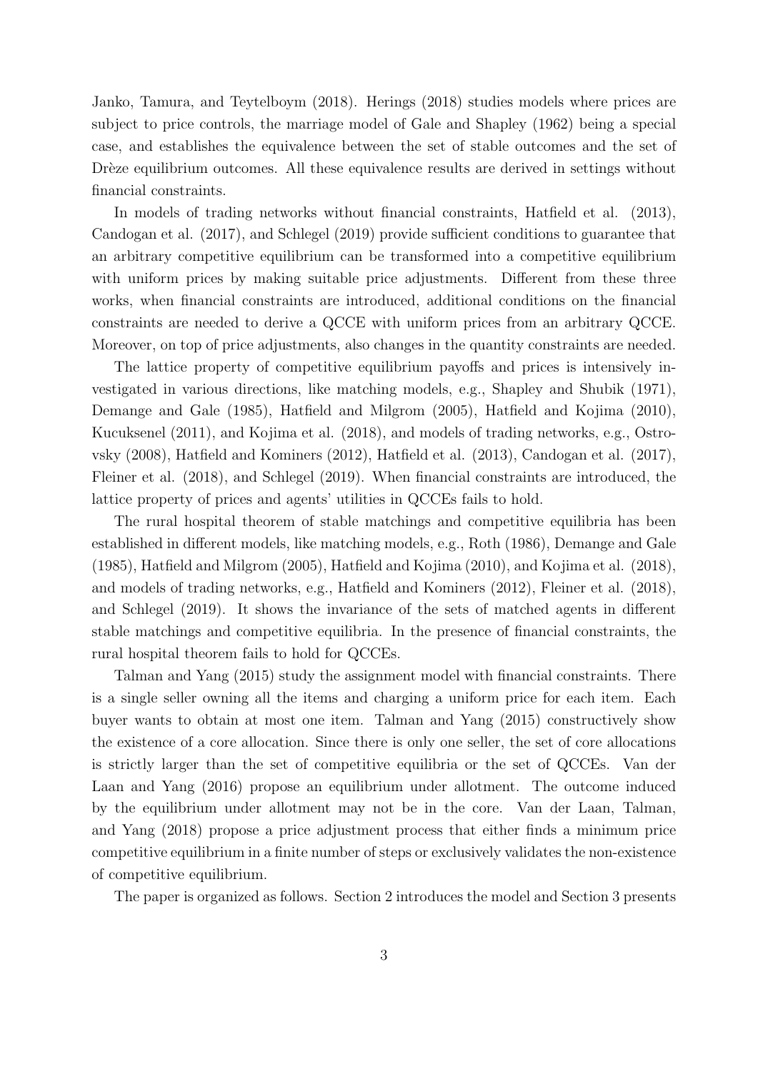Janko, Tamura, and Teytelboym (2018). Herings (2018) studies models where prices are subject to price controls, the marriage model of Gale and Shapley (1962) being a special case, and establishes the equivalence between the set of stable outcomes and the set of Drèze equilibrium outcomes. All these equivalence results are derived in settings without financial constraints.

In models of trading networks without financial constraints, Hatfield et al. (2013), Candogan et al. (2017), and Schlegel (2019) provide sufficient conditions to guarantee that an arbitrary competitive equilibrium can be transformed into a competitive equilibrium with uniform prices by making suitable price adjustments. Different from these three works, when financial constraints are introduced, additional conditions on the financial constraints are needed to derive a QCCE with uniform prices from an arbitrary QCCE. Moreover, on top of price adjustments, also changes in the quantity constraints are needed.

The lattice property of competitive equilibrium payoffs and prices is intensively investigated in various directions, like matching models, e.g., Shapley and Shubik (1971), Demange and Gale (1985), Hatfield and Milgrom (2005), Hatfield and Kojima (2010), Kucuksenel (2011), and Kojima et al. (2018), and models of trading networks, e.g., Ostrovsky (2008), Hatfield and Kominers (2012), Hatfield et al. (2013), Candogan et al. (2017), Fleiner et al. (2018), and Schlegel (2019). When financial constraints are introduced, the lattice property of prices and agents' utilities in QCCEs fails to hold.

The rural hospital theorem of stable matchings and competitive equilibria has been established in different models, like matching models, e.g., Roth (1986), Demange and Gale (1985), Hatfield and Milgrom (2005), Hatfield and Kojima (2010), and Kojima et al. (2018), and models of trading networks, e.g., Hatfield and Kominers (2012), Fleiner et al. (2018), and Schlegel (2019). It shows the invariance of the sets of matched agents in different stable matchings and competitive equilibria. In the presence of financial constraints, the rural hospital theorem fails to hold for QCCEs.

Talman and Yang (2015) study the assignment model with financial constraints. There is a single seller owning all the items and charging a uniform price for each item. Each buyer wants to obtain at most one item. Talman and Yang (2015) constructively show the existence of a core allocation. Since there is only one seller, the set of core allocations is strictly larger than the set of competitive equilibria or the set of QCCEs. Van der Laan and Yang (2016) propose an equilibrium under allotment. The outcome induced by the equilibrium under allotment may not be in the core. Van der Laan, Talman, and Yang (2018) propose a price adjustment process that either finds a minimum price competitive equilibrium in a finite number of steps or exclusively validates the non-existence of competitive equilibrium.

The paper is organized as follows. Section 2 introduces the model and Section 3 presents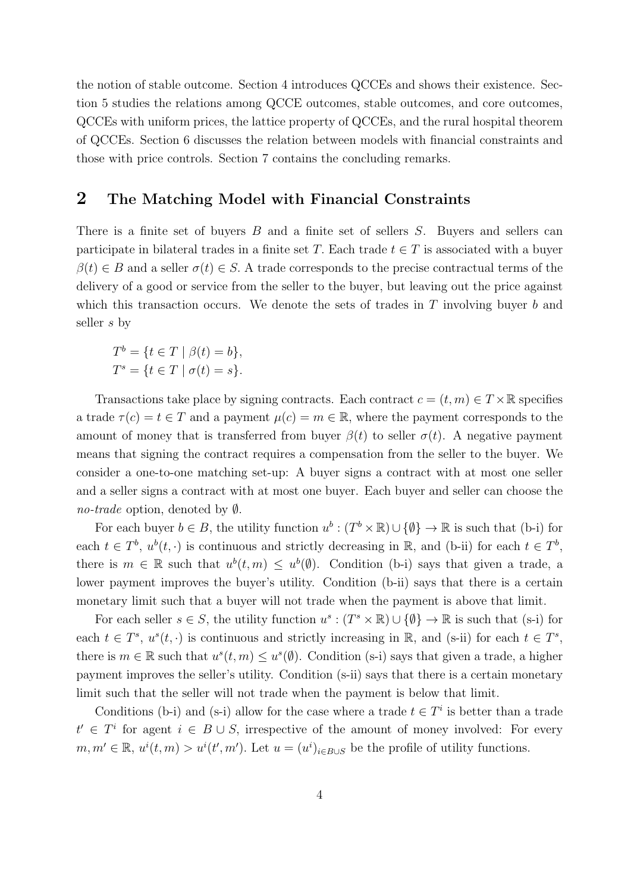the notion of stable outcome. Section 4 introduces QCCEs and shows their existence. Section 5 studies the relations among QCCE outcomes, stable outcomes, and core outcomes, QCCEs with uniform prices, the lattice property of QCCEs, and the rural hospital theorem of QCCEs. Section 6 discusses the relation between models with financial constraints and those with price controls. Section 7 contains the concluding remarks.

## 2 The Matching Model with Financial Constraints

There is a finite set of buyers $B$ and a finite set of sellers $S$. Buyers and sellers can participate in bilateral trades in a finite set $T$. Each trade $t \in T$ is associated with a buyer $\beta(t) \in B$ and a seller $\sigma(t) \in S$. A trade corresponds to the precise contractual terms of the delivery of a good or service from the seller to the buyer, but leaving out the price against which this transaction occurs. We denote the sets of trades in $T$ involving buyer $b$ and seller $s$ by

$$T^b = \{t \in T \mid \beta(t) = b\},$$
$$T^s = \{t \in T \mid \sigma(t) = s\}.$$

Transactions take place by signing contracts. Each contract $c = (t, m) \in T \times \mathbb{R}$ specifies a trade $\tau(c) = t \in T$ and a payment $\mu(c) = m \in \mathbb{R}$, where the payment corresponds to the amount of money that is transferred from buyer $\beta(t)$ to seller $\sigma(t)$. A negative payment means that signing the contract requires a compensation from the seller to the buyer. We consider a one-to-one matching set-up: A buyer signs a contract with at most one seller and a seller signs a contract with at most one buyer. Each buyer and seller can choose the *no-trade* option, denoted by $\emptyset$.

For each buyer $b \in B$, the utility function $u^b : (T^b \times \mathbb{R}) \cup \{\emptyset\} \to \mathbb{R}$ is such that (b-i) for each $t \in T^b$, $u^b(t, \cdot)$ is continuous and strictly decreasing in $\mathbb{R}$, and (b-ii) for each $t \in T^b$, there is $m \in \mathbb{R}$ such that $u^b(t, m) \leq u^b(\emptyset)$. Condition (b-i) says that given a trade, a lower payment improves the buyer's utility. Condition (b-ii) says that there is a certain monetary limit such that a buyer will not trade when the payment is above that limit.

For each seller $s \in S$, the utility function $u^s : (T^s \times \mathbb{R}) \cup \{\emptyset\} \to \mathbb{R}$ is such that (s-i) for each $t \in T^s$, $u^s(t, \cdot)$ is continuous and strictly increasing in $\mathbb{R}$, and (s-ii) for each $t \in T^s$, there is $m \in \mathbb{R}$ such that $u^s(t, m) \leq u^s(\emptyset)$. Condition (s-i) says that given a trade, a higher payment improves the seller's utility. Condition (s-ii) says that there is a certain monetary limit such that the seller will not trade when the payment is below that limit.

Conditions (b-i) and (s-i) allow for the case where a trade $t \in T^i$ is better than a trade $t' \in T^i$ for agent $i \in B \cup S$, irrespective of the amount of money involved: For every $m, m' \in \mathbb{R}$, $u^i(t, m) > u^i(t', m')$. Let $u = (u^i)_{i \in B \cup S}$ be the profile of utility functions.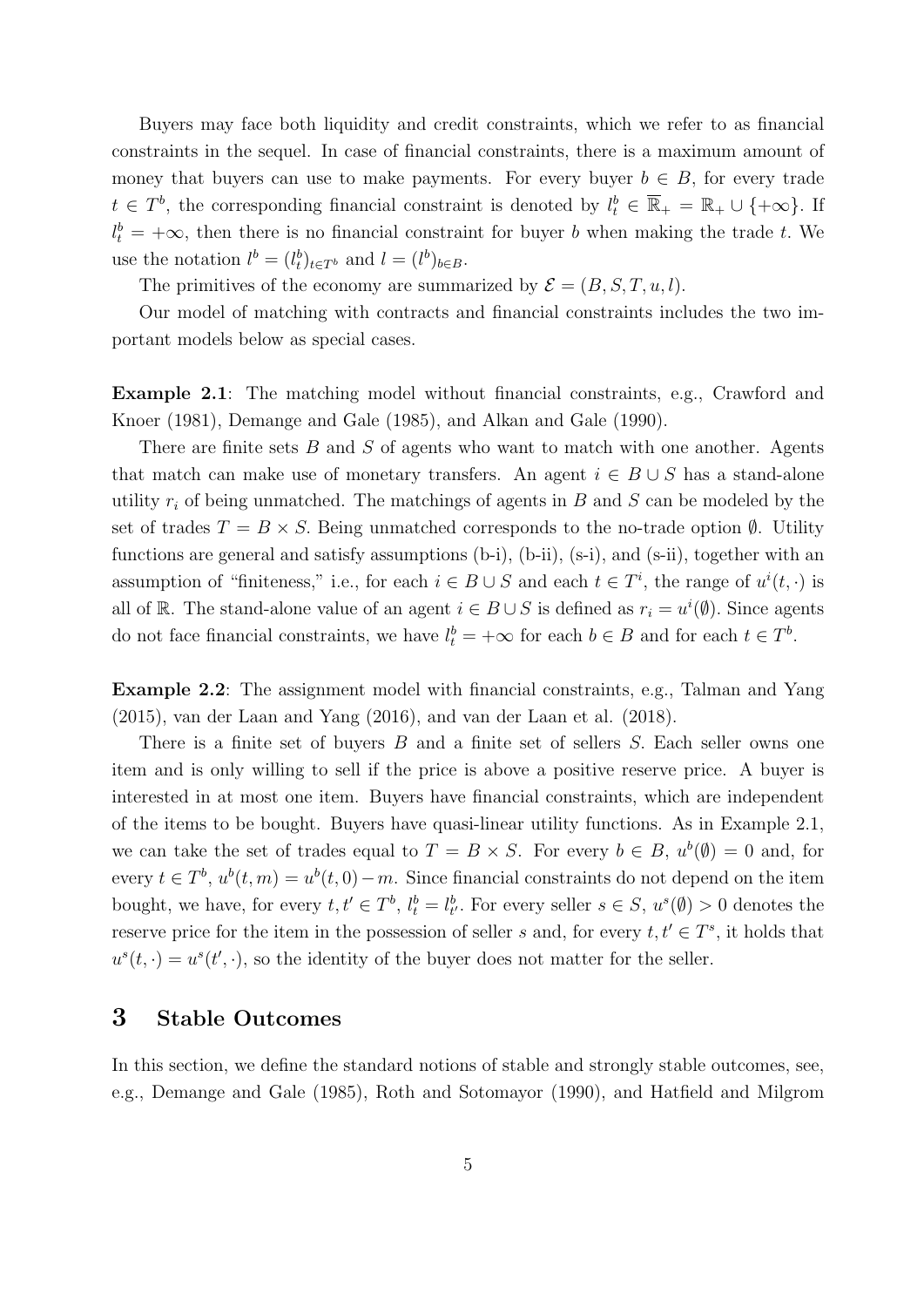Buyers may face both liquidity and credit constraints, which we refer to as financial constraints in the sequel. In case of financial constraints, there is a maximum amount of money that buyers can use to make payments. For every buyer $b \in B$, for every trade $t \in T^b$, the corresponding financial constraint is denoted by $l_t^b \in \overline{\mathbb{R}}_+ = \mathbb{R}_+ \cup \{+\infty\}$. If $l_t^b = +\infty$, then there is no financial constraint for buyer $b$ when making the trade $t$. We use the notation $l^b = (l_t^b)_{t \in T^b}$ and $l = (l^b)_{b \in B}$.

The primitives of the economy are summarized by $\mathcal{E} = (B, S, T, u, l)$.

Our model of matching with contracts and financial constraints includes the two important models below as special cases.

**Example 2.1**: The matching model without financial constraints, e.g., Crawford and Knoer (1981), Demange and Gale (1985), and Alkan and Gale (1990).

There are finite sets $B$ and $S$ of agents who want to match with one another. Agents that match can make use of monetary transfers. An agent $i \in B \cup S$ has a stand-alone utility $r_i$ of being unmatched. The matchings of agents in $B$ and $S$ can be modeled by the set of trades $T = B \times S$. Being unmatched corresponds to the no-trade option $\emptyset$. Utility functions are general and satisfy assumptions (b-i), (b-ii), (s-i), and (s-ii), together with an assumption of "finiteness," i.e., for each $i \in B \cup S$ and each $t \in T^i$, the range of $u^i(t, \cdot)$ is all of $\mathbb{R}$. The stand-alone value of an agent $i \in B \cup S$ is defined as $r_i = u^i(\emptyset)$. Since agents do not face financial constraints, we have $l_t^b = +\infty$ for each $b \in B$ and for each $t \in T^b$.

**Example 2.2**: The assignment model with financial constraints, e.g., Talman and Yang (2015), van der Laan and Yang (2016), and van der Laan et al. (2018).

There is a finite set of buyers $B$ and a finite set of sellers $S$. Each seller owns one item and is only willing to sell if the price is above a positive reserve price. A buyer is interested in at most one item. Buyers have financial constraints, which are independent of the items to be bought. Buyers have quasi-linear utility functions. As in Example 2.1, we can take the set of trades equal to $T = B \times S$. For every $b \in B$, $u^b(\emptyset) = 0$ and, for every $t \in T^b$, $u^b(t, m) = u^b(t, 0) - m$. Since financial constraints do not depend on the item bought, we have, for every $t, t' \in T^b$, $l_t^b = l_{t'}^b$. For every seller $s \in S$, $u^s(\emptyset) > 0$ denotes the reserve price for the item in the possession of seller $s$ and, for every $t, t' \in T^s$, it holds that $u^s(t, \cdot) = u^s(t', \cdot)$, so the identity of the buyer does not matter for the seller.

# 3 Stable Outcomes

In this section, we define the standard notions of stable and strongly stable outcomes, see, e.g., Demange and Gale (1985), Roth and Sotomayor (1990), and Hatfield and Milgrom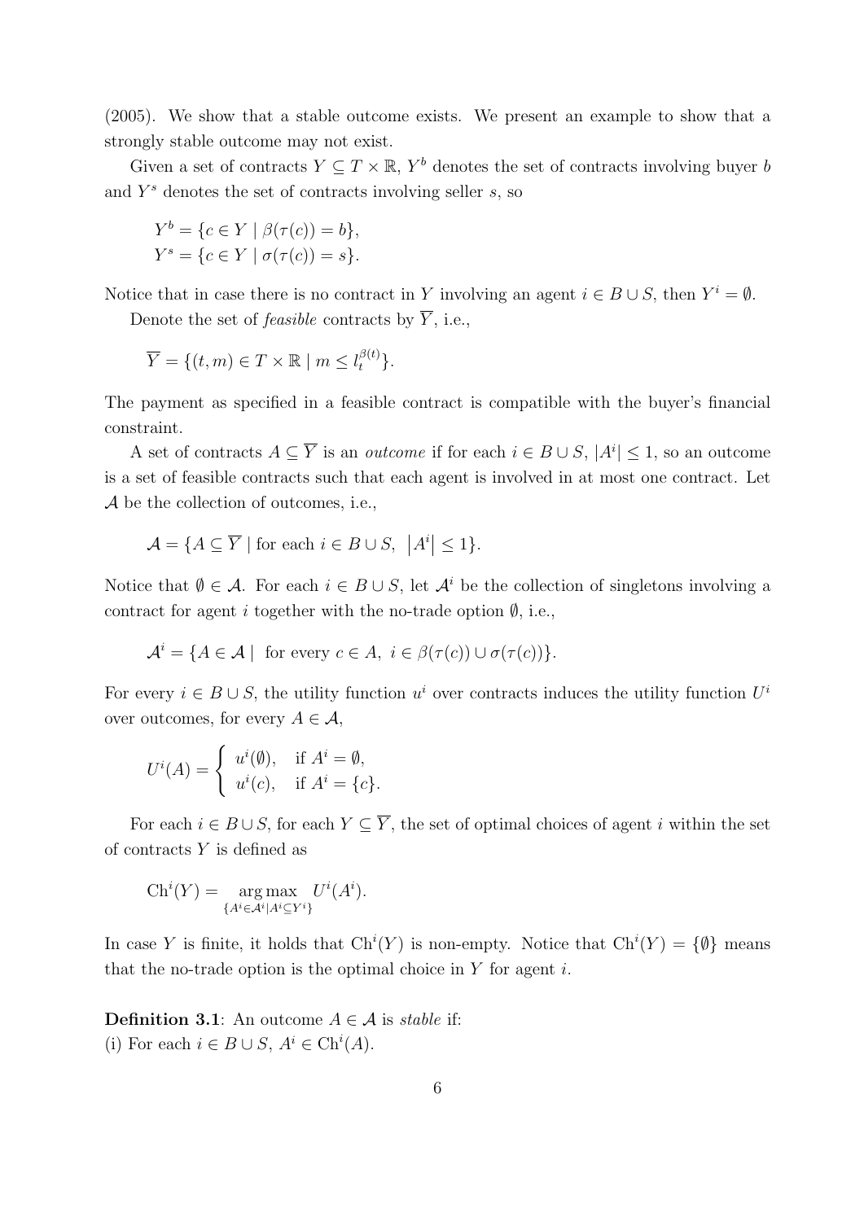(2005). We show that a stable outcome exists. We present an example to show that a strongly stable outcome may not exist.

Given a set of contracts $Y \subseteq T \times \mathbb{R}$, $Y^b$ denotes the set of contracts involving buyer $b$ and $Y^s$ denotes the set of contracts involving seller $s$, so

$$Y^b = \{c \in Y \mid \beta(\tau(c)) = b\},$$
$$Y^s = \{c \in Y \mid \sigma(\tau(c)) = s\}.$$

Notice that in case there is no contract in $Y$ involving an agent $i \in B \cup S$, then $Y^i = \emptyset$.

Denote the set of *feasible* contracts by $\overline{Y}$, i.e.,

$$\overline{Y} = \{(t, m) \in T \times \mathbb{R} \mid m \leq l_t^{\beta(t)}\}.$$

The payment as specified in a feasible contract is compatible with the buyer's financial constraint.

A set of contracts $A \subseteq \overline{Y}$ is an *outcome* if for each $i \in B \cup S$, $|A^i| \leq 1$, so an outcome is a set of feasible contracts such that each agent is involved in at most one contract. Let $\mathcal{A}$ be the collection of outcomes, i.e.,

$$\mathcal{A} = \{A \subseteq \overline{Y} \mid \text{for each } i \in B \cup S, \ \left|A^i\right| \leq 1\}.$$

Notice that $\emptyset \in \mathcal{A}$. For each $i \in B \cup S$, let $\mathcal{A}^i$ be the collection of singletons involving a contract for agent $i$ together with the no-trade option $\emptyset$, i.e.,

$$\mathcal{A}^i = \{A \in \mathcal{A} \mid \text{ for every } c \in A, \ i \in \beta(\tau(c)) \cup \sigma(\tau(c))\}.$$

For every $i \in B \cup S$, the utility function $u^i$ over contracts induces the utility function $U^i$ over outcomes, for every $A \in \mathcal{A}$,

$$U^i(A) = \begin{cases} u^i(\emptyset), & \text{if } A^i = \emptyset, \\ u^i(c), & \text{if } A^i = \{c\}. \end{cases}$$

For each $i \in B \cup S$, for each $Y \subseteq \overline{Y}$, the set of optimal choices of agent $i$ within the set of contracts $Y$ is defined as

$$\text{Ch}^i(Y) = \underset{\{A^i \in \mathcal{A}^i \mid A^i \subseteq Y^i\}}{\arg\max} \ U^i(A^i).$$

In case $Y$ is finite, it holds that $\text{Ch}^i(Y)$ is non-empty. Notice that $\text{Ch}^i(Y) = \{\emptyset\}$ means that the no-trade option is the optimal choice in $Y$ for agent $i$.

**Definition 3.1**: An outcome $A \in \mathcal{A}$ is *stable* if:
(i) For each $i \in B \cup S$, $A^i \in \text{Ch}^i(A)$.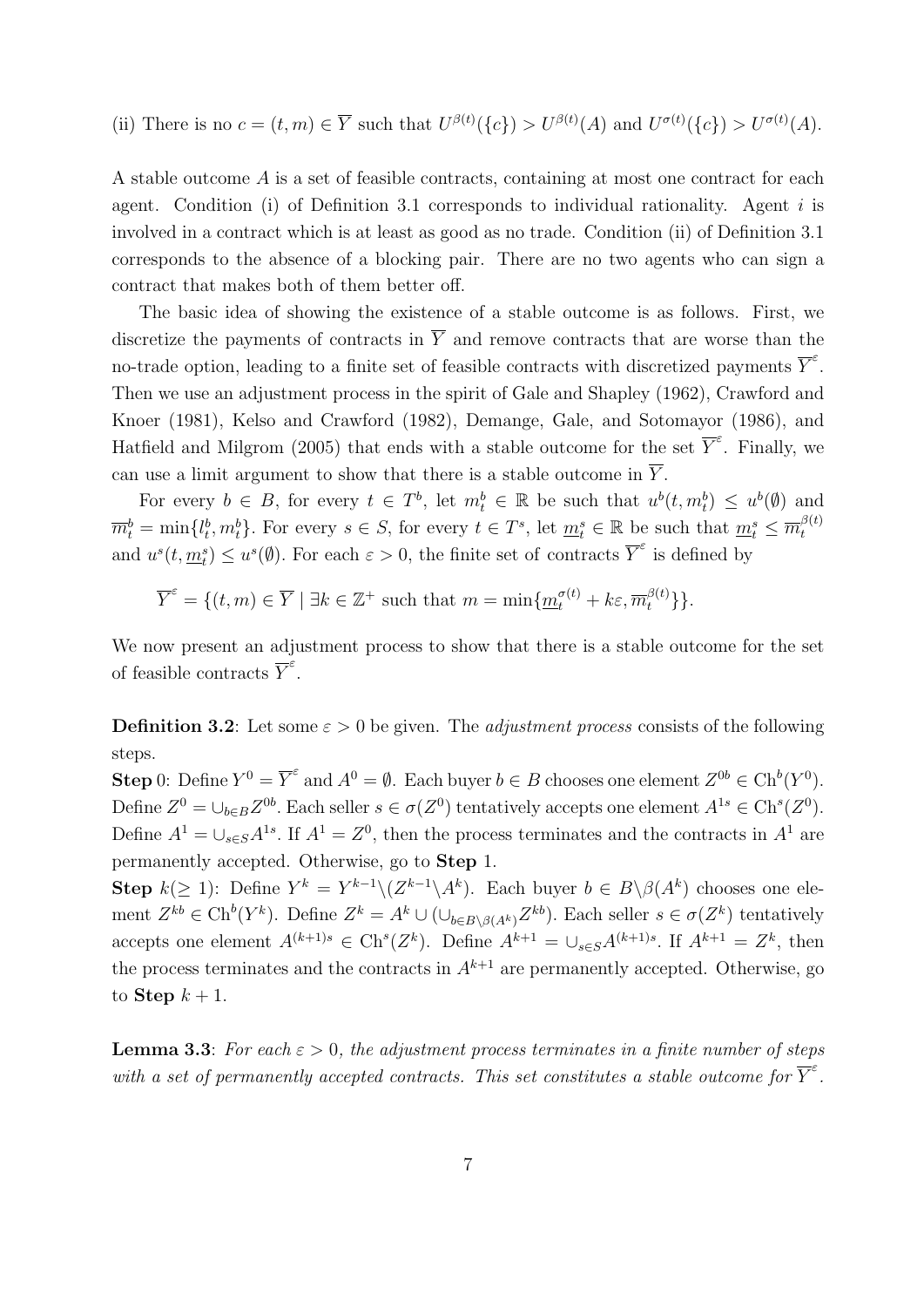(ii) There is no $c = (t, m) \in \overline{Y}$ such that $U^{\beta(t)}(\{c\}) > U^{\beta(t)}(A)$ and $U^{\sigma(t)}(\{c\}) > U^{\sigma(t)}(A)$.

A stable outcome $A$ is a set of feasible contracts, containing at most one contract for each agent. Condition (i) of Definition 3.1 corresponds to individual rationality. Agent $i$ is involved in a contract which is at least as good as no trade. Condition (ii) of Definition 3.1 corresponds to the absence of a blocking pair. There are no two agents who can sign a contract that makes both of them better off.

The basic idea of showing the existence of a stable outcome is as follows. First, we discretize the payments of contracts in $\overline{Y}$ and remove contracts that are worse than the no-trade option, leading to a finite set of feasible contracts with discretized payments $\overline{Y}^{\varepsilon}$. Then we use an adjustment process in the spirit of Gale and Shapley (1962), Crawford and Knoer (1981), Kelso and Crawford (1982), Demange, Gale, and Sotomayor (1986), and Hatfield and Milgrom (2005) that ends with a stable outcome for the set $\overline{Y}^{\varepsilon}$. Finally, we can use a limit argument to show that there is a stable outcome in $\overline{Y}$.

For every $b \in B$, for every $t \in T^b$, let $m_t^b \in \mathbb{R}$ be such that $u^b(t, m_t^b) \leq u^b(\emptyset)$ and $\overline{m}_t^b = \min\{l_t^b, m_t^b\}$. For every $s \in S$, for every $t \in T^s$, let $\underline{m}_t^s \in \mathbb{R}$ be such that $\underline{m}_t^s \leq \overline{m}_t^{\beta(t)}$ and $u^s(t, \underline{m}_t^s) \leq u^s(\emptyset)$. For each $\varepsilon > 0$, the finite set of contracts $\overline{Y}^{\varepsilon}$ is defined by

$$\overline{Y}^{\varepsilon} = \{(t, m) \in \overline{Y} \mid \exists k \in \mathbb{Z}^{+} \text{ such that } m = \min\{\underline{m}_t^{\sigma(t)} + k\varepsilon, \overline{m}_t^{\beta(t)}\}\}.$$

We now present an adjustment process to show that there is a stable outcome for the set of feasible contracts $\overline{Y}^{\varepsilon}$.

**Definition 3.2**: Let some $\varepsilon > 0$ be given. The *adjustment process* consists of the following steps.

**Step** 0: Define $Y^0 = \overline{Y}^{\varepsilon}$ and $A^0 = \emptyset$. Each buyer $b \in B$ chooses one element $Z^{0b} \in \text{Ch}^b(Y^0)$. Define $Z^0 = \cup_{b \in B} Z^{0b}$. Each seller $s \in \sigma(Z^0)$ tentatively accepts one element $A^{1s} \in \text{Ch}^s(Z^0)$. Define $A^1 = \cup_{s \in S} A^{1s}$. If $A^1 = Z^0$, then the process terminates and the contracts in $A^1$ are permanently accepted. Otherwise, go to **Step** 1.

**Step** $k(\geq 1)$: Define $Y^k = Y^{k-1} \backslash (Z^{k-1} \backslash A^k)$. Each buyer $b \in B \backslash \beta(A^k)$ chooses one element $Z^{kb} \in \text{Ch}^b(Y^k)$. Define $Z^k = A^k \cup (\cup_{b \in B \backslash \beta(A^k)} Z^{kb})$. Each seller $s \in \sigma(Z^k)$ tentatively accepts one element $A^{(k+1)s} \in \text{Ch}^s(Z^k)$. Define $A^{k+1} = \cup_{s \in S} A^{(k+1)s}$. If $A^{k+1} = Z^k$, then the process terminates and the contracts in $A^{k+1}$ are permanently accepted. Otherwise, go to **Step** $k + 1$.

**Lemma 3.3**: *For each $\varepsilon > 0$, the adjustment process terminates in a finite number of steps with a set of permanently accepted contracts. This set constitutes a stable outcome for $\overline{Y}^{\varepsilon}$.*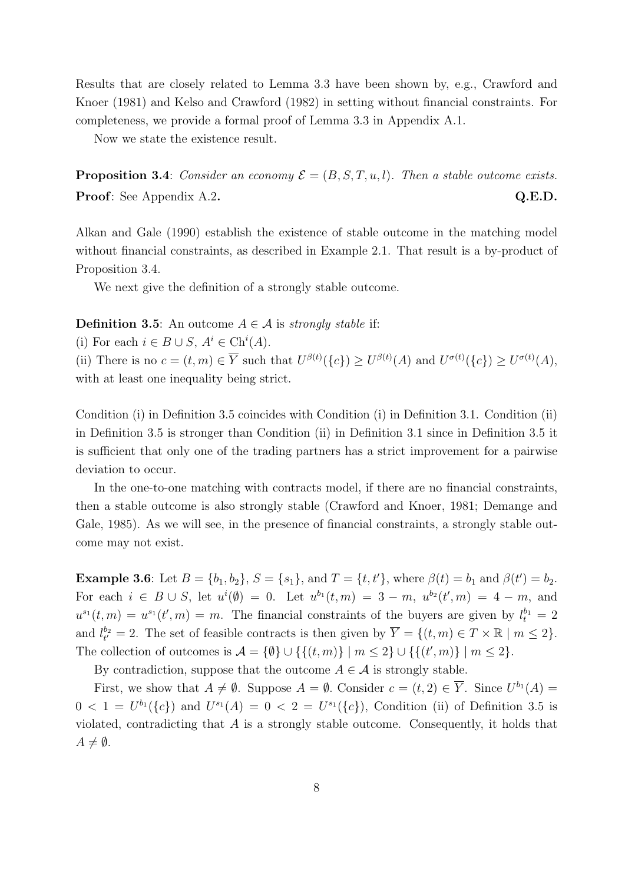Results that are closely related to Lemma 3.3 have been shown by, e.g., Crawford and Knoer (1981) and Kelso and Crawford (1982) in setting without financial constraints. For completeness, we provide a formal proof of Lemma 3.3 in Appendix A.1.

Now we state the existence result.

**Proposition 3.4**: *Consider an economy $\mathcal{E} = (B, S, T, u, l)$. Then a stable outcome exists.*

**Proof**: See Appendix A.2. **Q.E.D.**

Alkan and Gale (1990) establish the existence of stable outcome in the matching model without financial constraints, as described in Example 2.1. That result is a by-product of Proposition 3.4.

We next give the definition of a strongly stable outcome.

**Definition 3.5**: An outcome $A \in \mathcal{A}$ is *strongly stable* if:

(i) For each $i \in B \cup S$, $A^i \in \text{Ch}^i(A)$.

(ii) There is no $c = (t, m) \in \overline{Y}$ such that $U^{\beta(t)}(\{c\}) \geq U^{\beta(t)}(A)$ and $U^{\sigma(t)}(\{c\}) \geq U^{\sigma(t)}(A)$, with at least one inequality being strict.

Condition (i) in Definition 3.5 coincides with Condition (i) in Definition 3.1. Condition (ii) in Definition 3.5 is stronger than Condition (ii) in Definition 3.1 since in Definition 3.5 it is sufficient that only one of the trading partners has a strict improvement for a pairwise deviation to occur.

In the one-to-one matching with contracts model, if there are no financial constraints, then a stable outcome is also strongly stable (Crawford and Knoer, 1981; Demange and Gale, 1985). As we will see, in the presence of financial constraints, a strongly stable outcome may not exist.

**Example 3.6**: Let $B = \{b_1, b_2\}$, $S = \{s_1\}$, and $T = \{t, t'\}$, where $\beta(t) = b_1$ and $\beta(t') = b_2$. For each $i \in B \cup S$, let $u^i(\emptyset) = 0$. Let $u^{b_1}(t, m) = 3 - m$, $u^{b_2}(t', m) = 4 - m$, and $u^{s_1}(t, m) = u^{s_1}(t', m) = m$. The financial constraints of the buyers are given by $l_t^{b_1} = 2$ and $l_{t'}^{b_2} = 2$. The set of feasible contracts is then given by $\overline{Y} = \{(t, m) \in T \times \mathbb{R} \mid m \leq 2\}$. The collection of outcomes is $\mathcal{A} = \{\emptyset\} \cup \{\{(t, m)\} \mid m \leq 2\} \cup \{\{(t', m)\} \mid m \leq 2\}$.

By contradiction, suppose that the outcome $A \in \mathcal{A}$ is strongly stable.

First, we show that $A \neq \emptyset$. Suppose $A = \emptyset$. Consider $c = (t, 2) \in \overline{Y}$. Since $U^{b_1}(A) = 0 < 1 = U^{b_1}(\{c\})$ and $U^{s_1}(A) = 0 < 2 = U^{s_1}(\{c\})$, Condition (ii) of Definition 3.5 is violated, contradicting that $A$ is a strongly stable outcome. Consequently, it holds that $A \neq \emptyset$.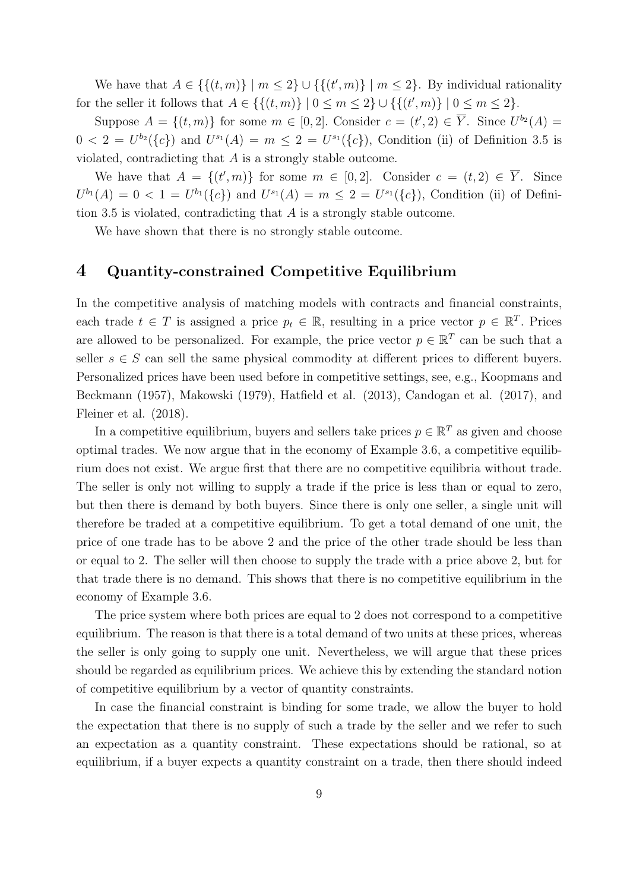We have that $A \in \{\{(t, m)\} \mid m \leq 2\} \cup \{\{(t', m)\} \mid m \leq 2\}$. By individual rationality for the seller it follows that $A \in \{\{(t, m)\} \mid 0 \leq m \leq 2\} \cup \{\{(t', m)\} \mid 0 \leq m \leq 2\}$.

Suppose $A = \{(t, m)\}$ for some $m \in [0, 2]$. Consider $c = (t', 2) \in \overline{Y}$. Since $U^{b_2}(A) = 0 < 2 = U^{b_2}(\{c\})$ and $U^{s_1}(A) = m \leq 2 = U^{s_1}(\{c\})$, Condition (ii) of Definition 3.5 is violated, contradicting that $A$ is a strongly stable outcome.

We have that $A = \{(t', m)\}$ for some $m \in [0, 2]$. Consider $c = (t, 2) \in \overline{Y}$. Since $U^{b_1}(A) = 0 < 1 = U^{b_1}(\{c\})$ and $U^{s_1}(A) = m \leq 2 = U^{s_1}(\{c\})$, Condition (ii) of Definition 3.5 is violated, contradicting that $A$ is a strongly stable outcome.

We have shown that there is no strongly stable outcome.

# 4 Quantity-constrained Competitive Equilibrium

In the competitive analysis of matching models with contracts and financial constraints, each trade $t \in T$ is assigned a price $p_t \in \mathbb{R}$, resulting in a price vector $p \in \mathbb{R}^T$. Prices are allowed to be personalized. For example, the price vector $p \in \mathbb{R}^T$ can be such that a seller $s \in S$ can sell the same physical commodity at different prices to different buyers. Personalized prices have been used before in competitive settings, see, e.g., Koopmans and Beckmann (1957), Makowski (1979), Hatfield et al. (2013), Candogan et al. (2017), and Fleiner et al. (2018).

In a competitive equilibrium, buyers and sellers take prices $p \in \mathbb{R}^T$ as given and choose optimal trades. We now argue that in the economy of Example 3.6, a competitive equilibrium does not exist. We argue first that there are no competitive equilibria without trade. The seller is only not willing to supply a trade if the price is less than or equal to zero, but then there is demand by both buyers. Since there is only one seller, a single unit will therefore be traded at a competitive equilibrium. To get a total demand of one unit, the price of one trade has to be above 2 and the price of the other trade should be less than or equal to 2. The seller will then choose to supply the trade with a price above 2, but for that trade there is no demand. This shows that there is no competitive equilibrium in the economy of Example 3.6.

The price system where both prices are equal to 2 does not correspond to a competitive equilibrium. The reason is that there is a total demand of two units at these prices, whereas the seller is only going to supply one unit. Nevertheless, we will argue that these prices should be regarded as equilibrium prices. We achieve this by extending the standard notion of competitive equilibrium by a vector of quantity constraints.

In case the financial constraint is binding for some trade, we allow the buyer to hold the expectation that there is no supply of such a trade by the seller and we refer to such an expectation as a quantity constraint. These expectations should be rational, so at equilibrium, if a buyer expects a quantity constraint on a trade, then there should indeed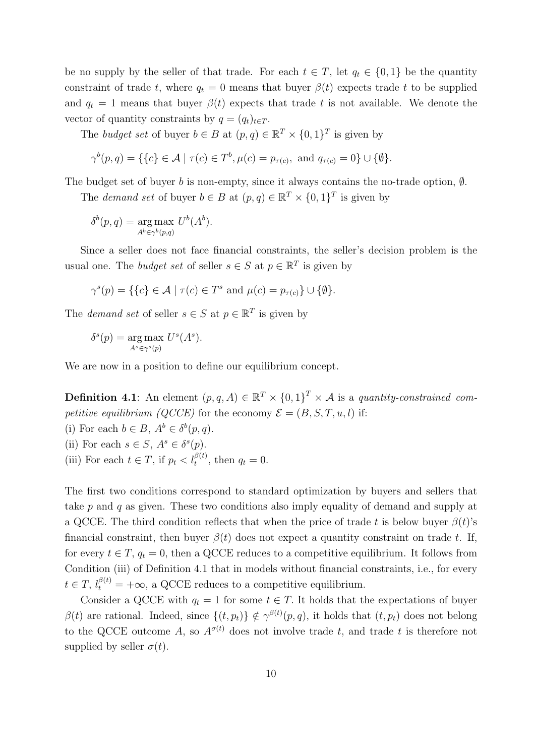be no supply by the seller of that trade. For each $t \in T$, let $q_t \in \{0, 1\}$ be the quantity constraint of trade $t$, where $q_t = 0$ means that buyer $\beta(t)$ expects trade $t$ to be supplied and $q_t = 1$ means that buyer $\beta(t)$ expects that trade $t$ is not available. We denote the vector of quantity constraints by $q = (q_t)_{t \in T}$.

The *budget set* of buyer $b \in B$ at $(p, q) \in \mathbb{R}^T \times \{0, 1\}^T$ is given by

$$\gamma^b(p, q) = \{\{c\} \in \mathcal{A} \mid \tau(c) \in T^b, \mu(c) = p_{\tau(c)}, \text{ and } q_{\tau(c)} = 0\} \cup \{\emptyset\}.$$

The budget set of buyer $b$ is non-empty, since it always contains the no-trade option, $\emptyset$.

The *demand set* of buyer $b \in B$ at $(p, q) \in \mathbb{R}^T \times \{0, 1\}^T$ is given by

$$\delta^b(p, q) = \underset{A^b \in \gamma^b(p,q)}{\arg\max}\ U^b(A^b).$$

Since a seller does not face financial constraints, the seller's decision problem is the usual one. The *budget set* of seller $s \in S$ at $p \in \mathbb{R}^T$ is given by

$$\gamma^s(p) = \{\{c\} \in \mathcal{A} \mid \tau(c) \in T^s \text{ and } \mu(c) = p_{\tau(c)}\} \cup \{\emptyset\}.$$

The *demand set* of seller $s \in S$ at $p \in \mathbb{R}^T$ is given by

$$\delta^s(p) = \underset{A^s \in \gamma^s(p)}{\arg\max}\ U^s(A^s).$$

We are now in a position to define our equilibrium concept.

**Definition 4.1**: An element $(p, q, A) \in \mathbb{R}^T \times \{0, 1\}^T \times \mathcal{A}$ is a *quantity-constrained competitive equilibrium (QCCE)* for the economy $\mathcal{E} = (B, S, T, u, l)$ if:
(i) For each $b \in B$, $A^b \in \delta^b(p, q)$.
(ii) For each $s \in S$, $A^s \in \delta^s(p)$.
(iii) For each $t \in T$, if $p_t < l_t^{\beta(t)}$, then $q_t = 0$.

The first two conditions correspond to standard optimization by buyers and sellers that take $p$ and $q$ as given. These two conditions also imply equality of demand and supply at a QCCE. The third condition reflects that when the price of trade $t$ is below buyer $\beta(t)$'s financial constraint, then buyer $\beta(t)$ does not expect a quantity constraint on trade $t$. If, for every $t \in T$, $q_t = 0$, then a QCCE reduces to a competitive equilibrium. It follows from Condition (iii) of Definition 4.1 that in models without financial constraints, i.e., for every $t \in T$, $l_t^{\beta(t)} = +\infty$, a QCCE reduces to a competitive equilibrium.

Consider a QCCE with $q_t = 1$ for some $t \in T$. It holds that the expectations of buyer $\beta(t)$ are rational. Indeed, since $\{(t, p_t)\} \notin \gamma^{\beta(t)}(p, q)$, it holds that $(t, p_t)$ does not belong to the QCCE outcome $A$, so $A^{\sigma(t)}$ does not involve trade $t$, and trade $t$ is therefore not supplied by seller $\sigma(t)$.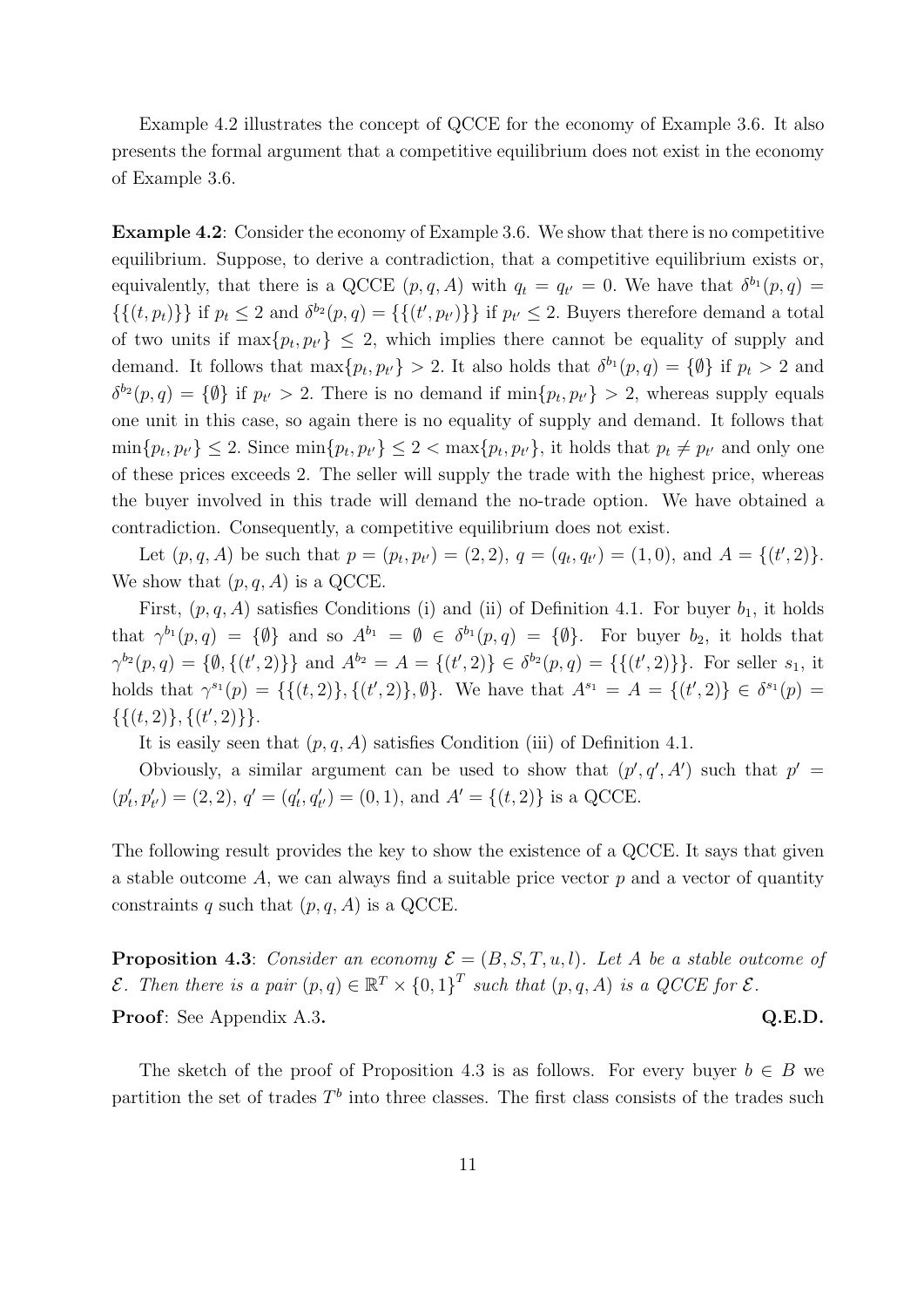Example 4.2 illustrates the concept of QCCE for the economy of Example 3.6. It also presents the formal argument that a competitive equilibrium does not exist in the economy of Example 3.6.

**Example 4.2**: Consider the economy of Example 3.6. We show that there is no competitive equilibrium. Suppose, to derive a contradiction, that a competitive equilibrium exists or, equivalently, that there is a QCCE $(p, q, A)$ with $q_t = q_{t'} = 0$. We have that $\delta^{b_1}(p, q) = \{\{(t, p_t)\}\}$ if $p_t \leq 2$ and $\delta^{b_2}(p, q) = \{\{(t', p_{t'})\}\}$ if $p_{t'} \leq 2$. Buyers therefore demand a total of two units if $\max\{p_t, p_{t'}\} \leq 2$, which implies there cannot be equality of supply and demand. It follows that $\max\{p_t, p_{t'}\} > 2$. It also holds that $\delta^{b_1}(p, q) = \{\emptyset\}$ if $p_t > 2$ and $\delta^{b_2}(p, q) = \{\emptyset\}$ if $p_{t'} > 2$. There is no demand if $\min\{p_t, p_{t'}\} > 2$, whereas supply equals one unit in this case, so again there is no equality of supply and demand. It follows that $\min\{p_t, p_{t'}\} \leq 2$. Since $\min\{p_t, p_{t'}\} \leq 2 < \max\{p_t, p_{t'}\}$, it holds that $p_t \neq p_{t'}$ and only one of these prices exceeds 2. The seller will supply the trade with the highest price, whereas the buyer involved in this trade will demand the no-trade option. We have obtained a contradiction. Consequently, a competitive equilibrium does not exist.

Let $(p, q, A)$ be such that $p = (p_t, p_{t'}) = (2, 2)$, $q = (q_t, q_{t'}) = (1, 0)$, and $A = \{(t', 2)\}$. We show that $(p, q, A)$ is a QCCE.

First, $(p, q, A)$ satisfies Conditions (i) and (ii) of Definition 4.1. For buyer $b_1$, it holds that $\gamma^{b_1}(p, q) = \{\emptyset\}$ and so $A^{b_1} = \emptyset \in \delta^{b_1}(p, q) = \{\emptyset\}$. For buyer $b_2$, it holds that $\gamma^{b_2}(p, q) = \{\emptyset, \{(t', 2)\}\}$ and $A^{b_2} = A = \{(t', 2)\} \in \delta^{b_2}(p, q) = \{\{(t', 2)\}\}$. For seller $s_1$, it holds that $\gamma^{s_1}(p) = \{\{(t, 2)\}, \{(t', 2)\}, \emptyset\}$. We have that $A^{s_1} = A = \{(t', 2)\} \in \delta^{s_1}(p) = \{\{(t, 2)\}, \{(t', 2)\}\}$.

It is easily seen that $(p, q, A)$ satisfies Condition (iii) of Definition 4.1.

Obviously, a similar argument can be used to show that $(p', q', A')$ such that $p' = (p'_t, p'_{t'}) = (2, 2)$, $q' = (q'_t, q'_{t'}) = (0, 1)$, and $A' = \{(t, 2)\}$ is a QCCE.

The following result provides the key to show the existence of a QCCE. It says that given a stable outcome $A$, we can always find a suitable price vector $p$ and a vector of quantity constraints $q$ such that $(p, q, A)$ is a QCCE.

**Proposition 4.3**: *Consider an economy $\mathcal{E} = (B, S, T, u, l)$. Let $A$ be a stable outcome of $\mathcal{E}$. Then there is a pair $(p, q) \in \mathbb{R}^T \times \{0, 1\}^T$ such that $(p, q, A)$ is a QCCE for $\mathcal{E}$.*

**Proof**: See Appendix A.3. **Q.E.D.**

The sketch of the proof of Proposition 4.3 is as follows. For every buyer $b \in B$ we partition the set of trades $T^b$ into three classes. The first class consists of the trades such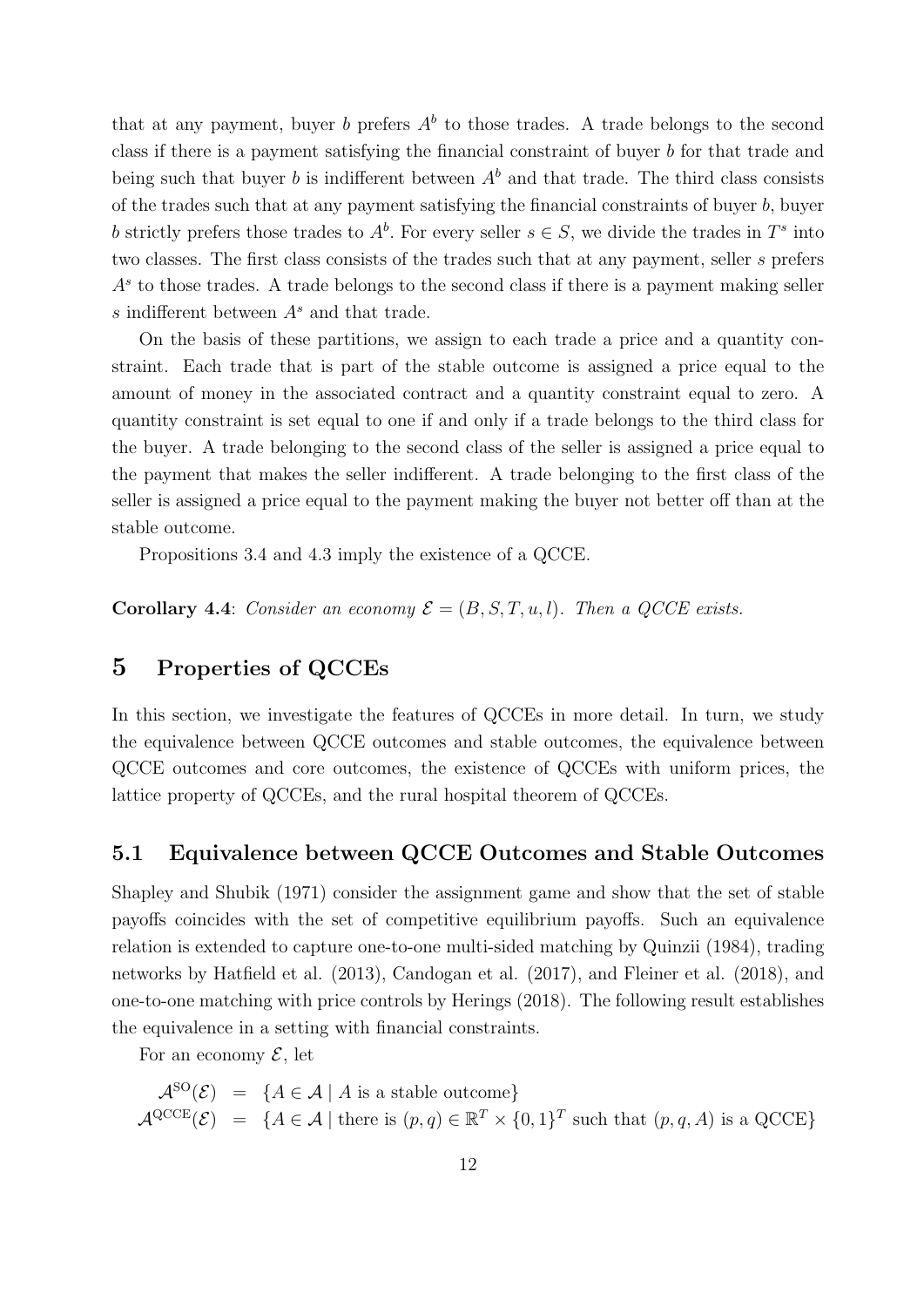that at any payment, buyer $b$ prefers $A^b$ to those trades. A trade belongs to the second class if there is a payment satisfying the financial constraint of buyer $b$ for that trade and being such that buyer $b$ is indifferent between $A^b$ and that trade. The third class consists of the trades such that at any payment satisfying the financial constraints of buyer $b$, buyer $b$ strictly prefers those trades to $A^b$. For every seller $s \in S$, we divide the trades in $T^s$ into two classes. The first class consists of the trades such that at any payment, seller $s$ prefers $A^s$ to those trades. A trade belongs to the second class if there is a payment making seller $s$ indifferent between $A^s$ and that trade.

On the basis of these partitions, we assign to each trade a price and a quantity constraint. Each trade that is part of the stable outcome is assigned a price equal to the amount of money in the associated contract and a quantity constraint equal to zero. A quantity constraint is set equal to one if and only if a trade belongs to the third class for the buyer. A trade belonging to the second class of the seller is assigned a price equal to the payment that makes the seller indifferent. A trade belonging to the first class of the seller is assigned a price equal to the payment making the buyer not better off than at the stable outcome.

Propositions 3.4 and 4.3 imply the existence of a QCCE.

**Corollary 4.4**: *Consider an economy $\mathcal{E} = (B, S, T, u, l)$. Then a QCCE exists.*

# 5 Properties of QCCEs

In this section, we investigate the features of QCCEs in more detail. In turn, we study the equivalence between QCCE outcomes and stable outcomes, the equivalence between QCCE outcomes and core outcomes, the existence of QCCEs with uniform prices, the lattice property of QCCEs, and the rural hospital theorem of QCCEs.

## 5.1 Equivalence between QCCE Outcomes and Stable Outcomes

Shapley and Shubik (1971) consider the assignment game and show that the set of stable payoffs coincides with the set of competitive equilibrium payoffs. Such an equivalence relation is extended to capture one-to-one multi-sided matching by Quinzii (1984), trading networks by Hatfield et al. (2013), Candogan et al. (2017), and Fleiner et al. (2018), and one-to-one matching with price controls by Herings (2018). The following result establishes the equivalence in a setting with financial constraints.

For an economy $\mathcal{E}$, let

$$
\begin{aligned}
\mathcal{A}^{\mathrm{SO}}(\mathcal{E}) &= \{A \in \mathcal{A} \mid A \text{ is a stable outcome}\} \\
\mathcal{A}^{\mathrm{QCCE}}(\mathcal{E}) &= \{A \in \mathcal{A} \mid \text{there is } (p, q) \in \mathbb{R}^T \times \{0, 1\}^T \text{ such that } (p, q, A) \text{ is a QCCE}\}
\end{aligned}
$$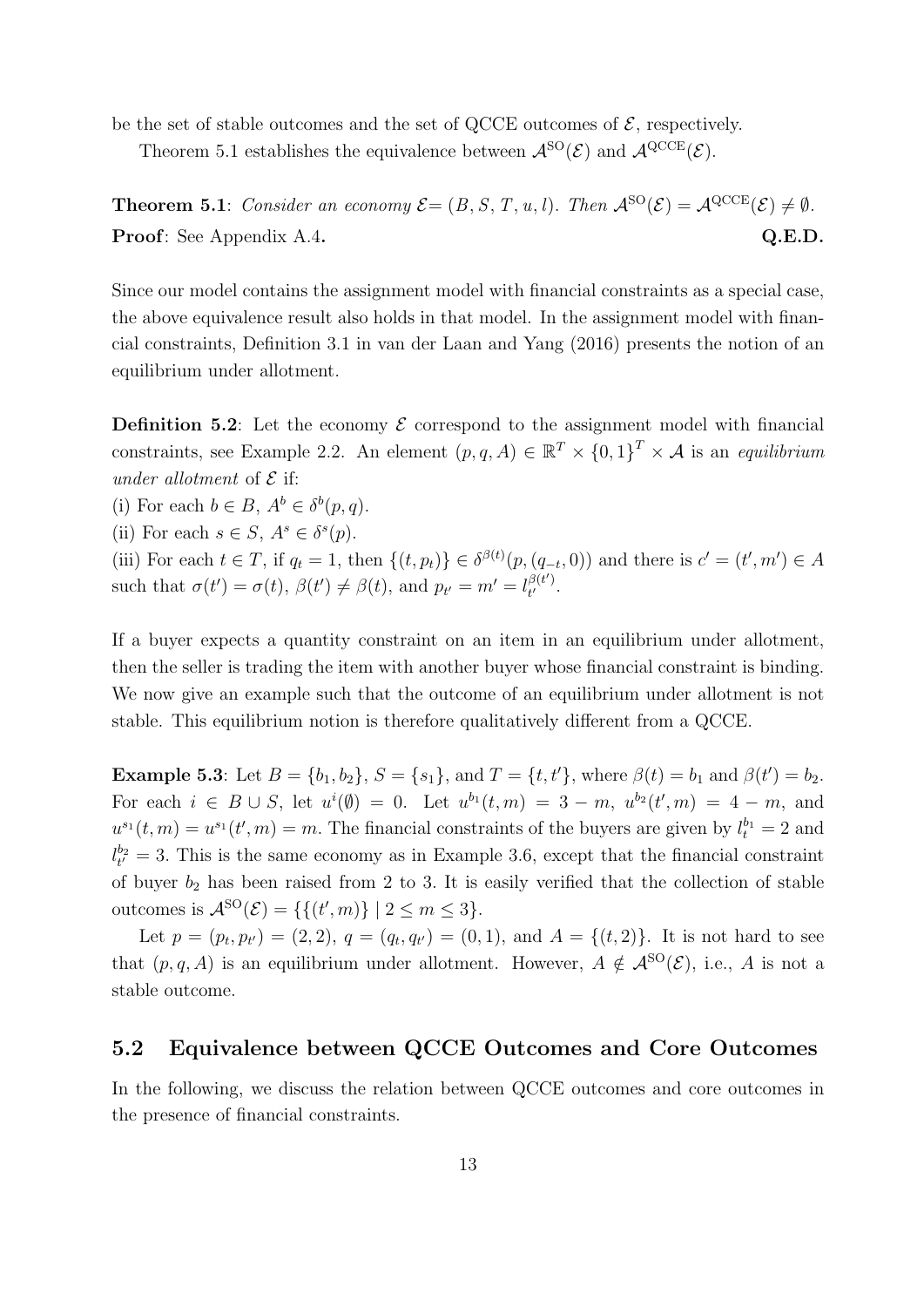be the set of stable outcomes and the set of QCCE outcomes of $\mathcal{E}$, respectively.

Theorem 5.1 establishes the equivalence between $\mathcal{A}^{\text{SO}}(\mathcal{E})$ and $\mathcal{A}^{\text{QCCE}}(\mathcal{E})$.

**Theorem 5.1**: *Consider an economy* $\mathcal{E}= (B, S, T, u, l)$. *Then* $\mathcal{A}^{\text{SO}}(\mathcal{E}) = \mathcal{A}^{\text{QCCE}}(\mathcal{E}) \neq \emptyset$.

**Proof**: See Appendix A.4. **Q.E.D.**

Since our model contains the assignment model with financial constraints as a special case, the above equivalence result also holds in that model. In the assignment model with financial constraints, Definition 3.1 in van der Laan and Yang (2016) presents the notion of an equilibrium under allotment.

**Definition 5.2**: Let the economy $\mathcal{E}$ correspond to the assignment model with financial constraints, see Example 2.2. An element $(p, q, A) \in \mathbb{R}^T \times \{0, 1\}^T \times \mathcal{A}$ is an *equilibrium under allotment* of $\mathcal{E}$ if:

(i) For each $b \in B$, $A^b \in \delta^b(p, q)$.

(ii) For each $s \in S$, $A^s \in \delta^s(p)$.

(iii) For each $t \in T$, if $q_t = 1$, then $\{(t, p_t)\} \in \delta^{\beta(t)}(p, (q_{-t}, 0))$ and there is $c' = (t', m') \in A$ such that $\sigma(t') = \sigma(t)$, $\beta(t') \neq \beta(t)$, and $p_{t'} = m' = l_{t'}^{\beta(t')}$.

If a buyer expects a quantity constraint on an item in an equilibrium under allotment, then the seller is trading the item with another buyer whose financial constraint is binding. We now give an example such that the outcome of an equilibrium under allotment is not stable. This equilibrium notion is therefore qualitatively different from a QCCE.

**Example 5.3**: Let $B = \{b_1, b_2\}$, $S = \{s_1\}$, and $T = \{t, t'\}$, where $\beta(t) = b_1$ and $\beta(t') = b_2$. For each $i \in B \cup S$, let $u^i(\emptyset) = 0$. Let $u^{b_1}(t, m) = 3 - m$, $u^{b_2}(t', m) = 4 - m$, and $u^{s_1}(t, m) = u^{s_1}(t', m) = m$. The financial constraints of the buyers are given by $l_t^{b_1} = 2$ and $l_{t'}^{b_2} = 3$. This is the same economy as in Example 3.6, except that the financial constraint of buyer $b_2$ has been raised from 2 to 3. It is easily verified that the collection of stable outcomes is $\mathcal{A}^{\text{SO}}(\mathcal{E}) = \{\{(t', m)\} \mid 2 \leq m \leq 3\}$.

Let $p = (p_t, p_{t'}) = (2, 2)$, $q = (q_t, q_{t'}) = (0, 1)$, and $A = \{(t, 2)\}$. It is not hard to see that $(p, q, A)$ is an equilibrium under allotment. However, $A \notin \mathcal{A}^{\text{SO}}(\mathcal{E})$, i.e., $A$ is not a stable outcome.

## 5.2 Equivalence between QCCE Outcomes and Core Outcomes

In the following, we discuss the relation between QCCE outcomes and core outcomes in the presence of financial constraints.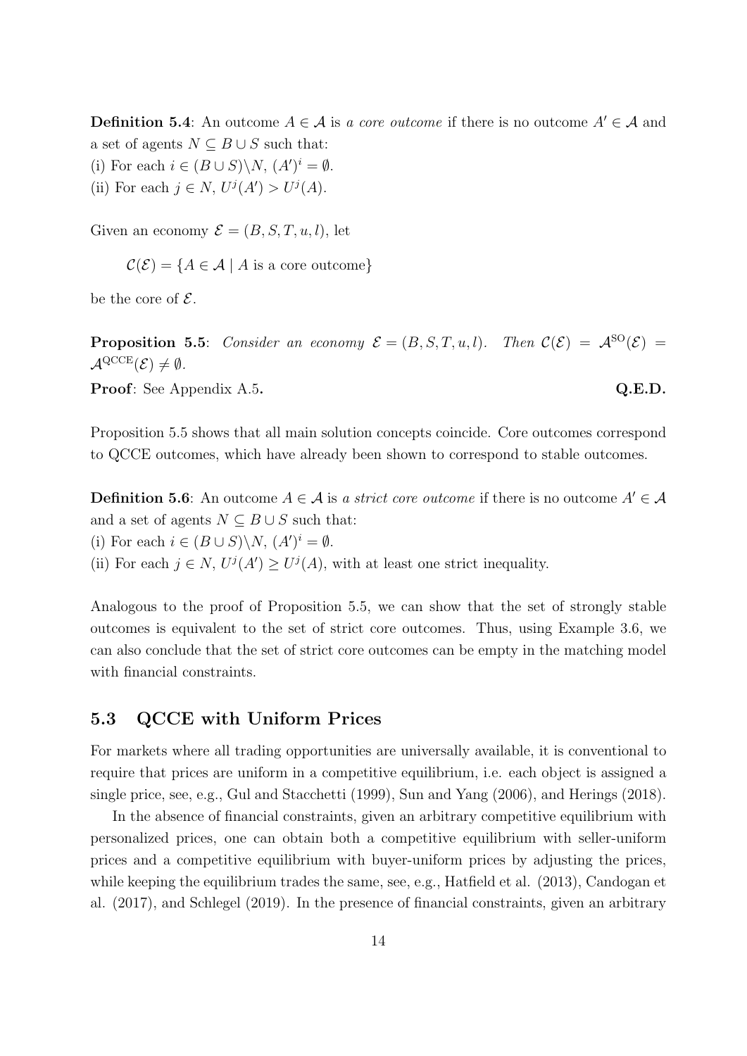**Definition 5.4**: An outcome $A \in \mathcal{A}$ is *a core outcome* if there is no outcome $A' \in \mathcal{A}$ and a set of agents $N \subseteq B \cup S$ such that:
(i) For each $i \in (B \cup S) \backslash N$, $(A')^i = \emptyset$.
(ii) For each $j \in N$, $U^j(A') > U^j(A)$.

Given an economy $\mathcal{E} = (B, S, T, u, l)$, let

$$\mathcal{C}(\mathcal{E}) = \{A \in \mathcal{A} \mid A \text{ is a core outcome}\}$$

be the core of $\mathcal{E}$.

**Proposition 5.5**: *Consider an economy $\mathcal{E} = (B, S, T, u, l)$. Then $\mathcal{C}(\mathcal{E}) = \mathcal{A}^{\mathrm{SO}}(\mathcal{E}) = \mathcal{A}^{\mathrm{QCCE}}(\mathcal{E}) \neq \emptyset$.*

**Proof**: See Appendix A.5. **Q.E.D.**

Proposition 5.5 shows that all main solution concepts coincide. Core outcomes correspond to QCCE outcomes, which have already been shown to correspond to stable outcomes.

**Definition 5.6**: An outcome $A \in \mathcal{A}$ is *a strict core outcome* if there is no outcome $A' \in \mathcal{A}$ and a set of agents $N \subseteq B \cup S$ such that:
(i) For each $i \in (B \cup S) \backslash N$, $(A')^i = \emptyset$.
(ii) For each $j \in N$, $U^j(A') \geq U^j(A)$, with at least one strict inequality.

Analogous to the proof of Proposition 5.5, we can show that the set of strongly stable outcomes is equivalent to the set of strict core outcomes. Thus, using Example 3.6, we can also conclude that the set of strict core outcomes can be empty in the matching model with financial constraints.

## 5.3 QCCE with Uniform Prices

For markets where all trading opportunities are universally available, it is conventional to require that prices are uniform in a competitive equilibrium, i.e. each object is assigned a single price, see, e.g., Gul and Stacchetti (1999), Sun and Yang (2006), and Herings (2018).

In the absence of financial constraints, given an arbitrary competitive equilibrium with personalized prices, one can obtain both a competitive equilibrium with seller-uniform prices and a competitive equilibrium with buyer-uniform prices by adjusting the prices, while keeping the equilibrium trades the same, see, e.g., Hatfield et al. (2013), Candogan et al. (2017), and Schlegel (2019). In the presence of financial constraints, given an arbitrary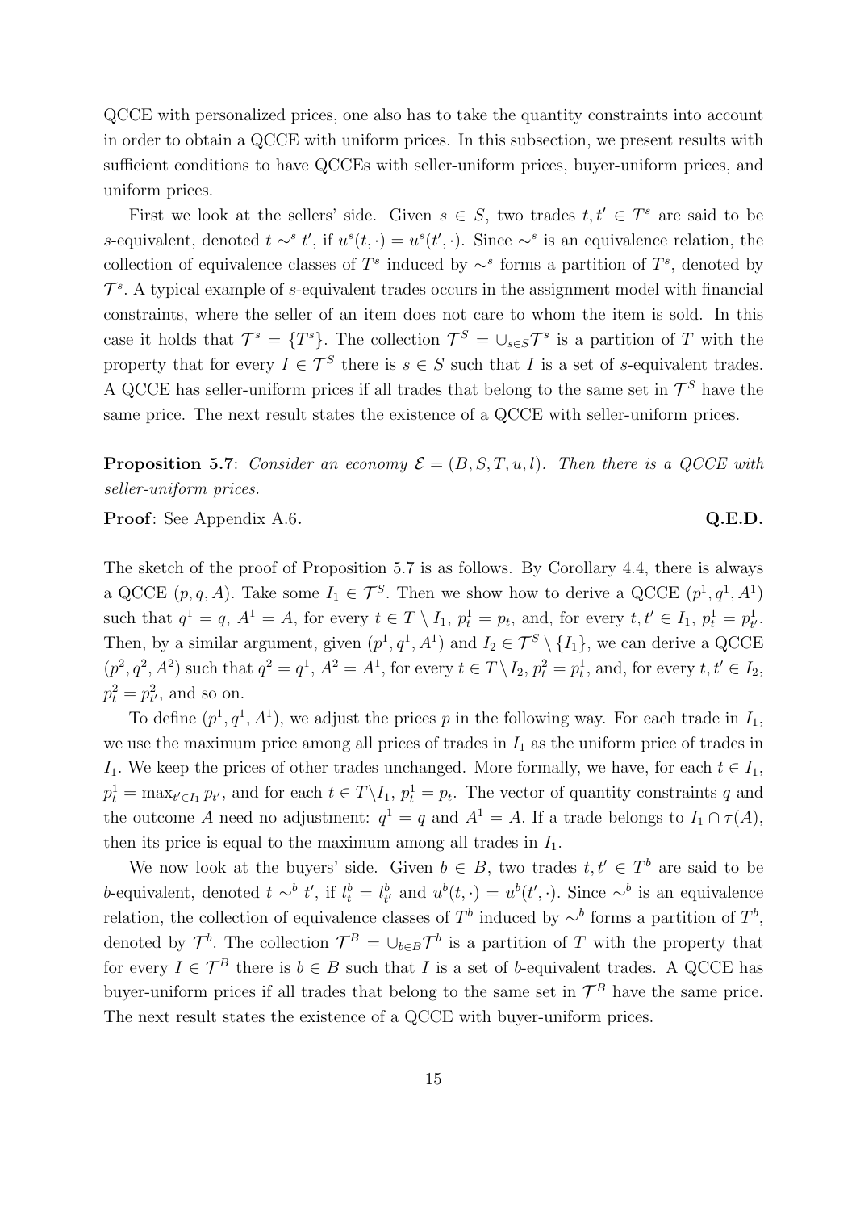QCCE with personalized prices, one also has to take the quantity constraints into account in order to obtain a QCCE with uniform prices. In this subsection, we present results with sufficient conditions to have QCCEs with seller-uniform prices, buyer-uniform prices, and uniform prices.

First we look at the sellers' side. Given $s \in S$, two trades $t, t' \in T^s$ are said to be $s$-equivalent, denoted $t \sim^s t'$, if $u^s(t, \cdot) = u^s(t', \cdot)$. Since $\sim^s$ is an equivalence relation, the collection of equivalence classes of $T^s$ induced by $\sim^s$ forms a partition of $T^s$, denoted by $\mathcal{T}^s$. A typical example of $s$-equivalent trades occurs in the assignment model with financial constraints, where the seller of an item does not care to whom the item is sold. In this case it holds that $\mathcal{T}^s = \{T^s\}$. The collection $\mathcal{T}^S = \cup_{s \in S} \mathcal{T}^s$ is a partition of $T$ with the property that for every $I \in \mathcal{T}^S$ there is $s \in S$ such that $I$ is a set of $s$-equivalent trades. A QCCE has seller-uniform prices if all trades that belong to the same set in $\mathcal{T}^S$ have the same price. The next result states the existence of a QCCE with seller-uniform prices.

**Proposition 5.7**: *Consider an economy $\mathcal{E} = (B, S, T, u, l)$. Then there is a QCCE with seller-uniform prices.*

**Proof**: See Appendix A.6. **Q.E.D.**

The sketch of the proof of Proposition 5.7 is as follows. By Corollary 4.4, there is always a QCCE $(p, q, A)$. Take some $I_1 \in \mathcal{T}^S$. Then we show how to derive a QCCE $(p^1, q^1, A^1)$ such that $q^1 = q$, $A^1 = A$, for every $t \in T \setminus I_1$, $p^1_t = p_t$, and, for every $t, t' \in I_1$, $p^1_t = p^1_{t'}$. Then, by a similar argument, given $(p^1, q^1, A^1)$ and $I_2 \in \mathcal{T}^S \setminus \{I_1\}$, we can derive a QCCE $(p^2, q^2, A^2)$ such that $q^2 = q^1$, $A^2 = A^1$, for every $t \in T \setminus I_2$, $p^2_t = p^1_t$, and, for every $t, t' \in I_2$, $p^2_t = p^2_{t'}$, and so on.

To define $(p^1, q^1, A^1)$, we adjust the prices $p$ in the following way. For each trade in $I_1$, we use the maximum price among all prices of trades in $I_1$ as the uniform price of trades in $I_1$. We keep the prices of other trades unchanged. More formally, we have, for each $t \in I_1$, $p^1_t = \max_{t' \in I_1} p_{t'}$, and for each $t \in T \setminus I_1$, $p^1_t = p_t$. The vector of quantity constraints $q$ and the outcome $A$ need no adjustment: $q^1 = q$ and $A^1 = A$. If a trade belongs to $I_1 \cap \tau(A)$, then its price is equal to the maximum among all trades in $I_1$.

We now look at the buyers' side. Given $b \in B$, two trades $t, t' \in T^b$ are said to be $b$-equivalent, denoted $t \sim^b t'$, if $l^b_t = l^b_{t'}$ and $u^b(t, \cdot) = u^b(t', \cdot)$. Since $\sim^b$ is an equivalence relation, the collection of equivalence classes of $T^b$ induced by $\sim^b$ forms a partition of $T^b$, denoted by $\mathcal{T}^b$. The collection $\mathcal{T}^B = \cup_{b \in B} \mathcal{T}^b$ is a partition of $T$ with the property that for every $I \in \mathcal{T}^B$ there is $b \in B$ such that $I$ is a set of $b$-equivalent trades. A QCCE has buyer-uniform prices if all trades that belong to the same set in $\mathcal{T}^B$ have the same price. The next result states the existence of a QCCE with buyer-uniform prices.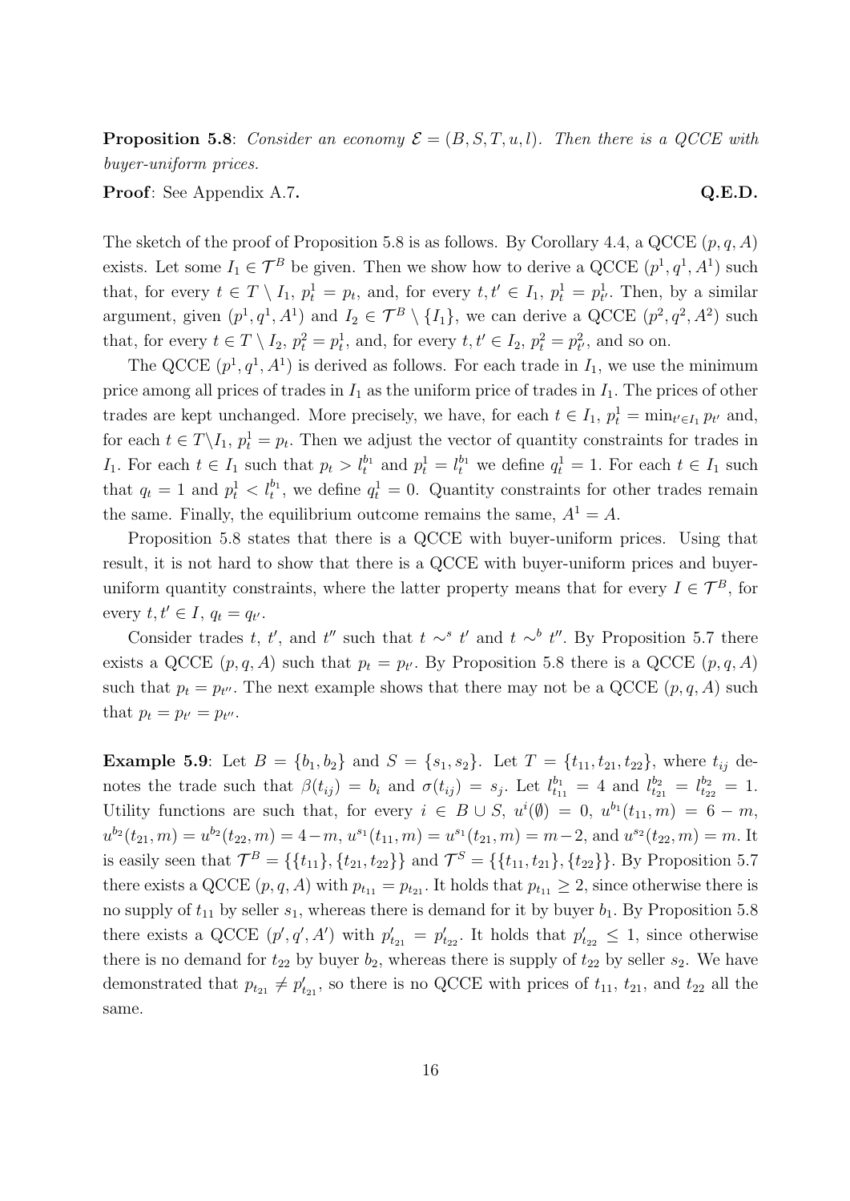**Proposition 5.8**: *Consider an economy $\mathcal{E} = (B, S, T, u, l)$. Then there is a QCCE with buyer-uniform prices.*

**Proof**: See Appendix A.7. **Q.E.D.**

The sketch of the proof of Proposition 5.8 is as follows. By Corollary 4.4, a QCCE $(p, q, A)$ exists. Let some $I_1 \in \mathcal{T}^B$ be given. Then we show how to derive a QCCE $(p^1, q^1, A^1)$ such that, for every $t \in T \setminus I_1$, $p^1_t = p_t$, and, for every $t, t' \in I_1$, $p^1_t = p^1_{t'}$. Then, by a similar argument, given $(p^1, q^1, A^1)$ and $I_2 \in \mathcal{T}^B \setminus \{I_1\}$, we can derive a QCCE $(p^2, q^2, A^2)$ such that, for every $t \in T \setminus I_2$, $p^2_t = p^1_t$, and, for every $t, t' \in I_2$, $p^2_t = p^2_{t'}$, and so on.

The QCCE $(p^1, q^1, A^1)$ is derived as follows. For each trade in $I_1$, we use the minimum price among all prices of trades in $I_1$ as the uniform price of trades in $I_1$. The prices of other trades are kept unchanged. More precisely, we have, for each $t \in I_1$, $p^1_t = \min_{t' \in I_1} p_{t'}$ and, for each $t \in T \backslash I_1$, $p^1_t = p_t$. Then we adjust the vector of quantity constraints for trades in $I_1$. For each $t \in I_1$ such that $p_t > l^{b_1}_t$ and $p^1_t = l^{b_1}_t$ we define $q^1_t = 1$. For each $t \in I_1$ such that $q_t = 1$ and $p^1_t < l^{b_1}_t$, we define $q^1_t = 0$. Quantity constraints for other trades remain the same. Finally, the equilibrium outcome remains the same, $A^1 = A$.

Proposition 5.8 states that there is a QCCE with buyer-uniform prices. Using that result, it is not hard to show that there is a QCCE with buyer-uniform prices and buyer-uniform quantity constraints, where the latter property means that for every $I \in \mathcal{T}^B$, for every $t, t' \in I$, $q_t = q_{t'}$.

Consider trades $t$, $t'$, and $t''$ such that $t \sim^s t'$ and $t \sim^b t''$. By Proposition 5.7 there exists a QCCE $(p, q, A)$ such that $p_t = p_{t'}$. By Proposition 5.8 there is a QCCE $(p, q, A)$ such that $p_t = p_{t''}$. The next example shows that there may not be a QCCE $(p, q, A)$ such that $p_t = p_{t'} = p_{t''}$.

**Example 5.9**: Let $B = \{b_1, b_2\}$ and $S = \{s_1, s_2\}$. Let $T = \{t_{11}, t_{21}, t_{22}\}$, where $t_{ij}$ denotes the trade such that $\beta(t_{ij}) = b_i$ and $\sigma(t_{ij}) = s_j$. Let $l^{b_1}_{t_{11}} = 4$ and $l^{b_2}_{t_{21}} = l^{b_2}_{t_{22}} = 1$. Utility functions are such that, for every $i \in B \cup S$, $u^i(\emptyset) = 0$, $u^{b_1}(t_{11}, m) = 6 - m$, $u^{b_2}(t_{21}, m) = u^{b_2}(t_{22}, m) = 4 - m$, $u^{s_1}(t_{11}, m) = u^{s_1}(t_{21}, m) = m - 2$, and $u^{s_2}(t_{22}, m) = m$. It is easily seen that $\mathcal{T}^B = \{\{t_{11}\}, \{t_{21}, t_{22}\}\}$ and $\mathcal{T}^S = \{\{t_{11}, t_{21}\}, \{t_{22}\}\}$. By Proposition 5.7 there exists a QCCE $(p, q, A)$ with $p_{t_{11}} = p_{t_{21}}$. It holds that $p_{t_{11}} \geq 2$, since otherwise there is no supply of $t_{11}$ by seller $s_1$, whereas there is demand for it by buyer $b_1$. By Proposition 5.8 there exists a QCCE $(p', q', A')$ with $p'_{t_{21}} = p'_{t_{22}}$. It holds that $p'_{t_{22}} \leq 1$, since otherwise there is no demand for $t_{22}$ by buyer $b_2$, whereas there is supply of $t_{22}$ by seller $s_2$. We have demonstrated that $p_{t_{21}} \neq p'_{t_{21}}$, so there is no QCCE with prices of $t_{11}$, $t_{21}$, and $t_{22}$ all the same.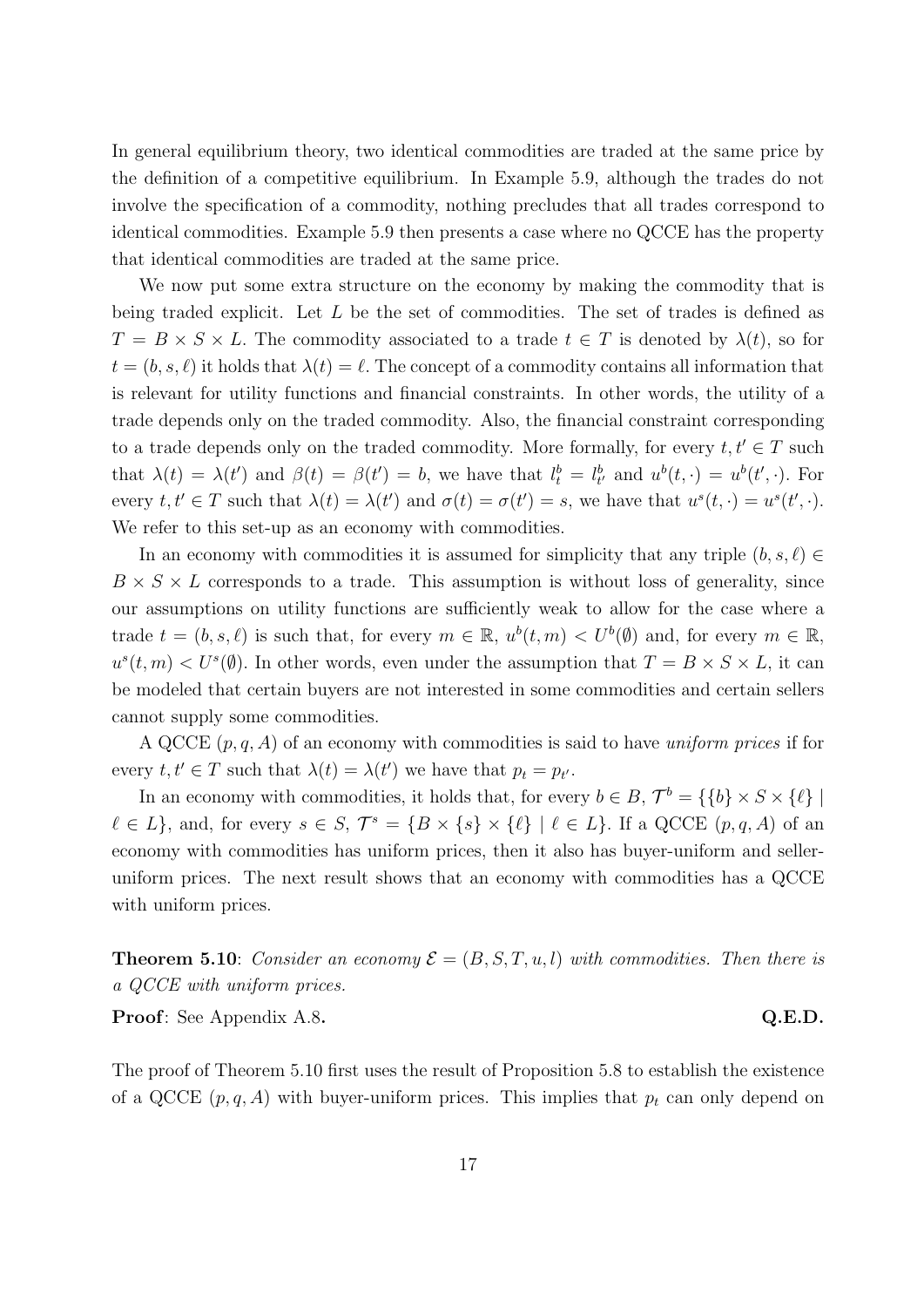In general equilibrium theory, two identical commodities are traded at the same price by the definition of a competitive equilibrium. In Example 5.9, although the trades do not involve the specification of a commodity, nothing precludes that all trades correspond to identical commodities. Example 5.9 then presents a case where no QCCE has the property that identical commodities are traded at the same price.

We now put some extra structure on the economy by making the commodity that is being traded explicit. Let $L$ be the set of commodities. The set of trades is defined as $T = B \times S \times L$. The commodity associated to a trade $t \in T$ is denoted by $\lambda(t)$, so for $t = (b, s, \ell)$ it holds that $\lambda(t) = \ell$. The concept of a commodity contains all information that is relevant for utility functions and financial constraints. In other words, the utility of a trade depends only on the traded commodity. Also, the financial constraint corresponding to a trade depends only on the traded commodity. More formally, for every $t, t' \in T$ such that $\lambda(t) = \lambda(t')$ and $\beta(t) = \beta(t') = b$, we have that $l^b_t = l^b_{t'}$ and $u^b(t, \cdot) = u^b(t', \cdot)$. For every $t, t' \in T$ such that $\lambda(t) = \lambda(t')$ and $\sigma(t) = \sigma(t') = s$, we have that $u^s(t, \cdot) = u^s(t', \cdot)$. We refer to this set-up as an economy with commodities.

In an economy with commodities it is assumed for simplicity that any triple $(b, s, \ell) \in B \times S \times L$ corresponds to a trade. This assumption is without loss of generality, since our assumptions on utility functions are sufficiently weak to allow for the case where a trade $t = (b, s, \ell)$ is such that, for every $m \in \mathbb{R}$, $u^b(t, m) < U^b(\emptyset)$ and, for every $m \in \mathbb{R}$, $u^s(t, m) < U^s(\emptyset)$. In other words, even under the assumption that $T = B \times S \times L$, it can be modeled that certain buyers are not interested in some commodities and certain sellers cannot supply some commodities.

A QCCE $(p, q, A)$ of an economy with commodities is said to have *uniform prices* if for every $t, t' \in T$ such that $\lambda(t) = \lambda(t')$ we have that $p_t = p_{t'}$.

In an economy with commodities, it holds that, for every $b \in B$, $\mathcal{T}^b = \{\{b\} \times S \times \{\ell\} \mid \ell \in L\}$, and, for every $s \in S$, $\mathcal{T}^s = \{B \times \{s\} \times \{\ell\} \mid \ell \in L\}$. If a QCCE $(p, q, A)$ of an economy with commodities has uniform prices, then it also has buyer-uniform and seller-uniform prices. The next result shows that an economy with commodities has a QCCE with uniform prices.

**Theorem 5.10**: *Consider an economy $\mathcal{E} = (B, S, T, u, l)$ with commodities. Then there is a QCCE with uniform prices.*

**Proof**: See Appendix A.8. **Q.E.D.**

The proof of Theorem 5.10 first uses the result of Proposition 5.8 to establish the existence of a QCCE $(p, q, A)$ with buyer-uniform prices. This implies that $p_t$ can only depend on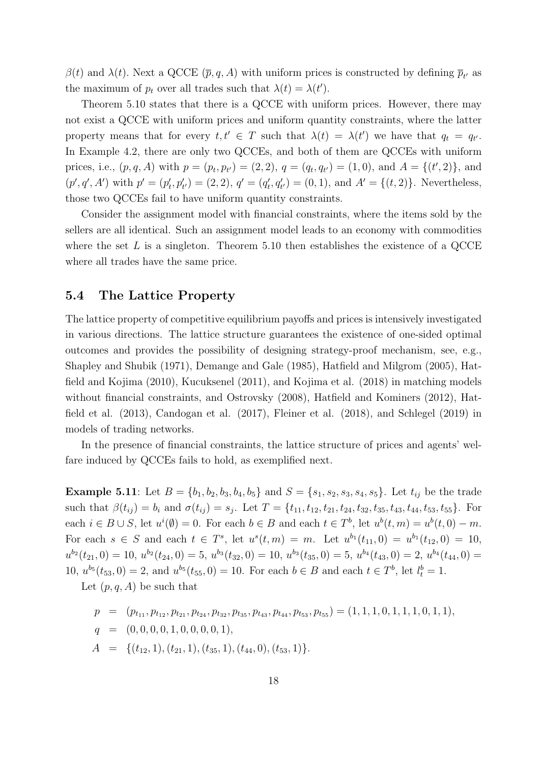$\beta(t)$ and $\lambda(t)$. Next a QCCE $(\overline{p}, q, A)$ with uniform prices is constructed by defining $\overline{p}_{t'}$ as the maximum of $p_t$ over all trades such that $\lambda(t) = \lambda(t')$.

Theorem 5.10 states that there is a QCCE with uniform prices. However, there may not exist a QCCE with uniform prices and uniform quantity constraints, where the latter property means that for every $t, t' \in T$ such that $\lambda(t) = \lambda(t')$ we have that $q_t = q_{t'}$. In Example 4.2, there are only two QCCEs, and both of them are QCCEs with uniform prices, i.e., $(p, q, A)$ with $p = (p_t, p_{t'}) = (2, 2)$, $q = (q_t, q_{t'}) = (1, 0)$, and $A = \{(t', 2)\}$, and $(p', q', A')$ with $p' = (p'_t, p'_{t'}) = (2, 2)$, $q' = (q'_t, q'_{t'}) = (0, 1)$, and $A' = \{(t, 2)\}$. Nevertheless, those two QCCEs fail to have uniform quantity constraints.

Consider the assignment model with financial constraints, where the items sold by the sellers are all identical. Such an assignment model leads to an economy with commodities where the set $L$ is a singleton. Theorem 5.10 then establishes the existence of a QCCE where all trades have the same price.

## 5.4 The Lattice Property

The lattice property of competitive equilibrium payoffs and prices is intensively investigated in various directions. The lattice structure guarantees the existence of one-sided optimal outcomes and provides the possibility of designing strategy-proof mechanism, see, e.g., Shapley and Shubik (1971), Demange and Gale (1985), Hatfield and Milgrom (2005), Hatfield and Kojima (2010), Kucuksenel (2011), and Kojima et al. (2018) in matching models without financial constraints, and Ostrovsky (2008), Hatfield and Kominers (2012), Hatfield et al. (2013), Candogan et al. (2017), Fleiner et al. (2018), and Schlegel (2019) in models of trading networks.

In the presence of financial constraints, the lattice structure of prices and agents' welfare induced by QCCEs fails to hold, as exemplified next.

**Example 5.11**: Let $B = \{b_1, b_2, b_3, b_4, b_5\}$ and $S = \{s_1, s_2, s_3, s_4, s_5\}$. Let $t_{ij}$ be the trade such that $\beta(t_{ij}) = b_i$ and $\sigma(t_{ij}) = s_j$. Let $T = \{t_{11}, t_{12}, t_{21}, t_{24}, t_{32}, t_{35}, t_{43}, t_{44}, t_{53}, t_{55}\}$. For each $i \in B \cup S$, let $u^i(\emptyset) = 0$. For each $b \in B$ and each $t \in T^b$, let $u^b(t, m) = u^b(t, 0) - m$. For each $s \in S$ and each $t \in T^s$, let $u^s(t, m) = m$. Let $u^{b_1}(t_{11}, 0) = u^{b_1}(t_{12}, 0) = 10$, $u^{b_2}(t_{21}, 0) = 10$, $u^{b_2}(t_{24}, 0) = 5$, $u^{b_3}(t_{32}, 0) = 10$, $u^{b_3}(t_{35}, 0) = 5$, $u^{b_4}(t_{43}, 0) = 2$, $u^{b_4}(t_{44}, 0) = 10$, $u^{b_5}(t_{53}, 0) = 2$, and $u^{b_5}(t_{55}, 0) = 10$. For each $b \in B$ and each $t \in T^b$, let $l^b_t = 1$.

Let $(p, q, A)$ be such that

$$
\begin{aligned}
p &= (p_{t_{11}}, p_{t_{12}}, p_{t_{21}}, p_{t_{24}}, p_{t_{32}}, p_{t_{35}}, p_{t_{43}}, p_{t_{44}}, p_{t_{53}}, p_{t_{55}}) = (1, 1, 1, 0, 1, 1, 1, 0, 1, 1), \\
q &= (0, 0, 0, 0, 1, 0, 0, 0, 0, 1), \\
A &= \{(t_{12}, 1), (t_{21}, 1), (t_{35}, 1), (t_{44}, 0), (t_{53}, 1)\}.
\end{aligned}
$$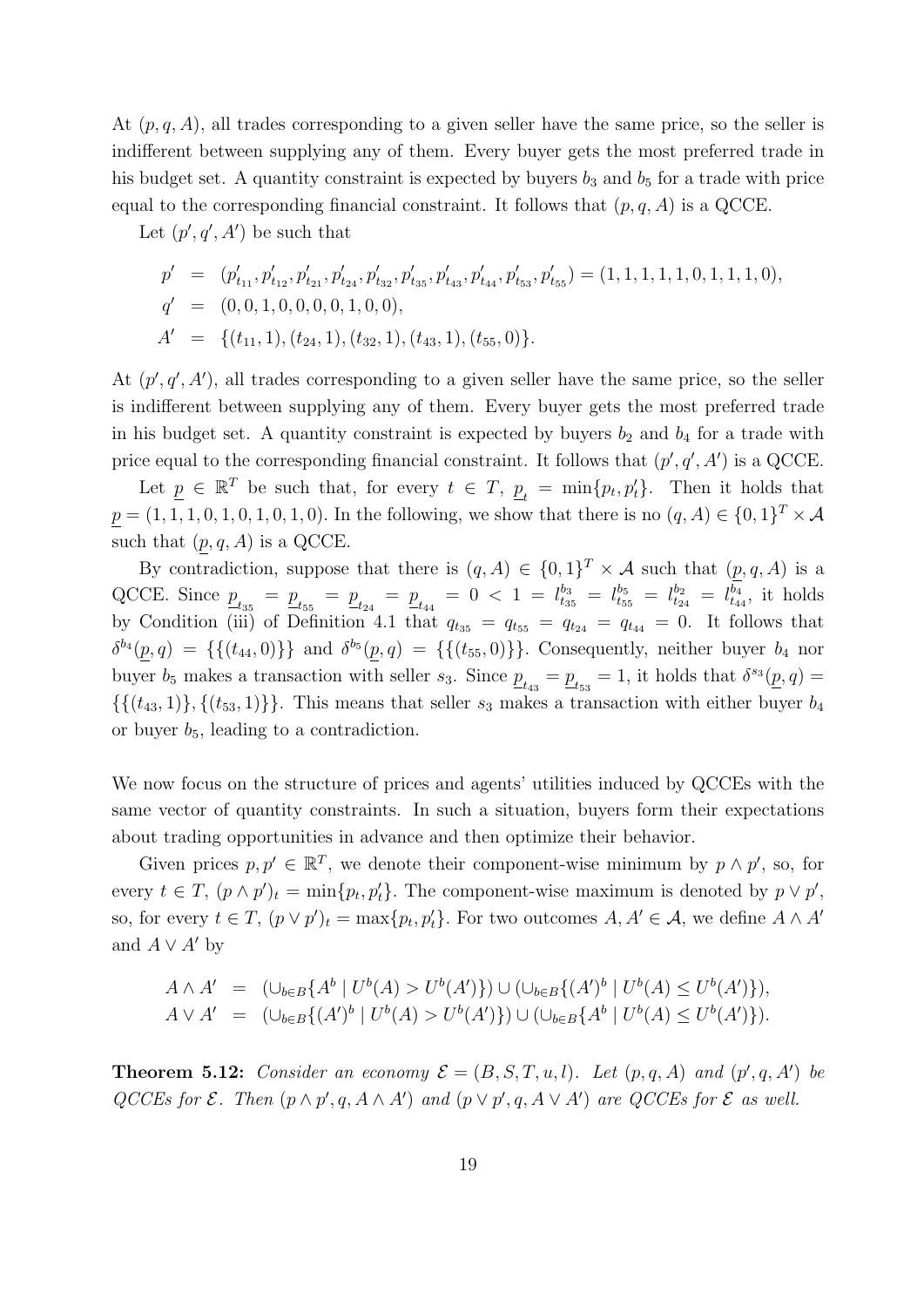At $(p, q, A)$, all trades corresponding to a given seller have the same price, so the seller is indifferent between supplying any of them. Every buyer gets the most preferred trade in his budget set. A quantity constraint is expected by buyers $b_3$ and $b_5$ for a trade with price equal to the corresponding financial constraint. It follows that $(p, q, A)$ is a QCCE.

Let $(p', q', A')$ be such that

$$
\begin{aligned}
p' &= (p'_{t_{11}}, p'_{t_{12}}, p'_{t_{21}}, p'_{t_{24}}, p'_{t_{32}}, p'_{t_{35}}, p'_{t_{43}}, p'_{t_{44}}, p'_{t_{53}}, p'_{t_{55}}) = (1, 1, 1, 1, 1, 0, 1, 1, 1, 0), \\
q' &= (0, 0, 1, 0, 0, 0, 0, 1, 0, 0), \\
A' &= \{(t_{11}, 1), (t_{24}, 1), (t_{32}, 1), (t_{43}, 1), (t_{55}, 0)\}.
\end{aligned}
$$

At $(p', q', A')$, all trades corresponding to a given seller have the same price, so the seller is indifferent between supplying any of them. Every buyer gets the most preferred trade in his budget set. A quantity constraint is expected by buyers $b_2$ and $b_4$ for a trade with price equal to the corresponding financial constraint. It follows that $(p', q', A')$ is a QCCE.

Let $\underline{p} \in \mathbb{R}^T$ be such that, for every $t \in T$, $\underline{p}_t = \min\{p_t, p'_t\}$. Then it holds that $\underline{p} = (1, 1, 1, 0, 1, 0, 1, 0, 1, 0)$. In the following, we show that there is no $(q, A) \in \{0, 1\}^T \times \mathcal{A}$ such that $(\underline{p}, q, A)$ is a QCCE.

By contradiction, suppose that there is $(q, A) \in \{0, 1\}^T \times \mathcal{A}$ such that $(\underline{p}, q, A)$ is a QCCE. Since $\underline{p}_{t_{35}} = \underline{p}_{t_{55}} = \underline{p}_{t_{24}} = \underline{p}_{t_{44}} = 0 < 1 = l^{b_3}_{t_{35}} = l^{b_5}_{t_{55}} = l^{b_2}_{t_{24}} = l^{b_4}_{t_{44}}$, it holds by Condition (iii) of Definition 4.1 that $q_{t_{35}} = q_{t_{55}} = q_{t_{24}} = q_{t_{44}} = 0$. It follows that $\delta^{b_4}(\underline{p}, q) = \{\{(t_{44}, 0)\}\}$ and $\delta^{b_5}(\underline{p}, q) = \{\{(t_{55}, 0)\}\}$. Consequently, neither buyer $b_4$ nor buyer $b_5$ makes a transaction with seller $s_3$. Since $\underline{p}_{t_{43}} = \underline{p}_{t_{53}} = 1$, it holds that $\delta^{s_3}(\underline{p}, q) = \{\{(t_{43}, 1)\}, \{(t_{53}, 1)\}\}$. This means that seller $s_3$ makes a transaction with either buyer $b_4$ or buyer $b_5$, leading to a contradiction.

We now focus on the structure of prices and agents' utilities induced by QCCEs with the same vector of quantity constraints. In such a situation, buyers form their expectations about trading opportunities in advance and then optimize their behavior.

Given prices $p, p' \in \mathbb{R}^T$, we denote their component-wise minimum by $p \wedge p'$, so, for every $t \in T$, $(p \wedge p')_t = \min\{p_t, p'_t\}$. The component-wise maximum is denoted by $p \vee p'$, so, for every $t \in T$, $(p \vee p')_t = \max\{p_t, p'_t\}$. For two outcomes $A, A' \in \mathcal{A}$, we define $A \wedge A'$ and $A \vee A'$ by

$$
\begin{aligned}
A \wedge A' &= (\cup_{b \in B}\{A^b \mid U^b(A) > U^b(A')\}) \cup (\cup_{b \in B}\{(A')^b \mid U^b(A) \leq U^b(A')\}), \\
A \vee A' &= (\cup_{b \in B}\{(A')^b \mid U^b(A) > U^b(A')\}) \cup (\cup_{b \in B}\{A^b \mid U^b(A) \leq U^b(A')\}).
\end{aligned}
$$

**Theorem 5.12:** *Consider an economy $\mathcal{E} = (B, S, T, u, l)$. Let $(p, q, A)$ and $(p', q, A')$ be QCCEs for $\mathcal{E}$. Then $(p \wedge p', q, A \wedge A')$ and $(p \vee p', q, A \vee A')$ are QCCEs for $\mathcal{E}$ as well.*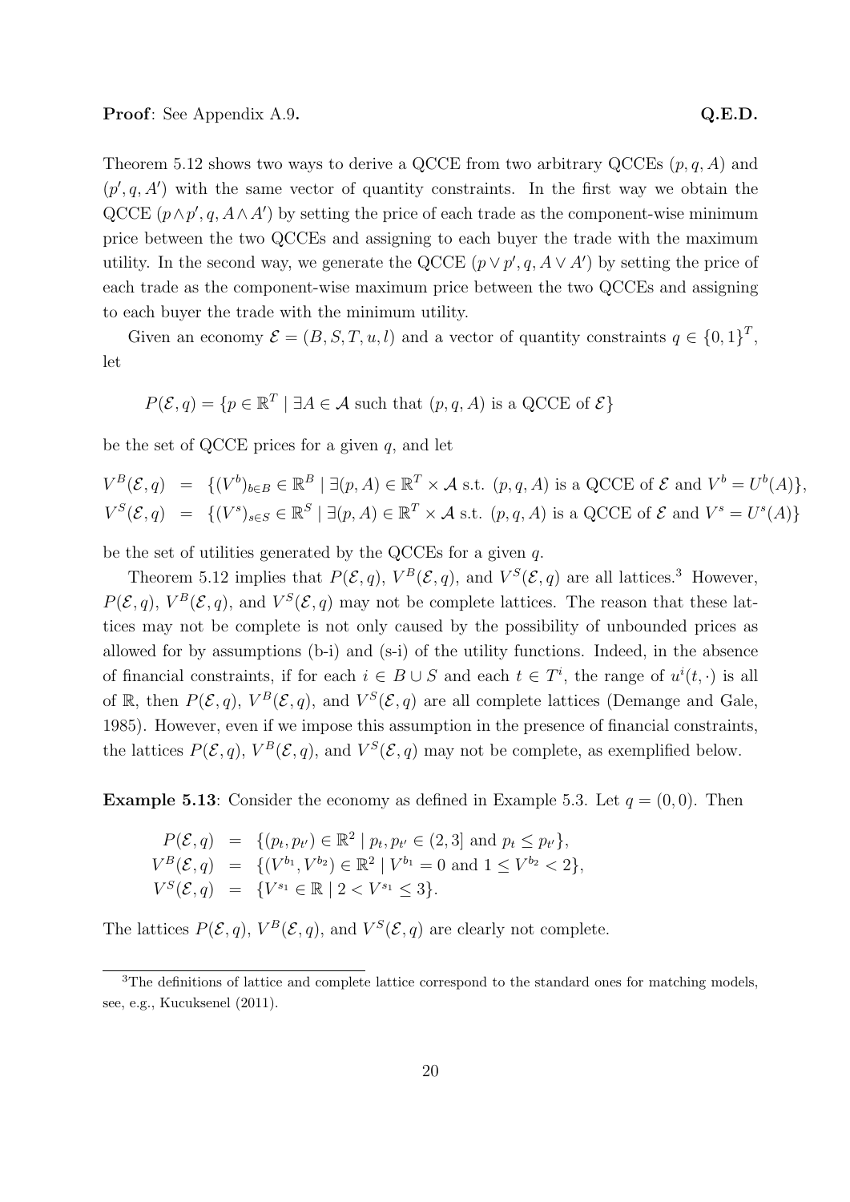**Proof**: See Appendix A.9. **Q.E.D.**

Theorem 5.12 shows two ways to derive a QCCE from two arbitrary QCCEs $(p, q, A)$ and $(p', q, A')$ with the same vector of quantity constraints. In the first way we obtain the QCCE $(p \wedge p', q, A \wedge A')$ by setting the price of each trade as the component-wise minimum price between the two QCCEs and assigning to each buyer the trade with the maximum utility. In the second way, we generate the QCCE $(p \vee p', q, A \vee A')$ by setting the price of each trade as the component-wise maximum price between the two QCCEs and assigning to each buyer the trade with the minimum utility.

Given an economy $\mathcal{E} = (B, S, T, u, l)$ and a vector of quantity constraints $q \in \{0, 1\}^T$, let

$$P(\mathcal{E}, q) = \{p \in \mathbb{R}^T \mid \exists A \in \mathcal{A} \text{ such that } (p, q, A) \text{ is a QCCE of } \mathcal{E}\}$$

be the set of QCCE prices for a given $q$, and let

$$\begin{aligned} V^B(\mathcal{E}, q) &= \{(V^b)_{b \in B} \in \mathbb{R}^B \mid \exists (p, A) \in \mathbb{R}^T \times \mathcal{A} \text{ s.t. } (p, q, A) \text{ is a QCCE of } \mathcal{E} \text{ and } V^b = U^b(A)\}, \\ V^S(\mathcal{E}, q) &= \{(V^s)_{s \in S} \in \mathbb{R}^S \mid \exists (p, A) \in \mathbb{R}^T \times \mathcal{A} \text{ s.t. } (p, q, A) \text{ is a QCCE of } \mathcal{E} \text{ and } V^s = U^s(A)\} \end{aligned}$$

be the set of utilities generated by the QCCEs for a given $q$.

Theorem 5.12 implies that $P(\mathcal{E}, q)$, $V^B(\mathcal{E}, q)$, and $V^S(\mathcal{E}, q)$ are all lattices.[3] However, $P(\mathcal{E}, q)$, $V^B(\mathcal{E}, q)$, and $V^S(\mathcal{E}, q)$ may not be complete lattices. The reason that these lattices may not be complete is not only caused by the possibility of unbounded prices as allowed for by assumptions (b-i) and (s-i) of the utility functions. Indeed, in the absence of financial constraints, if for each $i \in B \cup S$ and each $t \in T^i$, the range of $u^i(t, \cdot)$ is all of $\mathbb{R}$, then $P(\mathcal{E}, q)$, $V^B(\mathcal{E}, q)$, and $V^S(\mathcal{E}, q)$ are all complete lattices (Demange and Gale, 1985). However, even if we impose this assumption in the presence of financial constraints, the lattices $P(\mathcal{E}, q)$, $V^B(\mathcal{E}, q)$, and $V^S(\mathcal{E}, q)$ may not be complete, as exemplified below.

**Example 5.13**: Consider the economy as defined in Example 5.3. Let $q = (0, 0)$. Then

$$\begin{aligned} P(\mathcal{E}, q) &= \{(p_t, p_{t'}) \in \mathbb{R}^2 \mid p_t, p_{t'} \in (2, 3] \text{ and } p_t \leq p_{t'}\}, \\ V^B(\mathcal{E}, q) &= \{(V^{b_1}, V^{b_2}) \in \mathbb{R}^2 \mid V^{b_1} = 0 \text{ and } 1 \leq V^{b_2} < 2\}, \\ V^S(\mathcal{E}, q) &= \{V^{s_1} \in \mathbb{R} \mid 2 < V^{s_1} \leq 3\}. \end{aligned}$$

The lattices $P(\mathcal{E}, q)$, $V^B(\mathcal{E}, q)$, and $V^S(\mathcal{E}, q)$ are clearly not complete.

---

[3] The definitions of lattice and complete lattice correspond to the standard ones for matching models, see, e.g., Kucuksenel (2011).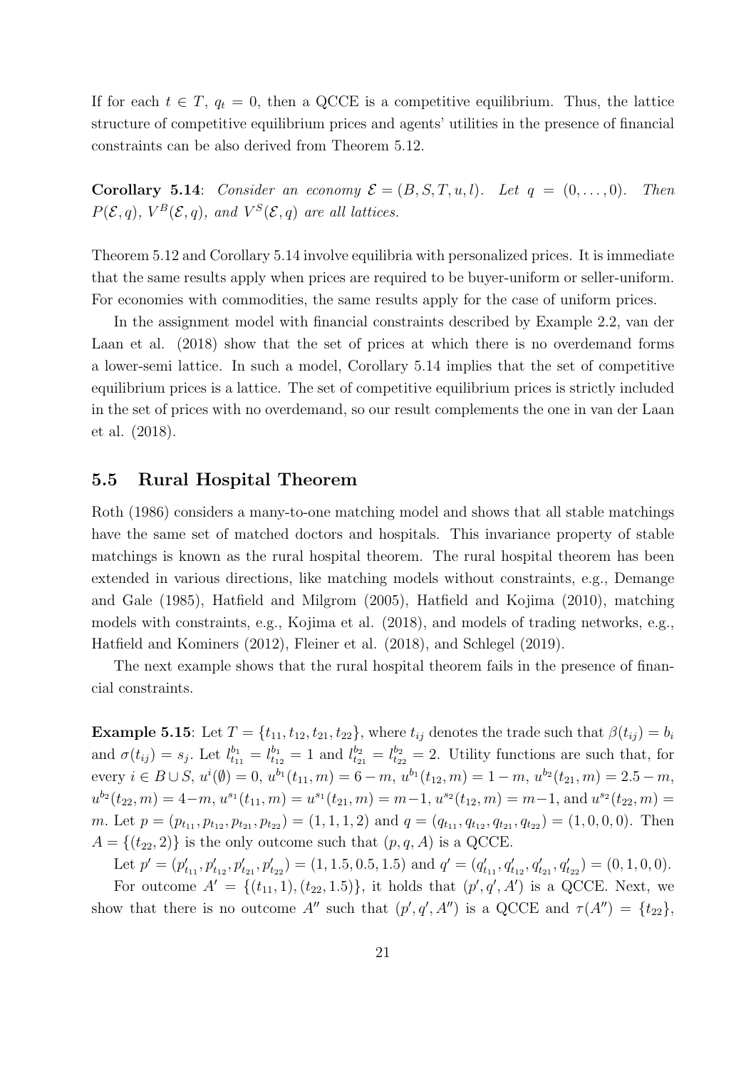If for each $t \in T$, $q_t = 0$, then a QCCE is a competitive equilibrium. Thus, the lattice structure of competitive equilibrium prices and agents' utilities in the presence of financial constraints can be also derived from Theorem 5.12.

**Corollary 5.14**: *Consider an economy $\mathcal{E} = (B, S, T, u, l)$. Let $q = (0, \dots, 0)$. Then $P(\mathcal{E}, q)$, $V^B(\mathcal{E}, q)$, and $V^S(\mathcal{E}, q)$ are all lattices.*

Theorem 5.12 and Corollary 5.14 involve equilibria with personalized prices. It is immediate that the same results apply when prices are required to be buyer-uniform or seller-uniform. For economies with commodities, the same results apply for the case of uniform prices.

In the assignment model with financial constraints described by Example 2.2, van der Laan et al. (2018) show that the set of prices at which there is no overdemand forms a lower-semi lattice. In such a model, Corollary 5.14 implies that the set of competitive equilibrium prices is a lattice. The set of competitive equilibrium prices is strictly included in the set of prices with no overdemand, so our result complements the one in van der Laan et al. (2018).

## 5.5 Rural Hospital Theorem

Roth (1986) considers a many-to-one matching model and shows that all stable matchings have the same set of matched doctors and hospitals. This invariance property of stable matchings is known as the rural hospital theorem. The rural hospital theorem has been extended in various directions, like matching models without constraints, e.g., Demange and Gale (1985), Hatfield and Milgrom (2005), Hatfield and Kojima (2010), matching models with constraints, e.g., Kojima et al. (2018), and models of trading networks, e.g., Hatfield and Kominers (2012), Fleiner et al. (2018), and Schlegel (2019).

The next example shows that the rural hospital theorem fails in the presence of financial constraints.

**Example 5.15**: Let $T = \{t_{11}, t_{12}, t_{21}, t_{22}\}$, where $t_{ij}$ denotes the trade such that $\beta(t_{ij}) = b_i$ and $\sigma(t_{ij}) = s_j$. Let $l^{b_1}_{t_{11}} = l^{b_1}_{t_{12}} = 1$ and $l^{b_2}_{t_{21}} = l^{b_2}_{t_{22}} = 2$. Utility functions are such that, for every $i \in B \cup S$, $u^i(\emptyset) = 0$, $u^{b_1}(t_{11}, m) = 6 - m$, $u^{b_1}(t_{12}, m) = 1 - m$, $u^{b_2}(t_{21}, m) = 2.5 - m$, $u^{b_2}(t_{22}, m) = 4 - m$, $u^{s_1}(t_{11}, m) = u^{s_1}(t_{21}, m) = m - 1$, $u^{s_2}(t_{12}, m) = m - 1$, and $u^{s_2}(t_{22}, m) = m$. Let $p = (p_{t_{11}}, p_{t_{12}}, p_{t_{21}}, p_{t_{22}}) = (1, 1, 1, 2)$ and $q = (q_{t_{11}}, q_{t_{12}}, q_{t_{21}}, q_{t_{22}}) = (1, 0, 0, 0)$. Then $A = \{(t_{22}, 2)\}$ is the only outcome such that $(p, q, A)$ is a QCCE.

Let $p' = (p'_{t_{11}}, p'_{t_{12}}, p'_{t_{21}}, p'_{t_{22}}) = (1, 1.5, 0.5, 1.5)$ and $q' = (q'_{t_{11}}, q'_{t_{12}}, q'_{t_{21}}, q'_{t_{22}}) = (0, 1, 0, 0)$.

For outcome $A' = \{(t_{11}, 1), (t_{22}, 1.5)\}$, it holds that $(p', q', A')$ is a QCCE. Next, we show that there is no outcome $A''$ such that $(p', q', A'')$ is a QCCE and $\tau(A'') = \{t_{22}\}$,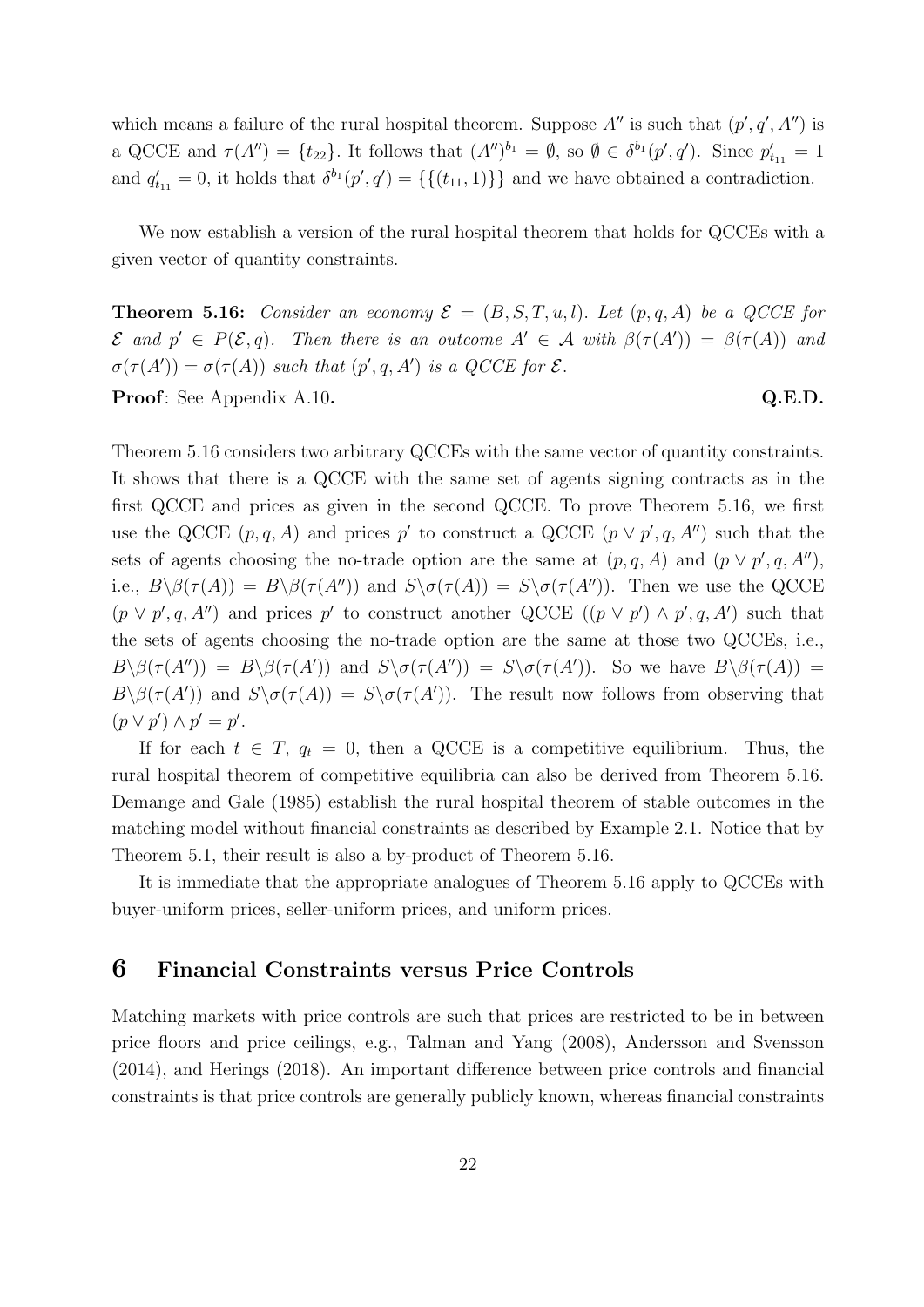which means a failure of the rural hospital theorem. Suppose $A''$ is such that $(p', q', A'')$ is a QCCE and $\tau(A'') = \{t_{22}\}$. It follows that $(A'')^{b_1} = \emptyset$, so $\emptyset \in \delta^{b_1}(p', q')$. Since $p'_{t_{11}} = 1$ and $q'_{t_{11}} = 0$, it holds that $\delta^{b_1}(p', q') = \{\{(t_{11}, 1)\}\}$ and we have obtained a contradiction.

We now establish a version of the rural hospital theorem that holds for QCCEs with a given vector of quantity constraints.

**Theorem 5.16:** *Consider an economy $\mathcal{E} = (B, S, T, u, l)$. Let $(p, q, A)$ be a QCCE for $\mathcal{E}$ and $p' \in P(\mathcal{E}, q)$. Then there is an outcome $A' \in \mathcal{A}$ with $\beta(\tau(A')) = \beta(\tau(A))$ and $\sigma(\tau(A')) = \sigma(\tau(A))$ such that $(p', q, A')$ is a QCCE for $\mathcal{E}$.*

**Proof**: See Appendix A.10. **Q.E.D.**

Theorem 5.16 considers two arbitrary QCCEs with the same vector of quantity constraints. It shows that there is a QCCE with the same set of agents signing contracts as in the first QCCE and prices as given in the second QCCE. To prove Theorem 5.16, we first use the QCCE $(p, q, A)$ and prices $p'$ to construct a QCCE $(p \vee p', q, A'')$ such that the sets of agents choosing the no-trade option are the same at $(p, q, A)$ and $(p \vee p', q, A'')$, i.e., $B \backslash \beta(\tau(A)) = B \backslash \beta(\tau(A''))$ and $S \backslash \sigma(\tau(A)) = S \backslash \sigma(\tau(A''))$. Then we use the QCCE $(p \vee p', q, A'')$ and prices $p'$ to construct another QCCE $((p \vee p') \wedge p', q, A')$ such that the sets of agents choosing the no-trade option are the same at those two QCCEs, i.e., $B \backslash \beta(\tau(A'')) = B \backslash \beta(\tau(A'))$ and $S \backslash \sigma(\tau(A'')) = S \backslash \sigma(\tau(A'))$. So we have $B \backslash \beta(\tau(A)) = B \backslash \beta(\tau(A'))$ and $S \backslash \sigma(\tau(A)) = S \backslash \sigma(\tau(A'))$. The result now follows from observing that $(p \vee p') \wedge p' = p'$.

If for each $t \in T$, $q_t = 0$, then a QCCE is a competitive equilibrium. Thus, the rural hospital theorem of competitive equilibria can also be derived from Theorem 5.16. Demange and Gale (1985) establish the rural hospital theorem of stable outcomes in the matching model without financial constraints as described by Example 2.1. Notice that by Theorem 5.1, their result is also a by-product of Theorem 5.16.

It is immediate that the appropriate analogues of Theorem 5.16 apply to QCCEs with buyer-uniform prices, seller-uniform prices, and uniform prices.

## 6 Financial Constraints versus Price Controls

Matching markets with price controls are such that prices are restricted to be in between price floors and price ceilings, e.g., Talman and Yang (2008), Andersson and Svensson (2014), and Herings (2018). An important difference between price controls and financial constraints is that price controls are generally publicly known, whereas financial constraints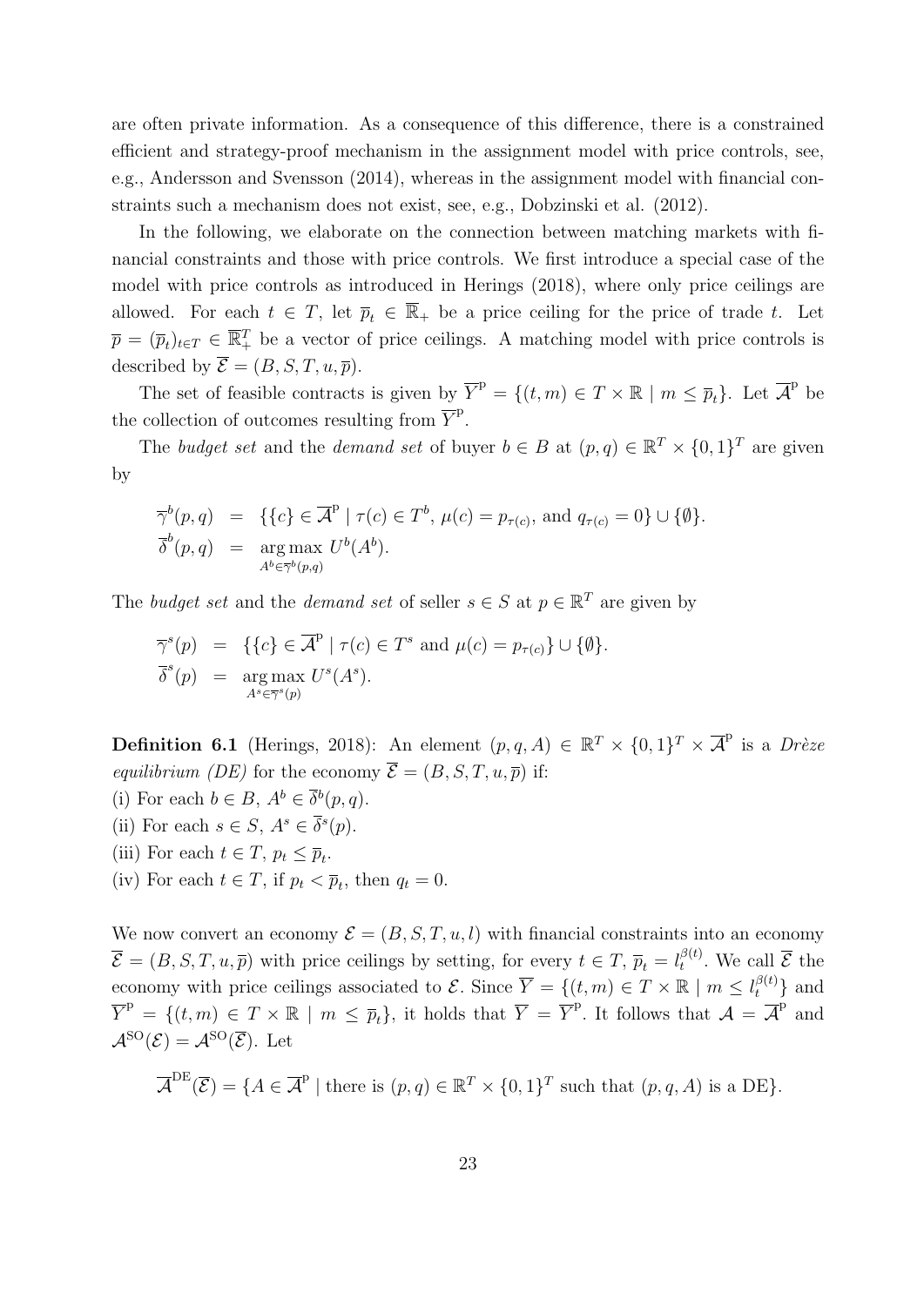are often private information. As a consequence of this difference, there is a constrained efficient and strategy-proof mechanism in the assignment model with price controls, see, e.g., Andersson and Svensson (2014), whereas in the assignment model with financial constraints such a mechanism does not exist, see, e.g., Dobzinski et al. (2012).

In the following, we elaborate on the connection between matching markets with financial constraints and those with price controls. We first introduce a special case of the model with price controls as introduced in Herings (2018), where only price ceilings are allowed. For each $t \in T$, let $\overline{p}_t \in \overline{\mathbb{R}}_+$ be a price ceiling for the price of trade $t$. Let $\overline{p} = (\overline{p}_t)_{t \in T} \in \overline{\mathbb{R}}^T_+$ be a vector of price ceilings. A matching model with price controls is described by $\overline{\mathcal{E}} = (B, S, T, u, \overline{p})$.

The set of feasible contracts is given by $\overline{Y}^{\mathrm{p}} = \{(t, m) \in T \times \mathbb{R} \mid m \leq \overline{p}_t\}$. Let $\overline{\mathcal{A}}^{\mathrm{p}}$ be the collection of outcomes resulting from $\overline{Y}^{\mathrm{p}}$.

The *budget set* and the *demand set* of buyer $b \in B$ at $(p, q) \in \mathbb{R}^T \times \{0, 1\}^T$ are given by

$$
\begin{aligned}
\overline{\gamma}^b(p, q) &= \{\{c\} \in \overline{\mathcal{A}}^{\mathrm{p}} \mid \tau(c) \in T^b,\ \mu(c) = p_{\tau(c)}, \text{ and } q_{\tau(c)} = 0\} \cup \{\emptyset\}. \\
\overline{\delta}^b(p, q) &= \underset{A^b \in \overline{\gamma}^b(p,q)}{\arg\max}\ U^b(A^b).
\end{aligned}
$$

The *budget set* and the *demand set* of seller $s \in S$ at $p \in \mathbb{R}^T$ are given by

$$
\begin{aligned}
\overline{\gamma}^s(p) &= \{\{c\} \in \overline{\mathcal{A}}^{\mathrm{p}} \mid \tau(c) \in T^s \text{ and } \mu(c) = p_{\tau(c)}\} \cup \{\emptyset\}. \\
\overline{\delta}^s(p) &= \underset{A^s \in \overline{\gamma}^s(p)}{\arg\max}\ U^s(A^s).
\end{aligned}
$$

**Definition 6.1** (Herings, 2018): An element $(p, q, A) \in \mathbb{R}^T \times \{0, 1\}^T \times \overline{\mathcal{A}}^{\mathrm{p}}$ is a *Drèze equilibrium (DE)* for the economy $\overline{\mathcal{E}} = (B, S, T, u, \overline{p})$ if:
(i) For each $b \in B$, $A^b \in \overline{\delta}^b(p, q)$.
(ii) For each $s \in S$, $A^s \in \overline{\delta}^s(p)$.
(iii) For each $t \in T$, $p_t \leq \overline{p}_t$.
(iv) For each $t \in T$, if $p_t < \overline{p}_t$, then $q_t = 0$.

We now convert an economy $\mathcal{E} = (B, S, T, u, l)$ with financial constraints into an economy $\overline{\mathcal{E}} = (B, S, T, u, \overline{p})$ with price ceilings by setting, for every $t \in T$, $\overline{p}_t = l_t^{\beta(t)}$. We call $\overline{\mathcal{E}}$ the economy with price ceilings associated to $\mathcal{E}$. Since $\overline{Y} = \{(t, m) \in T \times \mathbb{R} \mid m \leq l_t^{\beta(t)}\}$ and $\overline{Y}^{\mathrm{p}} = \{(t, m) \in T \times \mathbb{R} \mid m \leq \overline{p}_t\}$, it holds that $\overline{Y} = \overline{Y}^{\mathrm{p}}$. It follows that $\mathcal{A} = \overline{\mathcal{A}}^{\mathrm{p}}$ and $\mathcal{A}^{\mathrm{SO}}(\mathcal{E}) = \mathcal{A}^{\mathrm{SO}}(\overline{\mathcal{E}})$. Let

$$
\overline{\mathcal{A}}^{\mathrm{DE}}(\overline{\mathcal{E}}) = \{A \in \overline{\mathcal{A}}^{\mathrm{p}} \mid \text{there is } (p, q) \in \mathbb{R}^T \times \{0, 1\}^T \text{ such that } (p, q, A) \text{ is a DE}\}.
$$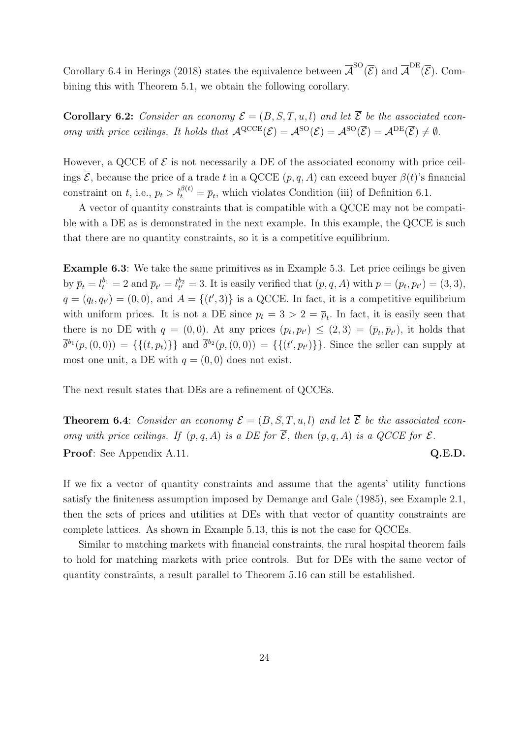Corollary 6.4 in Herings (2018) states the equivalence between $\overline{\mathcal{A}}^{\mathrm{SO}}(\overline{\mathcal{E}})$ and $\overline{\mathcal{A}}^{\mathrm{DE}}(\overline{\mathcal{E}})$. Combining this with Theorem 5.1, we obtain the following corollary.

**Corollary 6.2:** *Consider an economy $\mathcal{E} = (B, S, T, u, l)$ and let $\overline{\mathcal{E}}$ be the associated economy with price ceilings. It holds that $\mathcal{A}^{\mathrm{QCCE}}(\mathcal{E}) = \mathcal{A}^{\mathrm{SO}}(\mathcal{E}) = \mathcal{A}^{\mathrm{SO}}(\overline{\mathcal{E}}) = \mathcal{A}^{\mathrm{DE}}(\overline{\mathcal{E}}) \neq \emptyset$.*

However, a QCCE of $\mathcal{E}$ is not necessarily a DE of the associated economy with price ceilings $\overline{\mathcal{E}}$, because the price of a trade $t$ in a QCCE $(p, q, A)$ can exceed buyer $\beta(t)$'s financial constraint on $t$, i.e., $p_t > l_t^{\beta(t)} = \overline{p}_t$, which violates Condition (iii) of Definition 6.1.

A vector of quantity constraints that is compatible with a QCCE may not be compatible with a DE as is demonstrated in the next example. In this example, the QCCE is such that there are no quantity constraints, so it is a competitive equilibrium.

**Example 6.3**: We take the same primitives as in Example 5.3. Let price ceilings be given by $\overline{p}_t = l_t^{b_1} = 2$ and $\overline{p}_{t'} = l_{t'}^{b_2} = 3$. It is easily verified that $(p, q, A)$ with $p = (p_t, p_{t'}) = (3, 3)$, $q = (q_t, q_{t'}) = (0, 0)$, and $A = \{(t', 3)\}$ is a QCCE. In fact, it is a competitive equilibrium with uniform prices. It is not a DE since $p_t = 3 > 2 = \overline{p}_t$. In fact, it is easily seen that there is no DE with $q = (0, 0)$. At any prices $(p_t, p_{t'}) \leq (2, 3) = (\overline{p}_t, \overline{p}_{t'})$, it holds that $\overline{\delta}^{b_1}(p, (0, 0)) = \{\{(t, p_t)\}\}$ and $\overline{\delta}^{b_2}(p, (0, 0)) = \{\{(t', p_{t'})\}\}$. Since the seller can supply at most one unit, a DE with $q = (0, 0)$ does not exist.

The next result states that DEs are a refinement of QCCEs.

**Theorem 6.4**: *Consider an economy $\mathcal{E} = (B, S, T, u, l)$ and let $\overline{\mathcal{E}}$ be the associated economy with price ceilings. If $(p, q, A)$ is a DE for $\overline{\mathcal{E}}$, then $(p, q, A)$ is a QCCE for $\mathcal{E}$.*

**Proof**: See Appendix A.11. **Q.E.D.**

If we fix a vector of quantity constraints and assume that the agents' utility functions satisfy the finiteness assumption imposed by Demange and Gale (1985), see Example 2.1, then the sets of prices and utilities at DEs with that vector of quantity constraints are complete lattices. As shown in Example 5.13, this is not the case for QCCEs.

Similar to matching markets with financial constraints, the rural hospital theorem fails to hold for matching markets with price controls. But for DEs with the same vector of quantity constraints, a result parallel to Theorem 5.16 can still be established.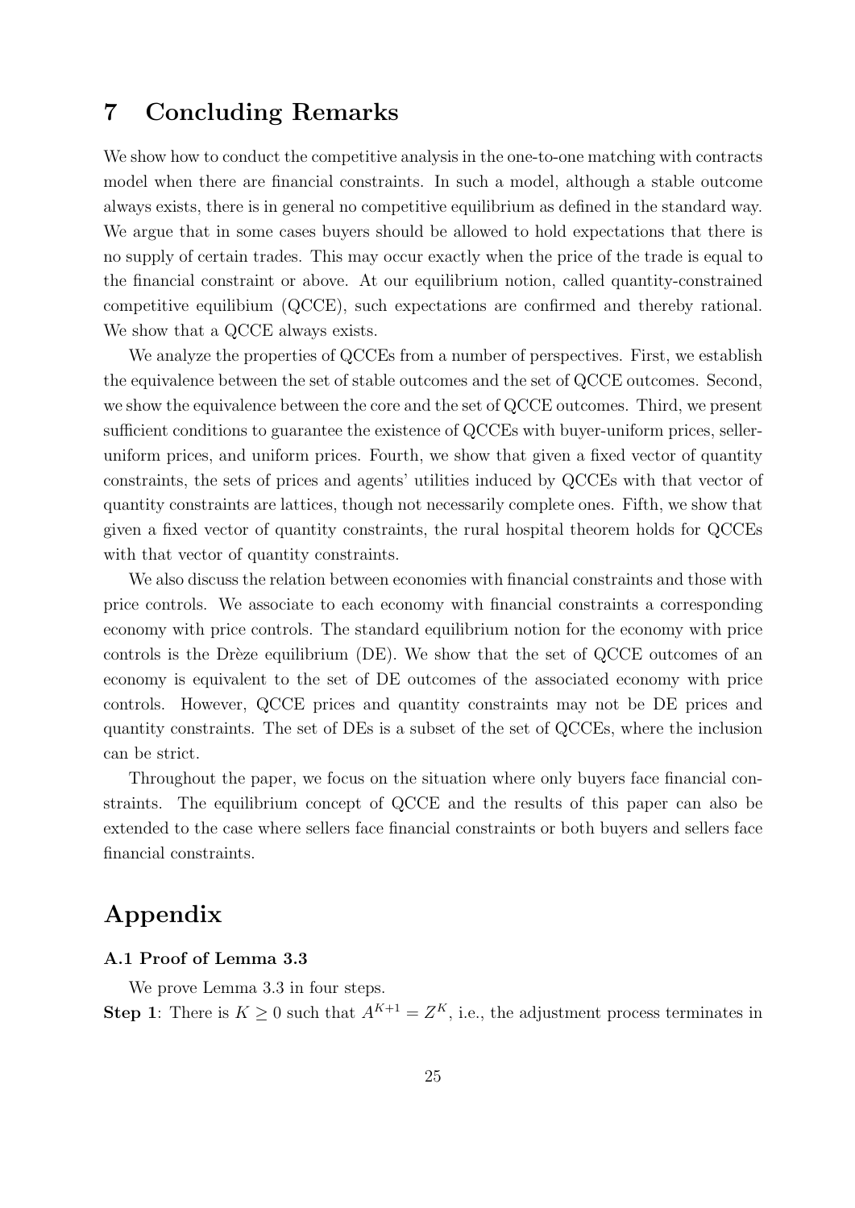## 7 Concluding Remarks

We show how to conduct the competitive analysis in the one-to-one matching with contracts model when there are financial constraints. In such a model, although a stable outcome always exists, there is in general no competitive equilibrium as defined in the standard way. We argue that in some cases buyers should be allowed to hold expectations that there is no supply of certain trades. This may occur exactly when the price of the trade is equal to the financial constraint or above. At our equilibrium notion, called quantity-constrained competitive equilibrium (QCCE), such expectations are confirmed and thereby rational. We show that a QCCE always exists.

We analyze the properties of QCCEs from a number of perspectives. First, we establish the equivalence between the set of stable outcomes and the set of QCCE outcomes. Second, we show the equivalence between the core and the set of QCCE outcomes. Third, we present sufficient conditions to guarantee the existence of QCCEs with buyer-uniform prices, seller-uniform prices, and uniform prices. Fourth, we show that given a fixed vector of quantity constraints, the sets of prices and agents' utilities induced by QCCEs with that vector of quantity constraints are lattices, though not necessarily complete ones. Fifth, we show that given a fixed vector of quantity constraints, the rural hospital theorem holds for QCCEs with that vector of quantity constraints.

We also discuss the relation between economies with financial constraints and those with price controls. We associate to each economy with financial constraints a corresponding economy with price controls. The standard equilibrium notion for the economy with price controls is the Drèze equilibrium (DE). We show that the set of QCCE outcomes of an economy is equivalent to the set of DE outcomes of the associated economy with price controls. However, QCCE prices and quantity constraints may not be DE prices and quantity constraints. The set of DEs is a subset of the set of QCCEs, where the inclusion can be strict.

Throughout the paper, we focus on the situation where only buyers face financial constraints. The equilibrium concept of QCCE and the results of this paper can also be extended to the case where sellers face financial constraints or both buyers and sellers face financial constraints.

## Appendix

### A.1 Proof of Lemma 3.3

We prove Lemma 3.3 in four steps.

**Step 1**: There is $K \geq 0$ such that $A^{K+1} = Z^K$, i.e., the adjustment process terminates in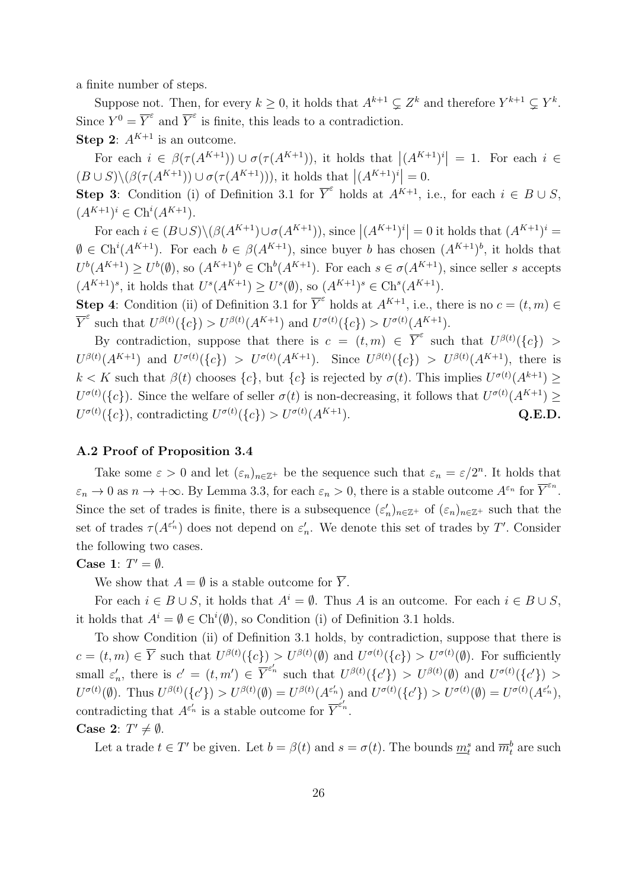a finite number of steps.

Suppose not. Then, for every $k \geq 0$, it holds that $A^{k+1} \subsetneq Z^k$ and therefore $Y^{k+1} \subsetneq Y^k$. Since $Y^0 = \overline{Y}^{\varepsilon}$ and $\overline{Y}^{\varepsilon}$ is finite, this leads to a contradiction.

**Step 2**: $A^{K+1}$ is an outcome.

For each $i \in \beta(\tau(A^{K+1})) \cup \sigma(\tau(A^{K+1}))$, it holds that $\left|(A^{K+1})^i\right| = 1$. For each $i \in (B \cup S) \backslash (\beta(\tau(A^{K+1})) \cup \sigma(\tau(A^{K+1})))$, it holds that $\left|(A^{K+1})^i\right| = 0$.

**Step 3**: Condition (i) of Definition 3.1 for $\overline{Y}^{\varepsilon}$ holds at $A^{K+1}$, i.e., for each $i \in B \cup S$, $(A^{K+1})^i \in \mathrm{Ch}^i(A^{K+1})$.

For each $i \in (B \cup S) \backslash (\beta(A^{K+1}) \cup \sigma(A^{K+1}))$, since $\left|(A^{K+1})^i\right| = 0$ it holds that $(A^{K+1})^i = \emptyset \in \mathrm{Ch}^i(A^{K+1})$. For each $b \in \beta(A^{K+1})$, since buyer $b$ has chosen $(A^{K+1})^b$, it holds that $U^b(A^{K+1}) \geq U^b(\emptyset)$, so $(A^{K+1})^b \in \mathrm{Ch}^b(A^{K+1})$. For each $s \in \sigma(A^{K+1})$, since seller $s$ accepts $(A^{K+1})^s$, it holds that $U^s(A^{K+1}) \geq U^s(\emptyset)$, so $(A^{K+1})^s \in \mathrm{Ch}^s(A^{K+1})$.

**Step 4**: Condition (ii) of Definition 3.1 for $\overline{Y}^{\varepsilon}$ holds at $A^{K+1}$, i.e., there is no $c = (t, m) \in \overline{Y}^{\varepsilon}$ such that $U^{\beta(t)}(\{c\}) > U^{\beta(t)}(A^{K+1})$ and $U^{\sigma(t)}(\{c\}) > U^{\sigma(t)}(A^{K+1})$.

By contradiction, suppose that there is $c = (t, m) \in \overline{Y}^{\varepsilon}$ such that $U^{\beta(t)}(\{c\}) > U^{\beta(t)}(A^{K+1})$ and $U^{\sigma(t)}(\{c\}) > U^{\sigma(t)}(A^{K+1})$. Since $U^{\beta(t)}(\{c\}) > U^{\beta(t)}(A^{K+1})$, there is $k < K$ such that $\beta(t)$ chooses $\{c\}$, but $\{c\}$ is rejected by $\sigma(t)$. This implies $U^{\sigma(t)}(A^{k+1}) \geq U^{\sigma(t)}(\{c\})$. Since the welfare of seller $\sigma(t)$ is non-decreasing, it follows that $U^{\sigma(t)}(A^{K+1}) \geq U^{\sigma(t)}(\{c\})$, contradicting $U^{\sigma(t)}(\{c\}) > U^{\sigma(t)}(A^{K+1})$. **Q.E.D.**

### A.2 Proof of Proposition 3.4

Take some $\varepsilon > 0$ and let $(\varepsilon_n)_{n \in \mathbb{Z}^+}$ be the sequence such that $\varepsilon_n = \varepsilon/2^n$. It holds that $\varepsilon_n \to 0$ as $n \to +\infty$. By Lemma 3.3, for each $\varepsilon_n > 0$, there is a stable outcome $A^{\varepsilon_n}$ for $\overline{Y}^{\varepsilon_n}$. Since the set of trades is finite, there is a subsequence $(\varepsilon'_n)_{n \in \mathbb{Z}^+}$ of $(\varepsilon_n)_{n \in \mathbb{Z}^+}$ such that the set of trades $\tau(A^{\varepsilon'_n})$ does not depend on $\varepsilon'_n$. We denote this set of trades by $T'$. Consider the following two cases.

**Case 1**: $T' = \emptyset$.

We show that $A = \emptyset$ is a stable outcome for $\overline{Y}$.

For each $i \in B \cup S$, it holds that $A^i = \emptyset$. Thus $A$ is an outcome. For each $i \in B \cup S$, it holds that $A^i = \emptyset \in \mathrm{Ch}^i(\emptyset)$, so Condition (i) of Definition 3.1 holds.

To show Condition (ii) of Definition 3.1 holds, by contradiction, suppose that there is $c = (t, m) \in \overline{Y}$ such that $U^{\beta(t)}(\{c\}) > U^{\beta(t)}(\emptyset)$ and $U^{\sigma(t)}(\{c\}) > U^{\sigma(t)}(\emptyset)$. For sufficiently small $\varepsilon'_n$, there is $c' = (t, m') \in \overline{Y}^{\varepsilon'_n}$ such that $U^{\beta(t)}(\{c'\}) > U^{\beta(t)}(\emptyset)$ and $U^{\sigma(t)}(\{c'\}) > U^{\sigma(t)}(\emptyset)$. Thus $U^{\beta(t)}(\{c'\}) > U^{\beta(t)}(\emptyset) = U^{\beta(t)}(A^{\varepsilon'_n})$ and $U^{\sigma(t)}(\{c'\}) > U^{\sigma(t)}(\emptyset) = U^{\sigma(t)}(A^{\varepsilon'_n})$, contradicting that $A^{\varepsilon'_n}$ is a stable outcome for $\overline{Y}^{\varepsilon'_n}$.

**Case 2**: $T' \neq \emptyset$.

Let a trade $t \in T'$ be given. Let $b = \beta(t)$ and $s = \sigma(t)$. The bounds $\underline{m}^s_t$ and $\overline{m}^b_t$ are such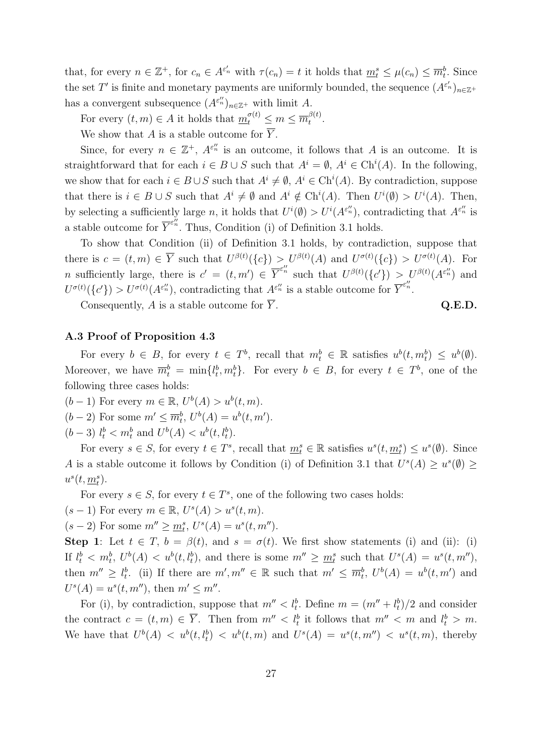that, for every $n \in \mathbb{Z}^+$, for $c_n \in A^{\varepsilon'_n}$ with $\tau(c_n) = t$ it holds that $\underline{m}^s_t \le \mu(c_n) \le \overline{m}^b_t$. Since the set $T'$ is finite and monetary payments are uniformly bounded, the sequence $(A^{\varepsilon'_n})_{n \in \mathbb{Z}^+}$ has a convergent subsequence $(A^{\varepsilon''_n})_{n \in \mathbb{Z}^+}$ with limit $A$.

For every $(t, m) \in A$ it holds that $\underline{m}^{\sigma(t)}_t \le m \le \overline{m}^{\beta(t)}_t$.

We show that $A$ is a stable outcome for $\overline{Y}$.

Since, for every $n \in \mathbb{Z}^+$, $A^{\varepsilon''_n}$ is an outcome, it follows that $A$ is an outcome. It is straightforward that for each $i \in B \cup S$ such that $A^i = \emptyset$, $A^i \in \mathrm{Ch}^i(A)$. In the following, we show that for each $i \in B \cup S$ such that $A^i \ne \emptyset$, $A^i \in \mathrm{Ch}^i(A)$. By contradiction, suppose that there is $i \in B \cup S$ such that $A^i \ne \emptyset$ and $A^i \notin \mathrm{Ch}^i(A)$. Then $U^i(\emptyset) > U^i(A)$. Then, by selecting a sufficiently large $n$, it holds that $U^i(\emptyset) > U^i(A^{\varepsilon''_n})$, contradicting that $A^{\varepsilon''_n}$ is a stable outcome for $\overline{Y}^{\varepsilon''_n}$. Thus, Condition (i) of Definition 3.1 holds.

To show that Condition (ii) of Definition 3.1 holds, by contradiction, suppose that there is $c = (t, m) \in \overline{Y}$ such that $U^{\beta(t)}(\{c\}) > U^{\beta(t)}(A)$ and $U^{\sigma(t)}(\{c\}) > U^{\sigma(t)}(A)$. For $n$ sufficiently large, there is $c' = (t, m') \in \overline{Y}^{\varepsilon''_n}$ such that $U^{\beta(t)}(\{c'\}) > U^{\beta(t)}(A^{\varepsilon''_n})$ and $U^{\sigma(t)}(\{c'\}) > U^{\sigma(t)}(A^{\varepsilon''_n})$, contradicting that $A^{\varepsilon''_n}$ is a stable outcome for $\overline{Y}^{\varepsilon''_n}$.

Consequently, $A$ is a stable outcome for $\overline{Y}$. **Q.E.D.**

### A.3 Proof of Proposition 4.3

For every $b \in B$, for every $t \in T^b$, recall that $m^b_t \in \mathbb{R}$ satisfies $u^b(t, m^b_t) \le u^b(\emptyset)$. Moreover, we have $\overline{m}^b_t = \min\{l^b_t, m^b_t\}$. For every $b \in B$, for every $t \in T^b$, one of the following three cases holds:

$(b-1)$ For every $m \in \mathbb{R}$, $U^b(A) > u^b(t, m)$.

$(b-2)$ For some $m' \le \overline{m}^b_t$, $U^b(A) = u^b(t, m')$.

$(b-3)$ $l^b_t < m^b_t$ and $U^b(A) < u^b(t, l^b_t)$.

For every $s \in S$, for every $t \in T^s$, recall that $\underline{m}^s_t \in \mathbb{R}$ satisfies $u^s(t, \underline{m}^s_t) \le u^s(\emptyset)$. Since $A$ is a stable outcome it follows by Condition (i) of Definition 3.1 that $U^s(A) \ge u^s(\emptyset) \ge u^s(t, \underline{m}^s_t)$.

For every $s \in S$, for every $t \in T^s$, one of the following two cases holds:

$(s-1)$ For every $m \in \mathbb{R}$, $U^s(A) > u^s(t, m)$.

$(s-2)$ For some $m'' \ge \underline{m}^s_t$, $U^s(A) = u^s(t, m'')$.

**Step 1**: Let $t \in T$, $b = \beta(t)$, and $s = \sigma(t)$. We first show statements (i) and (ii): (i) If $l^b_t < m^b_t$, $U^b(A) < u^b(t, l^b_t)$, and there is some $m'' \ge \underline{m}^s_t$ such that $U^s(A) = u^s(t, m'')$, then $m'' \ge l^b_t$. (ii) If there are $m', m'' \in \mathbb{R}$ such that $m' \le \overline{m}^b_t$, $U^b(A) = u^b(t, m')$ and $U^s(A) = u^s(t, m'')$, then $m' \le m''$.

For (i), by contradiction, suppose that $m'' < l^b_t$. Define $m = (m'' + l^b_t)/2$ and consider the contract $c = (t, m) \in \overline{Y}$. Then from $m'' < l^b_t$ it follows that $m'' < m$ and $l^b_t > m$. We have that $U^b(A) < u^b(t, l^b_t) < u^b(t, m)$ and $U^s(A) = u^s(t, m'') < u^s(t, m)$, thereby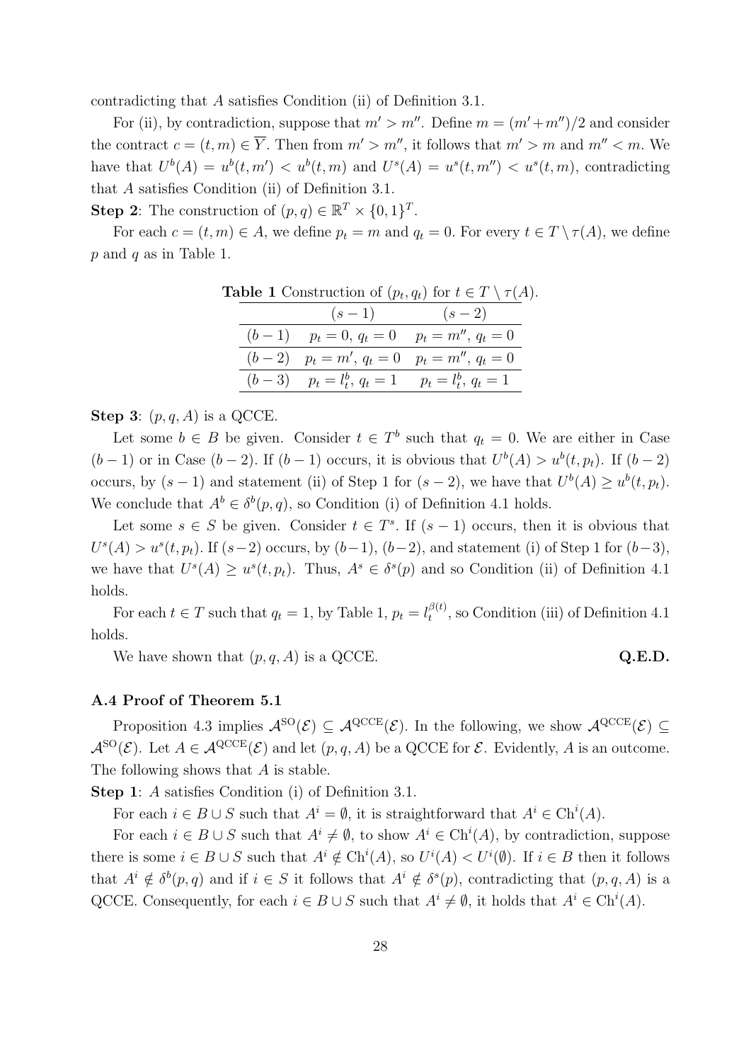contradicting that $A$ satisfies Condition (ii) of Definition 3.1.

For (ii), by contradiction, suppose that $m' > m''$. Define $m = (m' + m'')/2$ and consider the contract $c = (t, m) \in \overline{Y}$. Then from $m' > m''$, it follows that $m' > m$ and $m'' < m$. We have that $U^b(A) = u^b(t, m') < u^b(t, m)$ and $U^s(A) = u^s(t, m'') < u^s(t, m)$, contradicting that $A$ satisfies Condition (ii) of Definition 3.1.

**Step 2**: The construction of $(p, q) \in \mathbb{R}^T \times \{0, 1\}^T$.

For each $c = (t, m) \in A$, we define $p_t = m$ and $q_t = 0$. For every $t \in T \setminus \tau(A)$, we define $p$ and $q$ as in Table 1.

**Table 1** Construction of $(p_t, q_t)$ for $t \in T \setminus \tau(A)$.

| | $(s-1)$ | $(s-2)$ |
|---|---|---|
| $(b-1)$ | $p_t = 0$, $q_t = 0$ | $p_t = m''$, $q_t = 0$ |
| $(b-2)$ | $p_t = m'$, $q_t = 0$ | $p_t = m''$, $q_t = 0$ |
| $(b-3)$ | $p_t = l_t^b$, $q_t = 1$ | $p_t = l_t^b$, $q_t = 1$ |

**Step 3**: $(p, q, A)$ is a QCCE.

Let some $b \in B$ be given. Consider $t \in T^b$ such that $q_t = 0$. We are either in Case $(b-1)$ or in Case $(b-2)$. If $(b-1)$ occurs, it is obvious that $U^b(A) > u^b(t, p_t)$. If $(b-2)$ occurs, by $(s-1)$ and statement (ii) of Step 1 for $(s-2)$, we have that $U^b(A) \geq u^b(t, p_t)$. We conclude that $A^b \in \delta^b(p, q)$, so Condition (i) of Definition 4.1 holds.

Let some $s \in S$ be given. Consider $t \in T^s$. If $(s-1)$ occurs, then it is obvious that $U^s(A) > u^s(t, p_t)$. If $(s-2)$ occurs, by $(b-1)$, $(b-2)$, and statement (i) of Step 1 for $(b-3)$, we have that $U^s(A) \geq u^s(t, p_t)$. Thus, $A^s \in \delta^s(p)$ and so Condition (ii) of Definition 4.1 holds.

For each $t \in T$ such that $q_t = 1$, by Table 1, $p_t = l_t^{\beta(t)}$, so Condition (iii) of Definition 4.1 holds.

We have shown that $(p, q, A)$ is a QCCE. **Q.E.D.**

### A.4 Proof of Theorem 5.1

Proposition 4.3 implies $\mathcal{A}^{\mathrm{SO}}(\mathcal{E}) \subseteq \mathcal{A}^{\mathrm{QCCE}}(\mathcal{E})$. In the following, we show $\mathcal{A}^{\mathrm{QCCE}}(\mathcal{E}) \subseteq \mathcal{A}^{\mathrm{SO}}(\mathcal{E})$. Let $A \in \mathcal{A}^{\mathrm{QCCE}}(\mathcal{E})$ and let $(p, q, A)$ be a QCCE for $\mathcal{E}$. Evidently, $A$ is an outcome. The following shows that $A$ is stable.

**Step 1**: $A$ satisfies Condition (i) of Definition 3.1.

For each $i \in B \cup S$ such that $A^i = \emptyset$, it is straightforward that $A^i \in \mathrm{Ch}^i(A)$.

For each $i \in B \cup S$ such that $A^i \neq \emptyset$, to show $A^i \in \mathrm{Ch}^i(A)$, by contradiction, suppose there is some $i \in B \cup S$ such that $A^i \notin \mathrm{Ch}^i(A)$, so $U^i(A) < U^i(\emptyset)$. If $i \in B$ then it follows that $A^i \notin \delta^b(p, q)$ and if $i \in S$ it follows that $A^i \notin \delta^s(p)$, contradicting that $(p, q, A)$ is a QCCE. Consequently, for each $i \in B \cup S$ such that $A^i \neq \emptyset$, it holds that $A^i \in \mathrm{Ch}^i(A)$.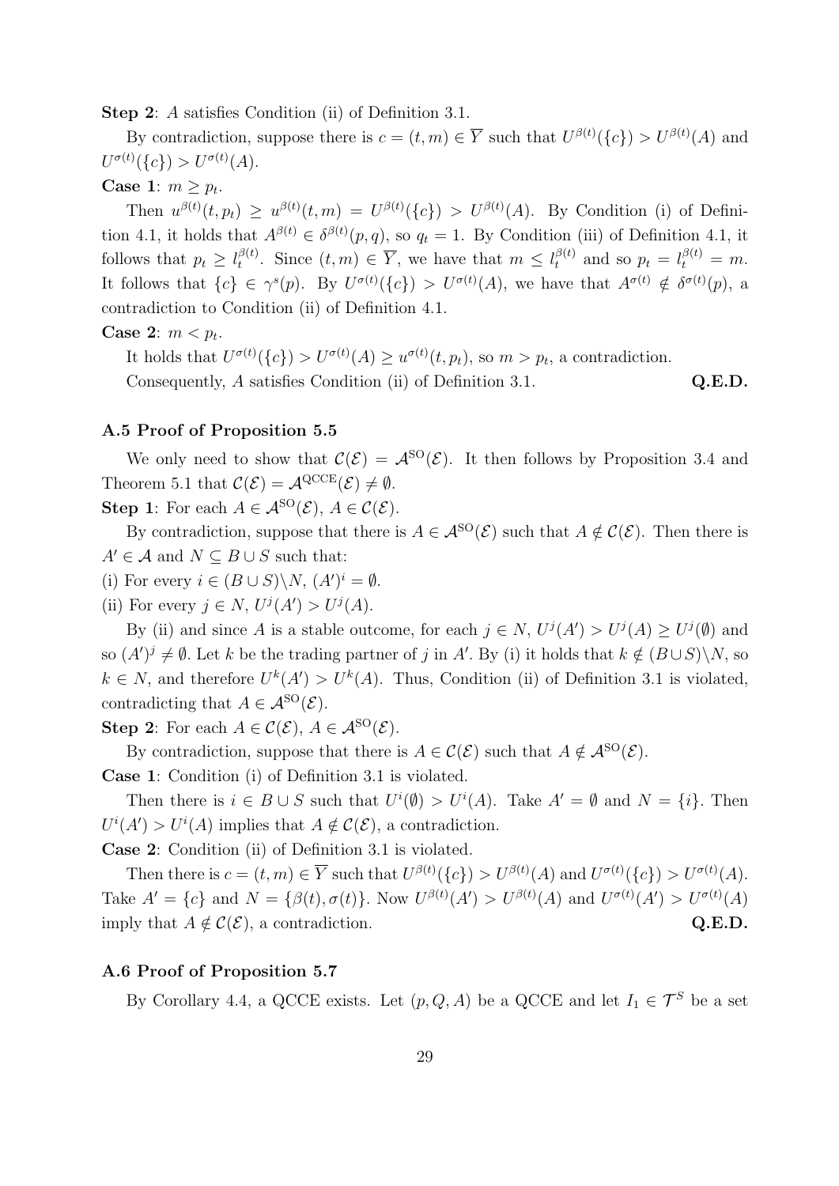**Step 2**: $A$ satisfies Condition (ii) of Definition 3.1.

By contradiction, suppose there is $c = (t, m) \in \overline{Y}$ such that $U^{\beta(t)}(\{c\}) > U^{\beta(t)}(A)$ and $U^{\sigma(t)}(\{c\}) > U^{\sigma(t)}(A)$.

**Case 1**: $m \geq p_t$.

Then $u^{\beta(t)}(t, p_t) \geq u^{\beta(t)}(t, m) = U^{\beta(t)}(\{c\}) > U^{\beta(t)}(A)$. By Condition (i) of Definition 4.1, it holds that $A^{\beta(t)} \in \delta^{\beta(t)}(p, q)$, so $q_t = 1$. By Condition (iii) of Definition 4.1, it follows that $p_t \geq l_t^{\beta(t)}$. Since $(t, m) \in \overline{Y}$, we have that $m \leq l_t^{\beta(t)}$ and so $p_t = l_t^{\beta(t)} = m$. It follows that $\{c\} \in \gamma^s(p)$. By $U^{\sigma(t)}(\{c\}) > U^{\sigma(t)}(A)$, we have that $A^{\sigma(t)} \notin \delta^{\sigma(t)}(p)$, a contradiction to Condition (ii) of Definition 4.1.

**Case 2**: $m < p_t$.

It holds that $U^{\sigma(t)}(\{c\}) > U^{\sigma(t)}(A) \geq u^{\sigma(t)}(t, p_t)$, so $m > p_t$, a contradiction.

Consequently, $A$ satisfies Condition (ii) of Definition 3.1. **Q.E.D.**

### A.5 Proof of Proposition 5.5

We only need to show that $\mathcal{C}(\mathcal{E}) = \mathcal{A}^{\text{SO}}(\mathcal{E})$. It then follows by Proposition 3.4 and Theorem 5.1 that $\mathcal{C}(\mathcal{E}) = \mathcal{A}^{\text{QCCE}}(\mathcal{E}) \neq \emptyset$.

**Step 1**: For each $A \in \mathcal{A}^{\text{SO}}(\mathcal{E})$, $A \in \mathcal{C}(\mathcal{E})$.

By contradiction, suppose that there is $A \in \mathcal{A}^{\text{SO}}(\mathcal{E})$ such that $A \notin \mathcal{C}(\mathcal{E})$. Then there is $A' \in \mathcal{A}$ and $N \subseteq B \cup S$ such that:

(i) For every $i \in (B \cup S) \backslash N$, $(A')^i = \emptyset$.

(ii) For every $j \in N$, $U^j(A') > U^j(A)$.

By (ii) and since $A$ is a stable outcome, for each $j \in N$, $U^j(A') > U^j(A) \geq U^j(\emptyset)$ and so $(A')^j \neq \emptyset$. Let $k$ be the trading partner of $j$ in $A'$. By (i) it holds that $k \notin (B \cup S) \backslash N$, so $k \in N$, and therefore $U^k(A') > U^k(A)$. Thus, Condition (ii) of Definition 3.1 is violated, contradicting that $A \in \mathcal{A}^{\text{SO}}(\mathcal{E})$.

**Step 2**: For each $A \in \mathcal{C}(\mathcal{E})$, $A \in \mathcal{A}^{\text{SO}}(\mathcal{E})$.

By contradiction, suppose that there is $A \in \mathcal{C}(\mathcal{E})$ such that $A \notin \mathcal{A}^{\text{SO}}(\mathcal{E})$.

**Case 1**: Condition (i) of Definition 3.1 is violated.

Then there is $i \in B \cup S$ such that $U^i(\emptyset) > U^i(A)$. Take $A' = \emptyset$ and $N = \{i\}$. Then $U^i(A') > U^i(A)$ implies that $A \notin \mathcal{C}(\mathcal{E})$, a contradiction.

**Case 2**: Condition (ii) of Definition 3.1 is violated.

Then there is $c = (t, m) \in \overline{Y}$ such that $U^{\beta(t)}(\{c\}) > U^{\beta(t)}(A)$ and $U^{\sigma(t)}(\{c\}) > U^{\sigma(t)}(A)$. Take $A' = \{c\}$ and $N = \{\beta(t), \sigma(t)\}$. Now $U^{\beta(t)}(A') > U^{\beta(t)}(A)$ and $U^{\sigma(t)}(A') > U^{\sigma(t)}(A)$ imply that $A \notin \mathcal{C}(\mathcal{E})$, a contradiction. **Q.E.D.**

### A.6 Proof of Proposition 5.7

By Corollary 4.4, a QCCE exists. Let $(p, Q, A)$ be a QCCE and let $I_1 \in \mathcal{T}^S$ be a set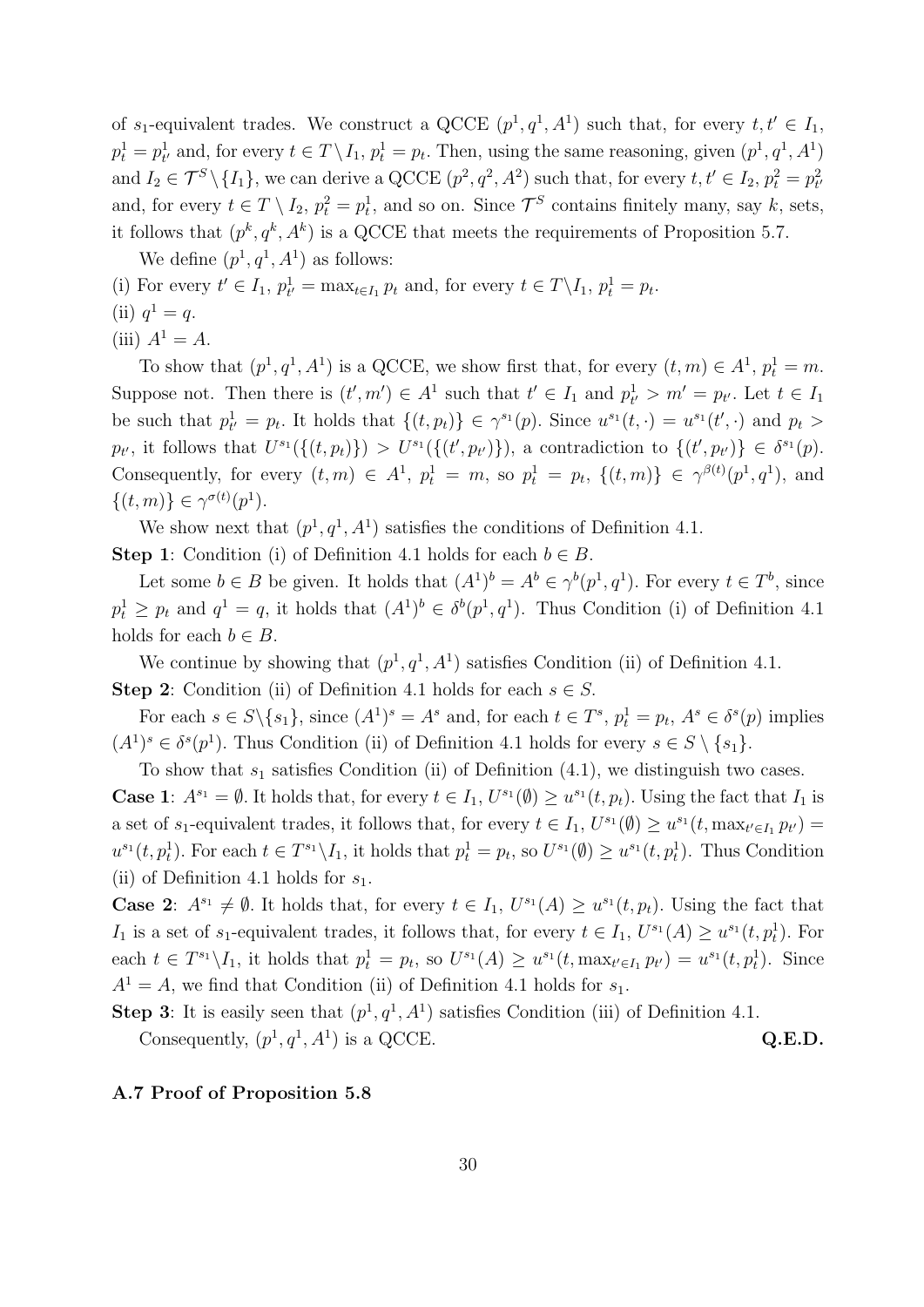of $s_1$-equivalent trades. We construct a QCCE $(p^1, q^1, A^1)$ such that, for every $t, t' \in I_1$, $p^1_t = p^1_{t'}$ and, for every $t \in T \setminus I_1$, $p^1_t = p_t$. Then, using the same reasoning, given $(p^1, q^1, A^1)$ and $I_2 \in \mathcal{T}^S \setminus \{I_1\}$, we can derive a QCCE $(p^2, q^2, A^2)$ such that, for every $t, t' \in I_2$, $p^2_t = p^2_{t'}$ and, for every $t \in T \setminus I_2$, $p^2_t = p^1_t$, and so on. Since $\mathcal{T}^S$ contains finitely many, say $k$, sets, it follows that $(p^k, q^k, A^k)$ is a QCCE that meets the requirements of Proposition 5.7.

We define $(p^1, q^1, A^1)$ as follows:

(i) For every $t' \in I_1$, $p^1_{t'} = \max_{t \in I_1} p_t$ and, for every $t \in T \setminus I_1$, $p^1_t = p_t$.

(ii) $q^1 = q$.

(iii) $A^1 = A$.

To show that $(p^1, q^1, A^1)$ is a QCCE, we show first that, for every $(t, m) \in A^1$, $p^1_t = m$. Suppose not. Then there is $(t', m') \in A^1$ such that $t' \in I_1$ and $p^1_{t'} > m' = p_{t'}$. Let $t \in I_1$ be such that $p^1_{t'} = p_t$. It holds that $\{(t, p_t)\} \in \gamma^{s_1}(p)$. Since $u^{s_1}(t, \cdot) = u^{s_1}(t', \cdot)$ and $p_t > p_{t'}$, it follows that $U^{s_1}(\{(t, p_t)\}) > U^{s_1}(\{(t', p_{t'})\})$, a contradiction to $\{(t', p_{t'})\} \in \delta^{s_1}(p)$. Consequently, for every $(t, m) \in A^1$, $p^1_t = m$, so $p^1_t = p_t$, $\{(t, m)\} \in \gamma^{\beta(t)}(p^1, q^1)$, and $\{(t, m)\} \in \gamma^{\sigma(t)}(p^1)$.

We show next that $(p^1, q^1, A^1)$ satisfies the conditions of Definition 4.1.

**Step 1**: Condition (i) of Definition 4.1 holds for each $b \in B$.

Let some $b \in B$ be given. It holds that $(A^1)^b = A^b \in \gamma^b(p^1, q^1)$. For every $t \in T^b$, since $p^1_t \geq p_t$ and $q^1 = q$, it holds that $(A^1)^b \in \delta^b(p^1, q^1)$. Thus Condition (i) of Definition 4.1 holds for each $b \in B$.

We continue by showing that $(p^1, q^1, A^1)$ satisfies Condition (ii) of Definition 4.1.

**Step 2**: Condition (ii) of Definition 4.1 holds for each $s \in S$.

For each $s \in S \setminus \{s_1\}$, since $(A^1)^s = A^s$ and, for each $t \in T^s$, $p^1_t = p_t$, $A^s \in \delta^s(p)$ implies $(A^1)^s \in \delta^s(p^1)$. Thus Condition (ii) of Definition 4.1 holds for every $s \in S \setminus \{s_1\}$.

To show that $s_1$ satisfies Condition (ii) of Definition (4.1), we distinguish two cases.

**Case 1**: $A^{s_1} = \emptyset$. It holds that, for every $t \in I_1$, $U^{s_1}(\emptyset) \geq u^{s_1}(t, p_t)$. Using the fact that $I_1$ is a set of $s_1$-equivalent trades, it follows that, for every $t \in I_1$, $U^{s_1}(\emptyset) \geq u^{s_1}(t, \max_{t' \in I_1} p_{t'}) = u^{s_1}(t, p^1_t)$. For each $t \in T^{s_1} \setminus I_1$, it holds that $p^1_t = p_t$, so $U^{s_1}(\emptyset) \geq u^{s_1}(t, p^1_t)$. Thus Condition (ii) of Definition 4.1 holds for $s_1$.

**Case 2**: $A^{s_1} \neq \emptyset$. It holds that, for every $t \in I_1$, $U^{s_1}(A) \geq u^{s_1}(t, p_t)$. Using the fact that $I_1$ is a set of $s_1$-equivalent trades, it follows that, for every $t \in I_1$, $U^{s_1}(A) \geq u^{s_1}(t, p^1_t)$. For each $t \in T^{s_1} \setminus I_1$, it holds that $p^1_t = p_t$, so $U^{s_1}(A) \geq u^{s_1}(t, \max_{t' \in I_1} p_{t'}) = u^{s_1}(t, p^1_t)$. Since $A^1 = A$, we find that Condition (ii) of Definition 4.1 holds for $s_1$.

**Step 3**: It is easily seen that $(p^1, q^1, A^1)$ satisfies Condition (iii) of Definition 4.1.

Consequently, $(p^1, q^1, A^1)$ is a QCCE. **Q.E.D.**

**A.7 Proof of Proposition 5.8**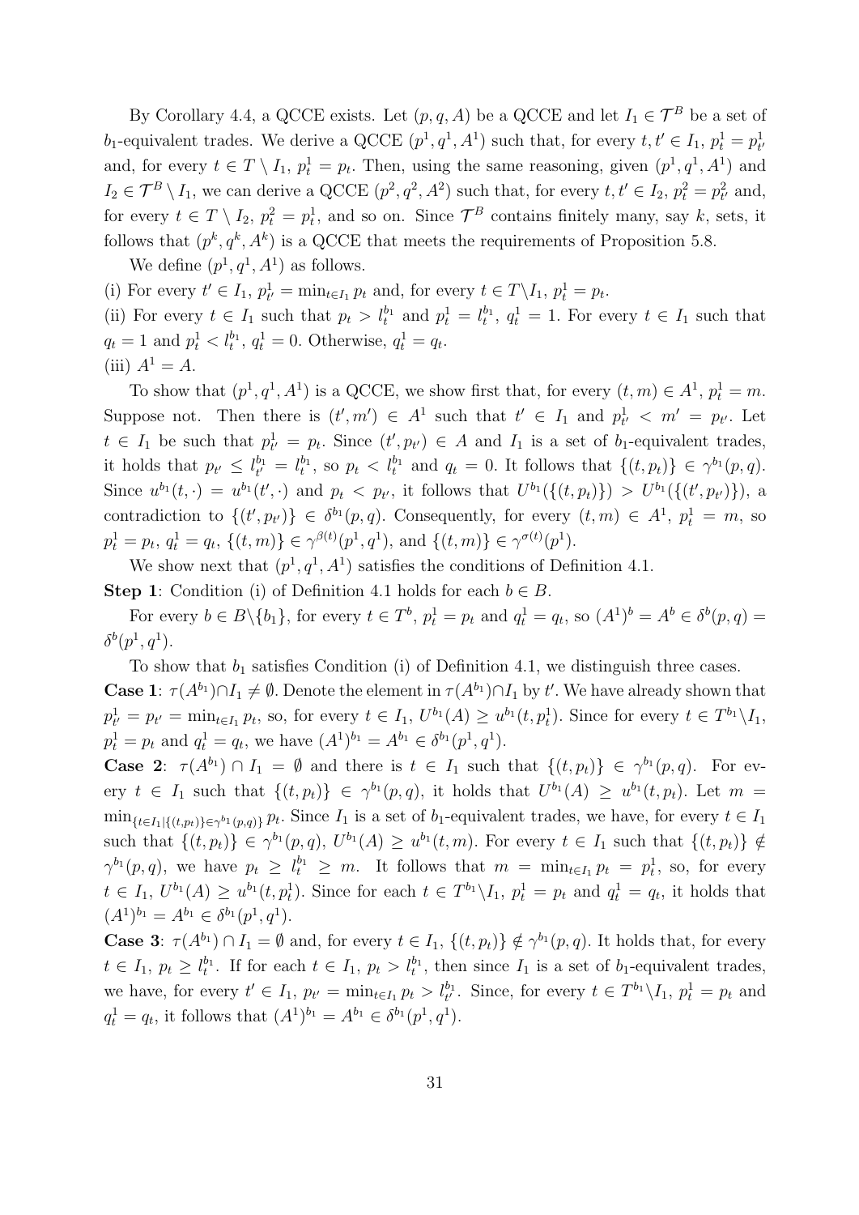By Corollary 4.4, a QCCE exists. Let $(p, q, A)$ be a QCCE and let $I_1 \in \mathcal{T}^B$ be a set of $b_1$-equivalent trades. We derive a QCCE $(p^1, q^1, A^1)$ such that, for every $t, t' \in I_1$, $p^1_t = p^1_{t'}$ and, for every $t \in T \setminus I_1$, $p^1_t = p_t$. Then, using the same reasoning, given $(p^1, q^1, A^1)$ and $I_2 \in \mathcal{T}^B \setminus I_1$, we can derive a QCCE $(p^2, q^2, A^2)$ such that, for every $t, t' \in I_2$, $p^2_t = p^2_{t'}$ and, for every $t \in T \setminus I_2$, $p^2_t = p^1_t$, and so on. Since $\mathcal{T}^B$ contains finitely many, say $k$, sets, it follows that $(p^k, q^k, A^k)$ is a QCCE that meets the requirements of Proposition 5.8.

We define $(p^1, q^1, A^1)$ as follows.

(i) For every $t' \in I_1$, $p^1_{t'} = \min_{t \in I_1} p_t$ and, for every $t \in T \backslash I_1$, $p^1_t = p_t$.

(ii) For every $t \in I_1$ such that $p_t > l^{b_1}_t$ and $p^1_t = l^{b_1}_t$, $q^1_t = 1$. For every $t \in I_1$ such that $q_t = 1$ and $p^1_t < l^{b_1}_t$, $q^1_t = 0$. Otherwise, $q^1_t = q_t$.

(iii) $A^1 = A$.

To show that $(p^1, q^1, A^1)$ is a QCCE, we show first that, for every $(t, m) \in A^1$, $p^1_t = m$. Suppose not. Then there is $(t', m') \in A^1$ such that $t' \in I_1$ and $p^1_{t'} < m' = p_{t'}$. Let $t \in I_1$ be such that $p^1_{t'} = p_t$. Since $(t', p_{t'}) \in A$ and $I_1$ is a set of $b_1$-equivalent trades, it holds that $p_{t'} \leq l^{b_1}_{t'} = l^{b_1}_t$, so $p_t < l^{b_1}_t$ and $q_t = 0$. It follows that $\{(t, p_t)\} \in \gamma^{b_1}(p, q)$. Since $u^{b_1}(t, \cdot) = u^{b_1}(t', \cdot)$ and $p_t < p_{t'}$, it follows that $U^{b_1}(\{(t, p_t)\}) > U^{b_1}(\{(t', p_{t'})\})$, a contradiction to $\{(t', p_{t'})\} \in \delta^{b_1}(p, q)$. Consequently, for every $(t, m) \in A^1$, $p^1_t = m$, so $p^1_t = p_t$, $q^1_t = q_t$, $\{(t, m)\} \in \gamma^{\beta(t)}(p^1, q^1)$, and $\{(t, m)\} \in \gamma^{\sigma(t)}(p^1)$.

We show next that $(p^1, q^1, A^1)$ satisfies the conditions of Definition 4.1.

**Step 1**: Condition (i) of Definition 4.1 holds for each $b \in B$.

For every $b \in B \backslash \{b_1\}$, for every $t \in T^b$, $p^1_t = p_t$ and $q^1_t = q_t$, so $(A^1)^b = A^b \in \delta^b(p, q) = \delta^b(p^1, q^1)$.

To show that $b_1$ satisfies Condition (i) of Definition 4.1, we distinguish three cases.

**Case 1**: $\tau(A^{b_1}) \cap I_1 \neq \emptyset$. Denote the element in $\tau(A^{b_1}) \cap I_1$ by $t'$. We have already shown that $p^1_{t'} = p_{t'} = \min_{t \in I_1} p_t$, so, for every $t \in I_1$, $U^{b_1}(A) \geq u^{b_1}(t, p^1_t)$. Since for every $t \in T^{b_1} \backslash I_1$, $p^1_t = p_t$ and $q^1_t = q_t$, we have $(A^1)^{b_1} = A^{b_1} \in \delta^{b_1}(p^1, q^1)$.

**Case 2**: $\tau(A^{b_1}) \cap I_1 = \emptyset$ and there is $t \in I_1$ such that $\{(t, p_t)\} \in \gamma^{b_1}(p, q)$. For every $t \in I_1$ such that $\{(t, p_t)\} \in \gamma^{b_1}(p, q)$, it holds that $U^{b_1}(A) \geq u^{b_1}(t, p_t)$. Let $m = \min_{\{t \in I_1 | \{(t, p_t)\} \in \gamma^{b_1}(p, q)\}} p_t$. Since $I_1$ is a set of $b_1$-equivalent trades, we have, for every $t \in I_1$ such that $\{(t, p_t)\} \in \gamma^{b_1}(p, q)$, $U^{b_1}(A) \geq u^{b_1}(t, m)$. For every $t \in I_1$ such that $\{(t, p_t)\} \notin \gamma^{b_1}(p, q)$, we have $p_t \geq l^{b_1}_t \geq m$. It follows that $m = \min_{t \in I_1} p_t = p^1_t$, so, for every $t \in I_1$, $U^{b_1}(A) \geq u^{b_1}(t, p^1_t)$. Since for each $t \in T^{b_1} \backslash I_1$, $p^1_t = p_t$ and $q^1_t = q_t$, it holds that $(A^1)^{b_1} = A^{b_1} \in \delta^{b_1}(p^1, q^1)$.

**Case 3**: $\tau(A^{b_1}) \cap I_1 = \emptyset$ and, for every $t \in I_1$, $\{(t, p_t)\} \notin \gamma^{b_1}(p, q)$. It holds that, for every $t \in I_1$, $p_t \geq l^{b_1}_t$. If for each $t \in I_1$, $p_t > l^{b_1}_t$, then since $I_1$ is a set of $b_1$-equivalent trades, we have, for every $t' \in I_1$, $p_{t'} = \min_{t \in I_1} p_t > l^{b_1}_{t'}$. Since, for every $t \in T^{b_1} \backslash I_1$, $p^1_t = p_t$ and $q^1_t = q_t$, it follows that $(A^1)^{b_1} = A^{b_1} \in \delta^{b_1}(p^1, q^1)$.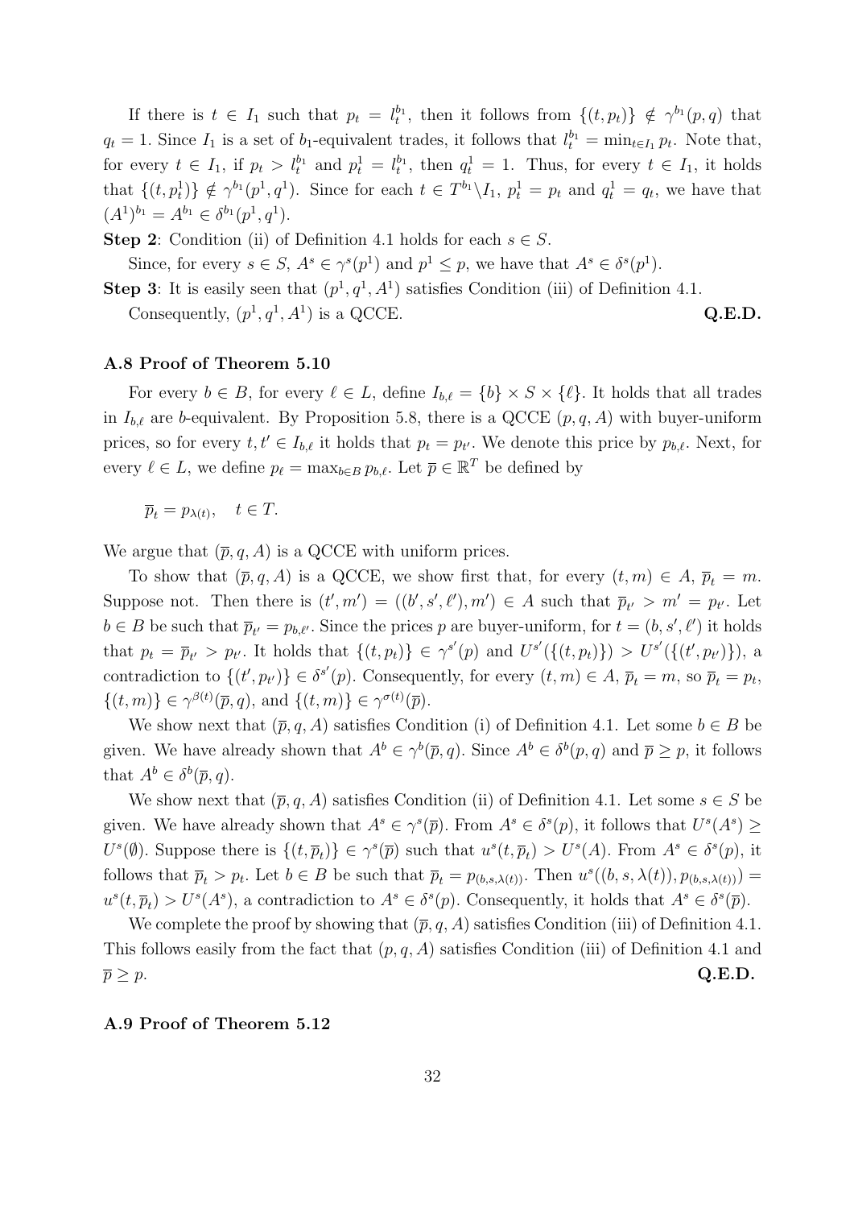If there is $t \in I_1$ such that $p_t = l_t^{b_1}$, then it follows from $\{(t, p_t)\} \notin \gamma^{b_1}(p, q)$ that $q_t = 1$. Since $I_1$ is a set of $b_1$-equivalent trades, it follows that $l_t^{b_1} = \min_{t \in I_1} p_t$. Note that, for every $t \in I_1$, if $p_t > l_t^{b_1}$ and $p_t^1 = l_t^{b_1}$, then $q_t^1 = 1$. Thus, for every $t \in I_1$, it holds that $\{(t, p_t^1)\} \notin \gamma^{b_1}(p^1, q^1)$. Since for each $t \in T^{b_1} \setminus I_1$, $p_t^1 = p_t$ and $q_t^1 = q_t$, we have that $(A^1)^{b_1} = A^{b_1} \in \delta^{b_1}(p^1, q^1)$.

**Step 2**: Condition (ii) of Definition 4.1 holds for each $s \in S$.

Since, for every $s \in S$, $A^s \in \gamma^s(p^1)$ and $p^1 \leq p$, we have that $A^s \in \delta^s(p^1)$.

**Step 3**: It is easily seen that $(p^1, q^1, A^1)$ satisfies Condition (iii) of Definition 4.1.

Consequently, $(p^1, q^1, A^1)$ is a QCCE. **Q.E.D.**

### A.8 Proof of Theorem 5.10

For every $b \in B$, for every $\ell \in L$, define $I_{b,\ell} = \{b\} \times S \times \{\ell\}$. It holds that all trades in $I_{b,\ell}$ are $b$-equivalent. By Proposition 5.8, there is a QCCE $(p, q, A)$ with buyer-uniform prices, so for every $t, t' \in I_{b,\ell}$ it holds that $p_t = p_{t'}$. We denote this price by $p_{b,\ell}$. Next, for every $\ell \in L$, we define $p_\ell = \max_{b \in B} p_{b,\ell}$. Let $\overline{p} \in \mathbb{R}^T$ be defined by

$$\overline{p}_t = p_{\lambda(t)}, \quad t \in T.$$

We argue that $(\overline{p}, q, A)$ is a QCCE with uniform prices.

To show that $(\overline{p}, q, A)$ is a QCCE, we show first that, for every $(t, m) \in A$, $\overline{p}_t = m$. Suppose not. Then there is $(t', m') = ((b', s', \ell'), m') \in A$ such that $\overline{p}_{t'} > m' = p_{t'}$. Let $b \in B$ be such that $\overline{p}_{t'} = p_{b,\ell'}$. Since the prices $p$ are buyer-uniform, for $t = (b, s', \ell')$ it holds that $p_t = \overline{p}_{t'} > p_{t'}$. It holds that $\{(t, p_t)\} \in \gamma^{s'}(p)$ and $U^{s'}(\{(t, p_t)\}) > U^{s'}(\{(t', p_{t'})\})$, a contradiction to $\{(t', p_{t'})\} \in \delta^{s'}(p)$. Consequently, for every $(t, m) \in A$, $\overline{p}_t = m$, so $\overline{p}_t = p_t$, $\{(t, m)\} \in \gamma^{\beta(t)}(\overline{p}, q)$, and $\{(t, m)\} \in \gamma^{\sigma(t)}(\overline{p})$.

We show next that $(\overline{p}, q, A)$ satisfies Condition (i) of Definition 4.1. Let some $b \in B$ be given. We have already shown that $A^b \in \gamma^b(\overline{p}, q)$. Since $A^b \in \delta^b(p, q)$ and $\overline{p} \geq p$, it follows that $A^b \in \delta^b(\overline{p}, q)$.

We show next that $(\overline{p}, q, A)$ satisfies Condition (ii) of Definition 4.1. Let some $s \in S$ be given. We have already shown that $A^s \in \gamma^s(\overline{p})$. From $A^s \in \delta^s(p)$, it follows that $U^s(A^s) \geq U^s(\emptyset)$. Suppose there is $\{(t, \overline{p}_t)\} \in \gamma^s(\overline{p})$ such that $u^s(t, \overline{p}_t) > U^s(A)$. From $A^s \in \delta^s(p)$, it follows that $\overline{p}_t > p_t$. Let $b \in B$ be such that $\overline{p}_t = p_{(b,s,\lambda(t))}$. Then $u^s((b, s, \lambda(t)), p_{(b,s,\lambda(t))}) = u^s(t, \overline{p}_t) > U^s(A^s)$, a contradiction to $A^s \in \delta^s(p)$. Consequently, it holds that $A^s \in \delta^s(\overline{p})$.

We complete the proof by showing that $(\overline{p}, q, A)$ satisfies Condition (iii) of Definition 4.1. This follows easily from the fact that $(p, q, A)$ satisfies Condition (iii) of Definition 4.1 and $\overline{p} \geq p$. **Q.E.D.**

### A.9 Proof of Theorem 5.12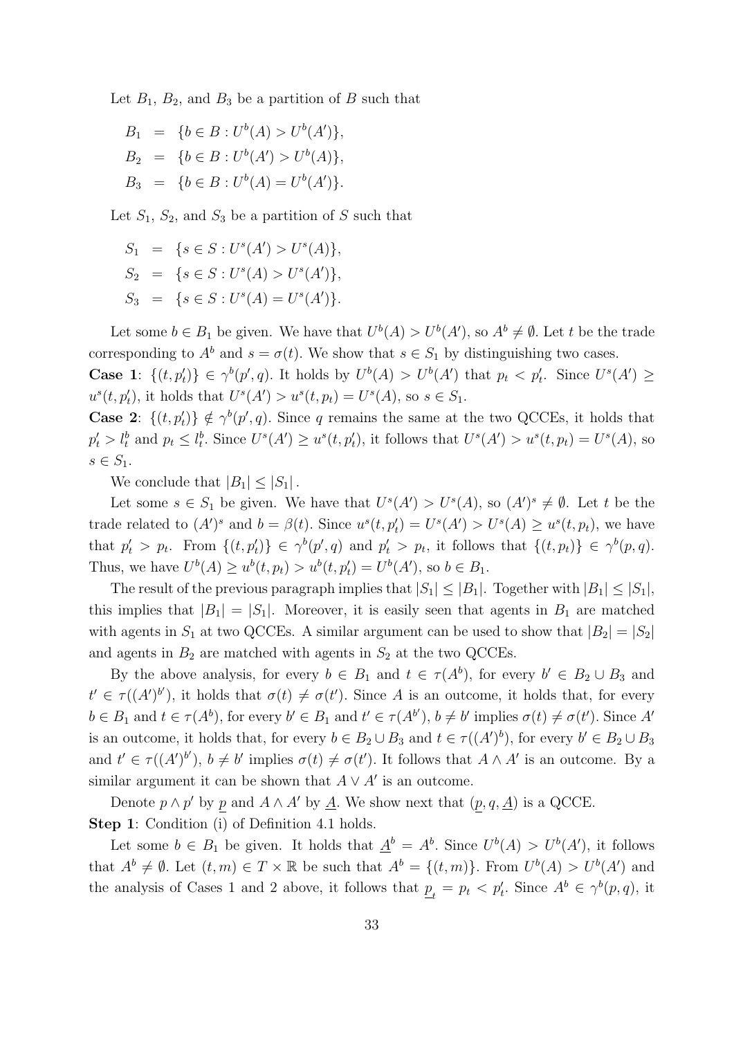Let $B_1$, $B_2$, and $B_3$ be a partition of $B$ such that

$$
\begin{aligned}
B_1 &= \{b \in B : U^b(A) > U^b(A')\}, \\
B_2 &= \{b \in B : U^b(A') > U^b(A)\}, \\
B_3 &= \{b \in B : U^b(A) = U^b(A')\}.
\end{aligned}
$$

Let $S_1$, $S_2$, and $S_3$ be a partition of $S$ such that

$$
\begin{aligned}
S_1 &= \{s \in S : U^s(A') > U^s(A)\}, \\
S_2 &= \{s \in S : U^s(A) > U^s(A')\}, \\
S_3 &= \{s \in S : U^s(A) = U^s(A')\}.
\end{aligned}
$$

Let some $b \in B_1$ be given. We have that $U^b(A) > U^b(A')$, so $A^b \neq \emptyset$. Let $t$ be the trade corresponding to $A^b$ and $s = \sigma(t)$. We show that $s \in S_1$ by distinguishing two cases.

**Case 1**: $\{(t, p'_t)\} \in \gamma^b(p', q)$. It holds by $U^b(A) > U^b(A')$ that $p_t < p'_t$. Since $U^s(A') \geq u^s(t, p'_t)$, it holds that $U^s(A') > u^s(t, p_t) = U^s(A)$, so $s \in S_1$.

**Case 2**: $\{(t, p'_t)\} \notin \gamma^b(p', q)$. Since $q$ remains the same at the two QCCEs, it holds that $p'_t > l^b_t$ and $p_t \leq l^b_t$. Since $U^s(A') \geq u^s(t, p'_t)$, it follows that $U^s(A') > u^s(t, p_t) = U^s(A)$, so $s \in S_1$.

We conclude that $|B_1| \leq |S_1|$.

Let some $s \in S_1$ be given. We have that $U^s(A') > U^s(A)$, so $(A')^s \neq \emptyset$. Let $t$ be the trade related to $(A')^s$ and $b = \beta(t)$. Since $u^s(t, p'_t) = U^s(A') > U^s(A) \geq u^s(t, p_t)$, we have that $p'_t > p_t$. From $\{(t, p'_t)\} \in \gamma^b(p', q)$ and $p'_t > p_t$, it follows that $\{(t, p_t)\} \in \gamma^b(p, q)$. Thus, we have $U^b(A) \geq u^b(t, p_t) > u^b(t, p'_t) = U^b(A')$, so $b \in B_1$.

The result of the previous paragraph implies that $|S_1| \leq |B_1|$. Together with $|B_1| \leq |S_1|$, this implies that $|B_1| = |S_1|$. Moreover, it is easily seen that agents in $B_1$ are matched with agents in $S_1$ at two QCCEs. A similar argument can be used to show that $|B_2| = |S_2|$ and agents in $B_2$ are matched with agents in $S_2$ at the two QCCEs.

By the above analysis, for every $b \in B_1$ and $t \in \tau(A^b)$, for every $b' \in B_2 \cup B_3$ and $t' \in \tau((A')^{b'})$, it holds that $\sigma(t) \neq \sigma(t')$. Since $A$ is an outcome, it holds that, for every $b \in B_1$ and $t \in \tau(A^b)$, for every $b' \in B_1$ and $t' \in \tau(A^{b'})$, $b \neq b'$ implies $\sigma(t) \neq \sigma(t')$. Since $A'$ is an outcome, it holds that, for every $b \in B_2 \cup B_3$ and $t \in \tau((A')^b)$, for every $b' \in B_2 \cup B_3$ and $t' \in \tau((A')^{b'})$, $b \neq b'$ implies $\sigma(t) \neq \sigma(t')$. It follows that $A \wedge A'$ is an outcome. By a similar argument it can be shown that $A \vee A'$ is an outcome.

Denote $p \wedge p'$ by $\underline{p}$ and $A \wedge A'$ by $\underline{A}$. We show next that $(\underline{p}, q, \underline{A})$ is a QCCE.

**Step 1**: Condition (i) of Definition 4.1 holds.

Let some $b \in B_1$ be given. It holds that $\underline{A}^b = A^b$. Since $U^b(A) > U^b(A')$, it follows that $A^b \neq \emptyset$. Let $(t, m) \in T \times \mathbb{R}$ be such that $A^b = \{(t, m)\}$. From $U^b(A) > U^b(A')$ and the analysis of Cases 1 and 2 above, it follows that $\underline{p}_t = p_t < p'_t$. Since $A^b \in \gamma^b(p, q)$, it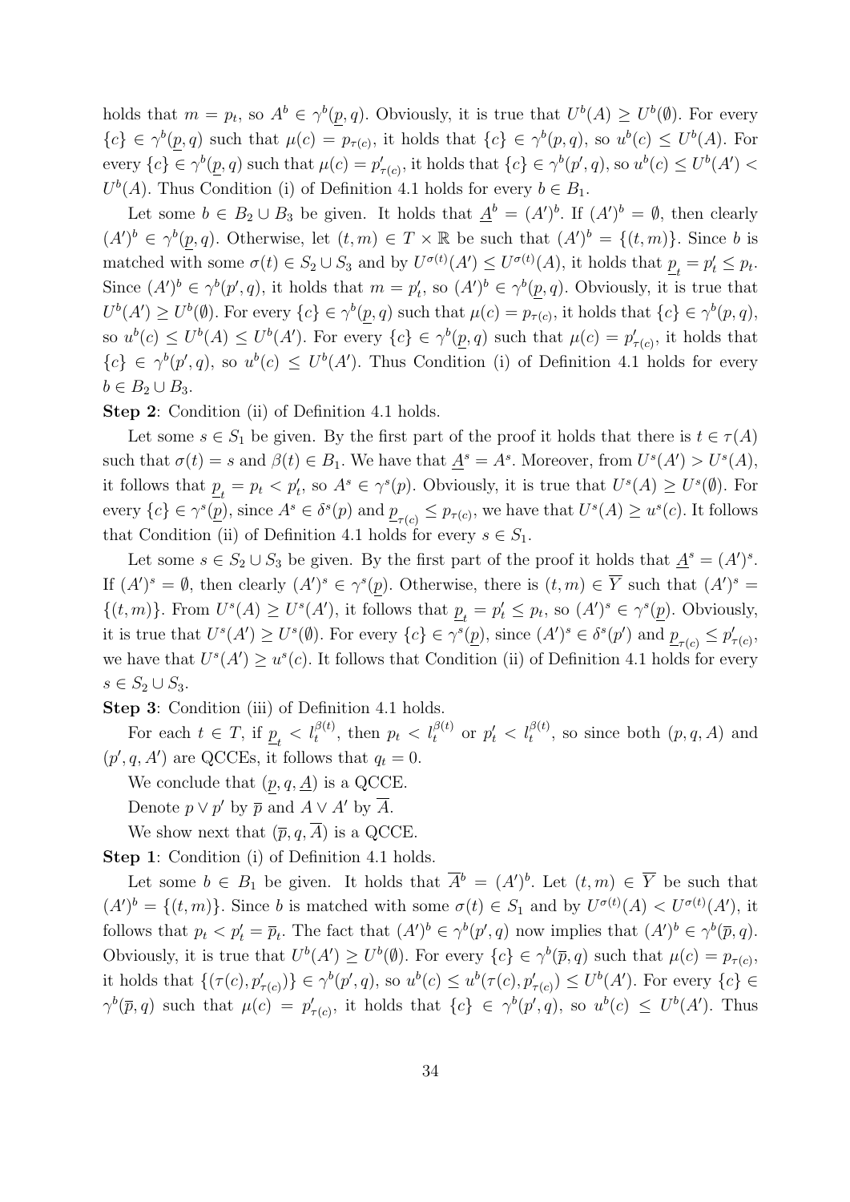holds that $m = p_t$, so $A^b \in \gamma^b(\underline{p}, q)$. Obviously, it is true that $U^b(A) \geq U^b(\emptyset)$. For every $\{c\} \in \gamma^b(\underline{p}, q)$ such that $\mu(c) = p_{\tau(c)}$, it holds that $\{c\} \in \gamma^b(p, q)$, so $u^b(c) \leq U^b(A)$. For every $\{c\} \in \gamma^b(\underline{p}, q)$ such that $\mu(c) = p'_{\tau(c)}$, it holds that $\{c\} \in \gamma^b(p', q)$, so $u^b(c) \leq U^b(A') < U^b(A)$. Thus Condition (i) of Definition 4.1 holds for every $b \in B_1$.

Let some $b \in B_2 \cup B_3$ be given. It holds that $\underline{A}^b = (A')^b$. If $(A')^b = \emptyset$, then clearly $(A')^b \in \gamma^b(\underline{p}, q)$. Otherwise, let $(t, m) \in T \times \mathbb{R}$ be such that $(A')^b = \{(t, m)\}$. Since $b$ is matched with some $\sigma(t) \in S_2 \cup S_3$ and by $U^{\sigma(t)}(A') \leq U^{\sigma(t)}(A)$, it holds that $\underline{p}_t = p'_t \leq p_t$. Since $(A')^b \in \gamma^b(p', q)$, it holds that $m = p'_t$, so $(A')^b \in \gamma^b(\underline{p}, q)$. Obviously, it is true that $U^b(A') \geq U^b(\emptyset)$. For every $\{c\} \in \gamma^b(\underline{p}, q)$ such that $\mu(c) = p_{\tau(c)}$, it holds that $\{c\} \in \gamma^b(p, q)$, so $u^b(c) \leq U^b(A) \leq U^b(A')$. For every $\{c\} \in \gamma^b(\underline{p}, q)$ such that $\mu(c) = p'_{\tau(c)}$, it holds that $\{c\} \in \gamma^b(p', q)$, so $u^b(c) \leq U^b(A')$. Thus Condition (i) of Definition 4.1 holds for every $b \in B_2 \cup B_3$.

**Step 2**: Condition (ii) of Definition 4.1 holds.

Let some $s \in S_1$ be given. By the first part of the proof it holds that there is $t \in \tau(A)$ such that $\sigma(t) = s$ and $\beta(t) \in B_1$. We have that $\underline{A}^s = A^s$. Moreover, from $U^s(A') > U^s(A)$, it follows that $\underline{p}_t = p_t < p'_t$, so $A^s \in \gamma^s(\underline{p})$. Obviously, it is true that $U^s(A) \geq U^s(\emptyset)$. For every $\{c\} \in \gamma^s(\underline{p})$, since $A^s \in \delta^s(p)$ and $\underline{p}_{\tau(c)} \leq p_{\tau(c)}$, we have that $U^s(A) \geq u^s(c)$. It follows that Condition (ii) of Definition 4.1 holds for every $s \in S_1$.

Let some $s \in S_2 \cup S_3$ be given. By the first part of the proof it holds that $\underline{A}^s = (A')^s$. If $(A')^s = \emptyset$, then clearly $(A')^s \in \gamma^s(\underline{p})$. Otherwise, there is $(t, m) \in \overline{Y}$ such that $(A')^s = \{(t, m)\}$. From $U^s(A) \geq U^s(A')$, it follows that $\underline{p}_t = p'_t \leq p_t$, so $(A')^s \in \gamma^s(\underline{p})$. Obviously, it is true that $U^s(A') \geq U^s(\emptyset)$. For every $\{c\} \in \gamma^s(\underline{p})$, since $(A')^s \in \delta^s(p')$ and $\underline{p}_{\tau(c)} \leq p'_{\tau(c)}$, we have that $U^s(A') \geq u^s(c)$. It follows that Condition (ii) of Definition 4.1 holds for every $s \in S_2 \cup S_3$.

**Step 3**: Condition (iii) of Definition 4.1 holds.

For each $t \in T$, if $\underline{p}_t < l_t^{\beta(t)}$, then $p_t < l_t^{\beta(t)}$ or $p'_t < l_t^{\beta(t)}$, so since both $(p, q, A)$ and $(p', q, A')$ are QCCEs, it follows that $q_t = 0$.

We conclude that $(\underline{p}, q, \underline{A})$ is a QCCE.

Denote $p \vee p'$ by $\overline{p}$ and $A \vee A'$ by $\overline{A}$.

We show next that $(\overline{p}, q, \overline{A})$ is a QCCE.

**Step 1**: Condition (i) of Definition 4.1 holds.

Let some $b \in B_1$ be given. It holds that $\overline{A}^b = (A')^b$. Let $(t, m) \in \overline{Y}$ be such that $(A')^b = \{(t, m)\}$. Since $b$ is matched with some $\sigma(t) \in S_1$ and by $U^{\sigma(t)}(A) < U^{\sigma(t)}(A')$, it follows that $p_t < p'_t = \overline{p}_t$. The fact that $(A')^b \in \gamma^b(p', q)$ now implies that $(A')^b \in \gamma^b(\overline{p}, q)$. Obviously, it is true that $U^b(A') \geq U^b(\emptyset)$. For every $\{c\} \in \gamma^b(\overline{p}, q)$ such that $\mu(c) = p_{\tau(c)}$, it holds that $\{(\tau(c), p'_{\tau(c)})\} \in \gamma^b(p', q)$, so $u^b(c) \leq u^b(\tau(c), p'_{\tau(c)}) \leq U^b(A')$. For every $\{c\} \in \gamma^b(\overline{p}, q)$ such that $\mu(c) = p'_{\tau(c)}$, it holds that $\{c\} \in \gamma^b(p', q)$, so $u^b(c) \leq U^b(A')$. Thus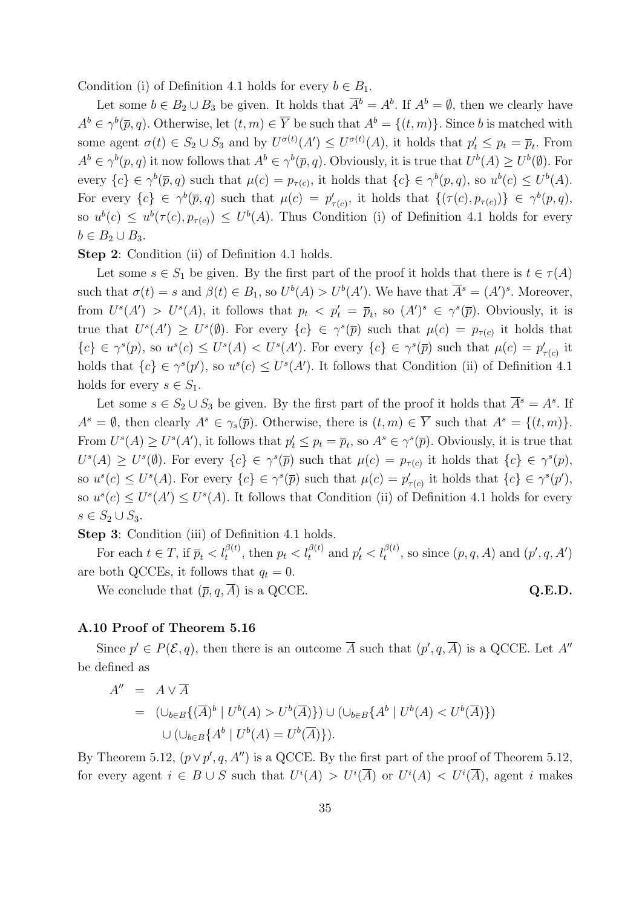Condition (i) of Definition 4.1 holds for every $b \in B_1$.

Let some $b \in B_2 \cup B_3$ be given. It holds that $\overline{A}^b = A^b$. If $A^b = \emptyset$, then we clearly have $A^b \in \gamma^b(\overline{p}, q)$. Otherwise, let $(t, m) \in \overline{Y}$ be such that $A^b = \{(t, m)\}$. Since $b$ is matched with some agent $\sigma(t) \in S_2 \cup S_3$ and by $U^{\sigma(t)}(A') \leq U^{\sigma(t)}(A)$, it holds that $p'_t \leq p_t = \overline{p}_t$. From $A^b \in \gamma^b(p, q)$ it now follows that $A^b \in \gamma^b(\overline{p}, q)$. Obviously, it is true that $U^b(A) \geq U^b(\emptyset)$. For every $\{c\} \in \gamma^b(\overline{p}, q)$ such that $\mu(c) = p_{\tau(c)}$, it holds that $\{c\} \in \gamma^b(p, q)$, so $u^b(c) \leq U^b(A)$. For every $\{c\} \in \gamma^b(\overline{p}, q)$ such that $\mu(c) = p'_{\tau(c)}$, it holds that $\{(\tau(c), p_{\tau(c)})\} \in \gamma^b(p, q)$, so $u^b(c) \leq u^b(\tau(c), p_{\tau(c)}) \leq U^b(A)$. Thus Condition (i) of Definition 4.1 holds for every $b \in B_2 \cup B_3$.

**Step 2**: Condition (ii) of Definition 4.1 holds.

Let some $s \in S_1$ be given. By the first part of the proof it holds that there is $t \in \tau(A)$ such that $\sigma(t) = s$ and $\beta(t) \in B_1$, so $U^b(A) > U^b(A')$. We have that $\overline{A}^s = (A')^s$. Moreover, from $U^s(A') > U^s(A)$, it follows that $p_t < p'_t = \overline{p}_t$, so $(A')^s \in \gamma^s(\overline{p})$. Obviously, it is true that $U^s(A') \geq U^s(\emptyset)$. For every $\{c\} \in \gamma^s(\overline{p})$ such that $\mu(c) = p_{\tau(c)}$ it holds that $\{c\} \in \gamma^s(p)$, so $u^s(c) \leq U^s(A) < U^s(A')$. For every $\{c\} \in \gamma^s(\overline{p})$ such that $\mu(c) = p'_{\tau(c)}$ it holds that $\{c\} \in \gamma^s(p')$, so $u^s(c) \leq U^s(A')$. It follows that Condition (ii) of Definition 4.1 holds for every $s \in S_1$.

Let some $s \in S_2 \cup S_3$ be given. By the first part of the proof it holds that $\overline{A}^s = A^s$. If $A^s = \emptyset$, then clearly $A^s \in \gamma_s(\overline{p})$. Otherwise, there is $(t, m) \in \overline{Y}$ such that $A^s = \{(t, m)\}$. From $U^s(A) \geq U^s(A')$, it follows that $p'_t \leq p_t = \overline{p}_t$, so $A^s \in \gamma^s(\overline{p})$. Obviously, it is true that $U^s(A) \geq U^s(\emptyset)$. For every $\{c\} \in \gamma^s(\overline{p})$ such that $\mu(c) = p_{\tau(c)}$ it holds that $\{c\} \in \gamma^s(p)$, so $u^s(c) \leq U^s(A)$. For every $\{c\} \in \gamma^s(\overline{p})$ such that $\mu(c) = p'_{\tau(c)}$ it holds that $\{c\} \in \gamma^s(p')$, so $u^s(c) \leq U^s(A') \leq U^s(A)$. It follows that Condition (ii) of Definition 4.1 holds for every $s \in S_2 \cup S_3$.

**Step 3**: Condition (iii) of Definition 4.1 holds.

For each $t \in T$, if $\overline{p}_t < l_t^{\beta(t)}$, then $p_t < l_t^{\beta(t)}$ and $p'_t < l_t^{\beta(t)}$, so since $(p, q, A)$ and $(p', q, A')$ are both QCCEs, it follows that $q_t = 0$.

We conclude that $(\overline{p}, q, \overline{A})$ is a QCCE. **Q.E.D.**

### A.10 Proof of Theorem 5.16

Since $p' \in P(\mathcal{E}, q)$, then there is an outcome $\overline{A}$ such that $(p', q, \overline{A})$ is a QCCE. Let $A''$ be defined as

$$
\begin{aligned}
A'' &= A \vee \overline{A} \\
&= (\cup_{b \in B}\{(\overline{A})^b \mid U^b(A) > U^b(\overline{A})\}) \cup (\cup_{b \in B}\{A^b \mid U^b(A) < U^b(\overline{A})\}) \\
&\quad \cup (\cup_{b \in B}\{A^b \mid U^b(A) = U^b(\overline{A})\}).
\end{aligned}
$$

By Theorem 5.12, $(p \vee p', q, A'')$ is a QCCE. By the first part of the proof of Theorem 5.12, for every agent $i \in B \cup S$ such that $U^i(A) > U^i(\overline{A})$ or $U^i(A) < U^i(\overline{A})$, agent $i$ makes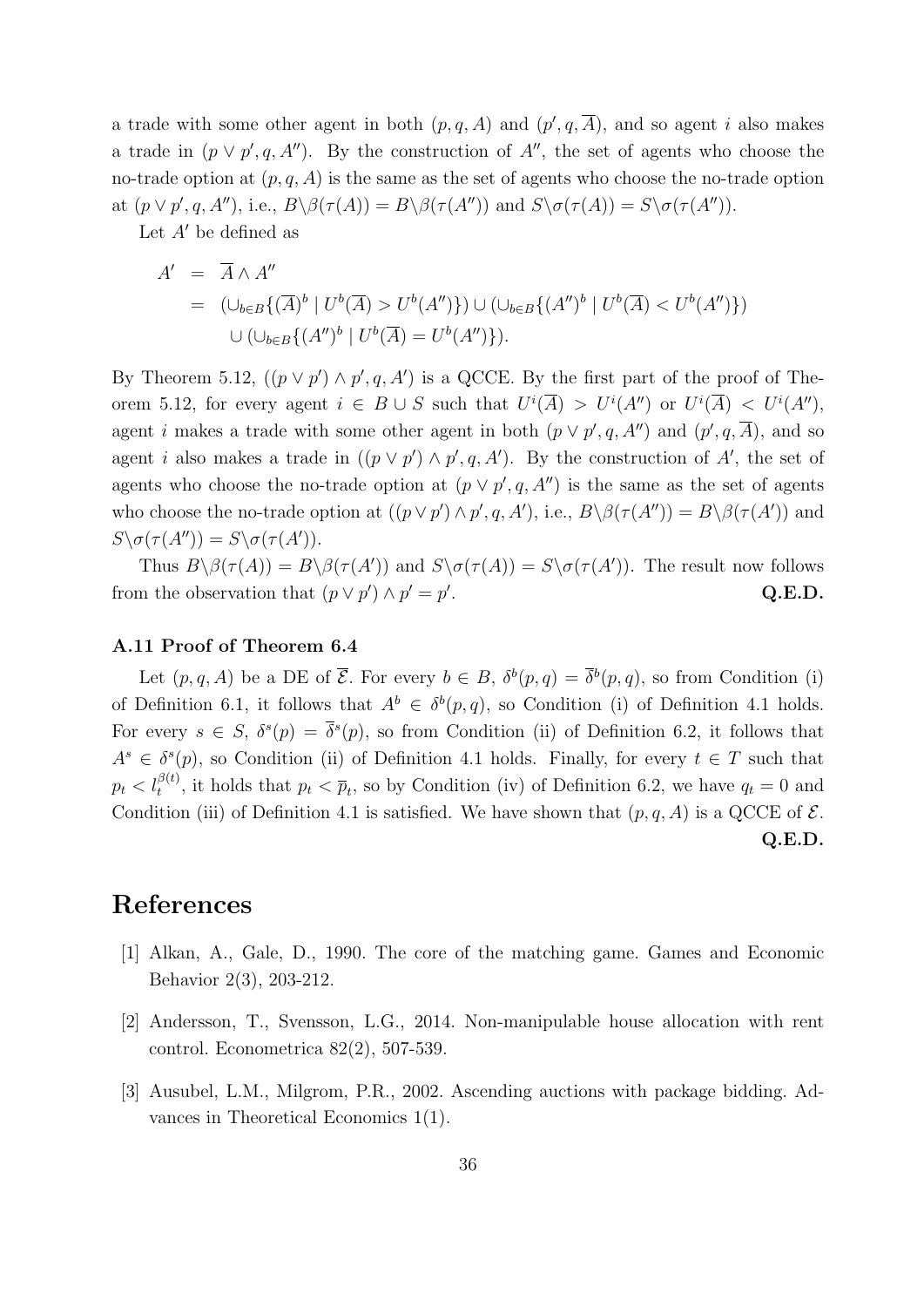a trade with some other agent in both $(p, q, A)$ and $(p', q, \overline{A})$, and so agent $i$ also makes a trade in $(p \vee p', q, A'')$. By the construction of $A''$, the set of agents who choose the no-trade option at $(p, q, A)$ is the same as the set of agents who choose the no-trade option at $(p \vee p', q, A'')$, i.e., $B \backslash \beta(\tau(A)) = B \backslash \beta(\tau(A''))$ and $S \backslash \sigma(\tau(A)) = S \backslash \sigma(\tau(A''))$.

Let $A'$ be defined as

$$
\begin{aligned}
A' &= \overline{A} \wedge A'' \\
&= (\cup_{b \in B}\{(\overline{A})^b \mid U^b(\overline{A}) > U^b(A'')\}) \cup (\cup_{b \in B}\{(A'')^b \mid U^b(\overline{A}) < U^b(A'')\}) \\
&\quad \cup (\cup_{b \in B}\{(A'')^b \mid U^b(\overline{A}) = U^b(A'')\}).
\end{aligned}
$$

By Theorem 5.12, $((p \vee p') \wedge p', q, A')$ is a QCCE. By the first part of the proof of Theorem 5.12, for every agent $i \in B \cup S$ such that $U^i(\overline{A}) > U^i(A'')$ or $U^i(\overline{A}) < U^i(A'')$, agent $i$ makes a trade with some other agent in both $(p \vee p', q, A'')$ and $(p', q, \overline{A})$, and so agent $i$ also makes a trade in $((p \vee p') \wedge p', q, A')$. By the construction of $A'$, the set of agents who choose the no-trade option at $(p \vee p', q, A'')$ is the same as the set of agents who choose the no-trade option at $((p \vee p') \wedge p', q, A')$, i.e., $B \backslash \beta(\tau(A'')) = B \backslash \beta(\tau(A'))$ and $S \backslash \sigma(\tau(A'')) = S \backslash \sigma(\tau(A'))$.

Thus $B \backslash \beta(\tau(A)) = B \backslash \beta(\tau(A'))$ and $S \backslash \sigma(\tau(A)) = S \backslash \sigma(\tau(A'))$. The result now follows from the observation that $(p \vee p') \wedge p' = p'$. **Q.E.D.**

### A.11 Proof of Theorem 6.4

Let $(p, q, A)$ be a DE of $\overline{\mathcal{E}}$. For every $b \in B$, $\delta^b(p, q) = \overline{\delta}^b(p, q)$, so from Condition (i) of Definition 6.1, it follows that $A^b \in \delta^b(p, q)$, so Condition (i) of Definition 4.1 holds. For every $s \in S$, $\delta^s(p) = \overline{\delta}^s(p)$, so from Condition (ii) of Definition 6.2, it follows that $A^s \in \delta^s(p)$, so Condition (ii) of Definition 4.1 holds. Finally, for every $t \in T$ such that $p_t < l_t^{\beta(t)}$, it holds that $p_t < \overline{p}_t$, so by Condition (iv) of Definition 6.2, we have $q_t = 0$ and Condition (iii) of Definition 4.1 is satisfied. We have shown that $(p, q, A)$ is a QCCE of $\mathcal{E}$. **Q.E.D.**

# References

[1] Alkan, A., Gale, D., 1990. The core of the matching game. Games and Economic Behavior 2(3), 203-212.

[2] Andersson, T., Svensson, L.G., 2014. Non-manipulable house allocation with rent control. Econometrica 82(2), 507-539.

[3] Ausubel, L.M., Milgrom, P.R., 2002. Ascending auctions with package bidding. Advances in Theoretical Economics 1(1).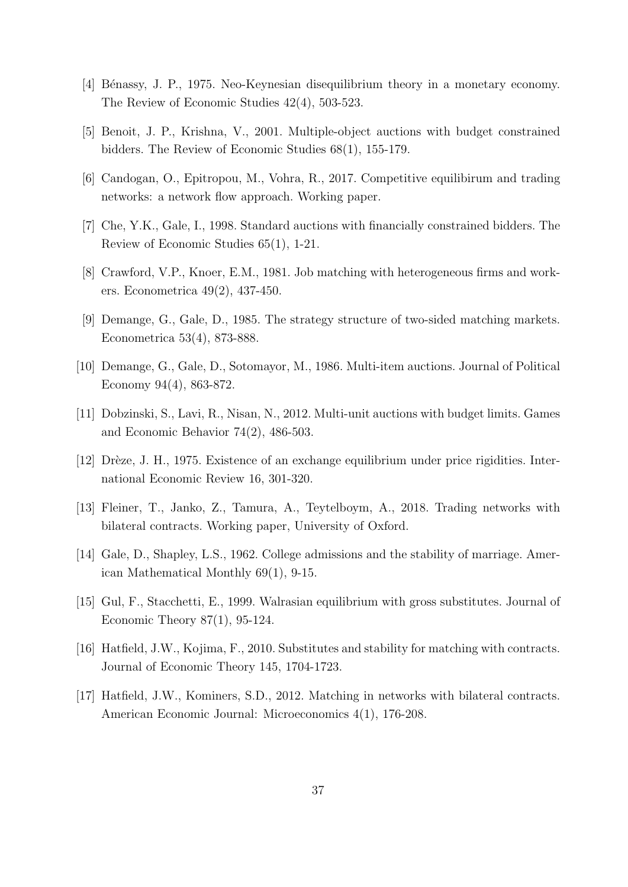[4] Bénassy, J. P., 1975. Neo-Keynesian disequilibrium theory in a monetary economy. The Review of Economic Studies 42(4), 503-523.

[5] Benoit, J. P., Krishna, V., 2001. Multiple-object auctions with budget constrained bidders. The Review of Economic Studies 68(1), 155-179.

[6] Candogan, O., Epitropou, M., Vohra, R., 2017. Competitive equilibirum and trading networks: a network flow approach. Working paper.

[7] Che, Y.K., Gale, I., 1998. Standard auctions with financially constrained bidders. The Review of Economic Studies 65(1), 1-21.

[8] Crawford, V.P., Knoer, E.M., 1981. Job matching with heterogeneous firms and workers. Econometrica 49(2), 437-450.

[9] Demange, G., Gale, D., 1985. The strategy structure of two-sided matching markets. Econometrica 53(4), 873-888.

[10] Demange, G., Gale, D., Sotomayor, M., 1986. Multi-item auctions. Journal of Political Economy 94(4), 863-872.

[11] Dobzinski, S., Lavi, R., Nisan, N., 2012. Multi-unit auctions with budget limits. Games and Economic Behavior 74(2), 486-503.

[12] Drèze, J. H., 1975. Existence of an exchange equilibrium under price rigidities. International Economic Review 16, 301-320.

[13] Fleiner, T., Janko, Z., Tamura, A., Teytelboym, A., 2018. Trading networks with bilateral contracts. Working paper, University of Oxford.

[14] Gale, D., Shapley, L.S., 1962. College admissions and the stability of marriage. American Mathematical Monthly 69(1), 9-15.

[15] Gul, F., Stacchetti, E., 1999. Walrasian equilibrium with gross substitutes. Journal of Economic Theory 87(1), 95-124.

[16] Hatfield, J.W., Kojima, F., 2010. Substitutes and stability for matching with contracts. Journal of Economic Theory 145, 1704-1723.

[17] Hatfield, J.W., Kominers, S.D., 2012. Matching in networks with bilateral contracts. American Economic Journal: Microeconomics 4(1), 176-208.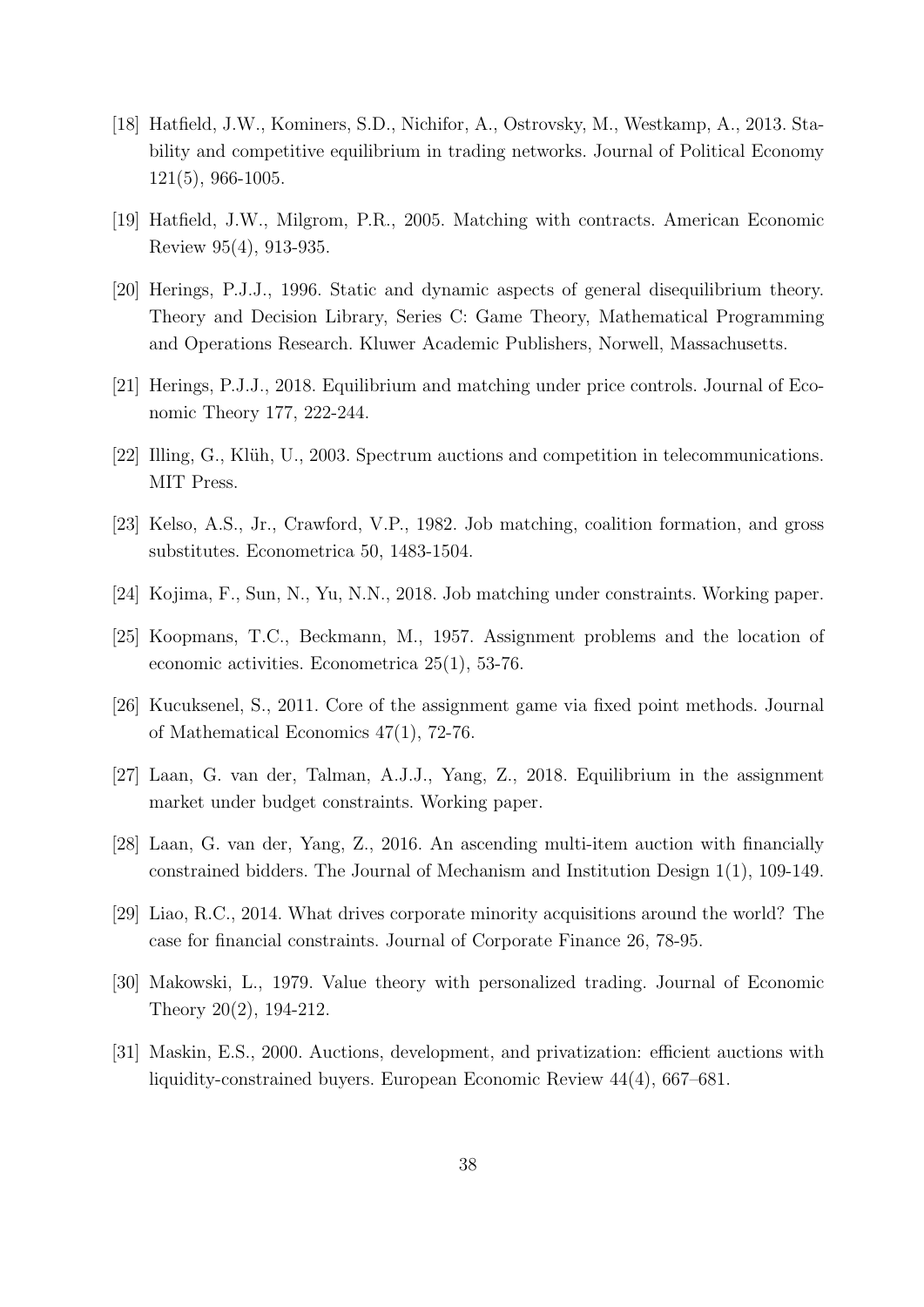[18] Hatfield, J.W., Kominers, S.D., Nichifor, A., Ostrovsky, M., Westkamp, A., 2013. Stability and competitive equilibrium in trading networks. Journal of Political Economy 121(5), 966-1005.

[19] Hatfield, J.W., Milgrom, P.R., 2005. Matching with contracts. American Economic Review 95(4), 913-935.

[20] Herings, P.J.J., 1996. Static and dynamic aspects of general disequilibrium theory. Theory and Decision Library, Series C: Game Theory, Mathematical Programming and Operations Research. Kluwer Academic Publishers, Norwell, Massachusetts.

[21] Herings, P.J.J., 2018. Equilibrium and matching under price controls. Journal of Economic Theory 177, 222-244.

[22] Illing, G., Klüh, U., 2003. Spectrum auctions and competition in telecommunications. MIT Press.

[23] Kelso, A.S., Jr., Crawford, V.P., 1982. Job matching, coalition formation, and gross substitutes. Econometrica 50, 1483-1504.

[24] Kojima, F., Sun, N., Yu, N.N., 2018. Job matching under constraints. Working paper.

[25] Koopmans, T.C., Beckmann, M., 1957. Assignment problems and the location of economic activities. Econometrica 25(1), 53-76.

[26] Kucuksenel, S., 2011. Core of the assignment game via fixed point methods. Journal of Mathematical Economics 47(1), 72-76.

[27] Laan, G. van der, Talman, A.J.J., Yang, Z., 2018. Equilibrium in the assignment market under budget constraints. Working paper.

[28] Laan, G. van der, Yang, Z., 2016. An ascending multi-item auction with financially constrained bidders. The Journal of Mechanism and Institution Design 1(1), 109-149.

[29] Liao, R.C., 2014. What drives corporate minority acquisitions around the world? The case for financial constraints. Journal of Corporate Finance 26, 78-95.

[30] Makowski, L., 1979. Value theory with personalized trading. Journal of Economic Theory 20(2), 194-212.

[31] Maskin, E.S., 2000. Auctions, development, and privatization: efficient auctions with liquidity-constrained buyers. European Economic Review 44(4), 667–681.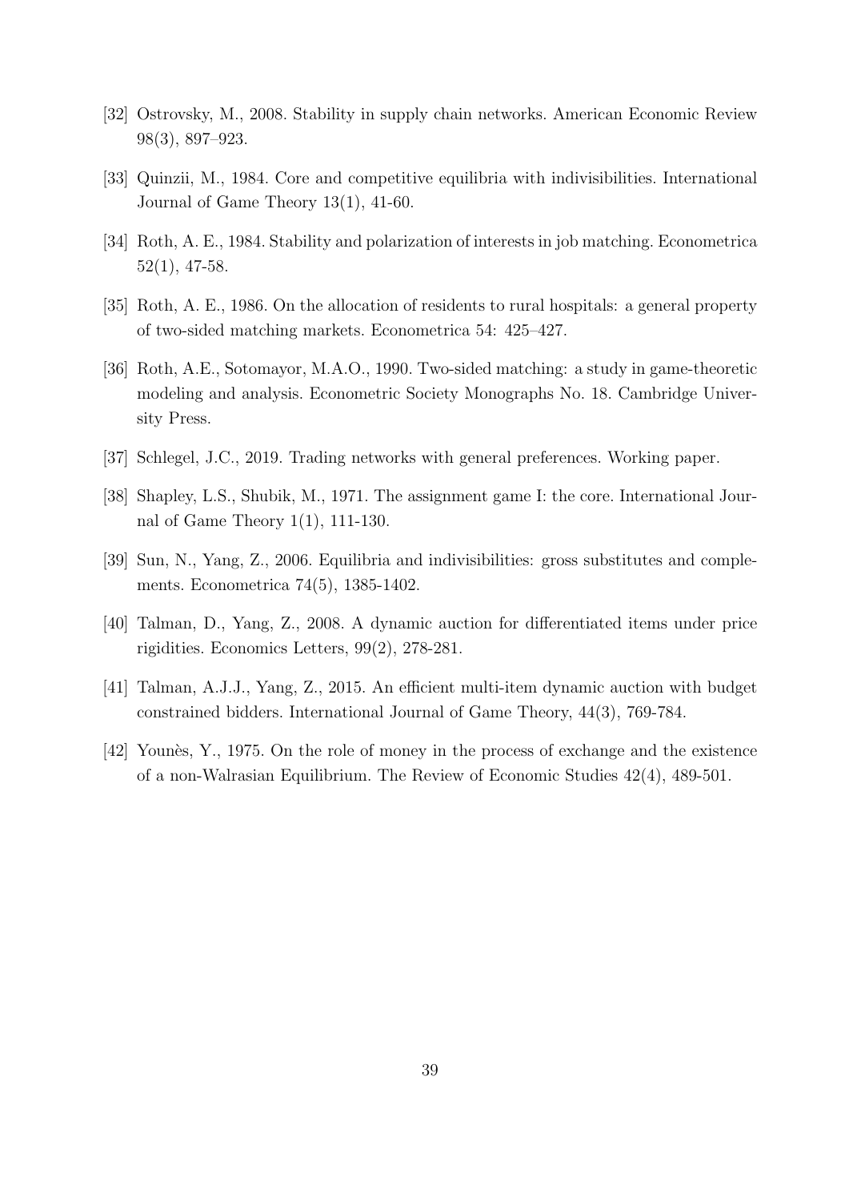[32] Ostrovsky, M., 2008. Stability in supply chain networks. American Economic Review 98(3), 897–923.

[33] Quinzii, M., 1984. Core and competitive equilibria with indivisibilities. International Journal of Game Theory 13(1), 41-60.

[34] Roth, A. E., 1984. Stability and polarization of interests in job matching. Econometrica 52(1), 47-58.

[35] Roth, A. E., 1986. On the allocation of residents to rural hospitals: a general property of two-sided matching markets. Econometrica 54: 425–427.

[36] Roth, A.E., Sotomayor, M.A.O., 1990. Two-sided matching: a study in game-theoretic modeling and analysis. Econometric Society Monographs No. 18. Cambridge University Press.

[37] Schlegel, J.C., 2019. Trading networks with general preferences. Working paper.

[38] Shapley, L.S., Shubik, M., 1971. The assignment game I: the core. International Journal of Game Theory 1(1), 111-130.

[39] Sun, N., Yang, Z., 2006. Equilibria and indivisibilities: gross substitutes and complements. Econometrica 74(5), 1385-1402.

[40] Talman, D., Yang, Z., 2008. A dynamic auction for differentiated items under price rigidities. Economics Letters, 99(2), 278-281.

[41] Talman, A.J.J., Yang, Z., 2015. An efficient multi-item dynamic auction with budget constrained bidders. International Journal of Game Theory, 44(3), 769-784.

[42] Younès, Y., 1975. On the role of money in the process of exchange and the existence of a non-Walrasian Equilibrium. The Review of Economic Studies 42(4), 489-501.